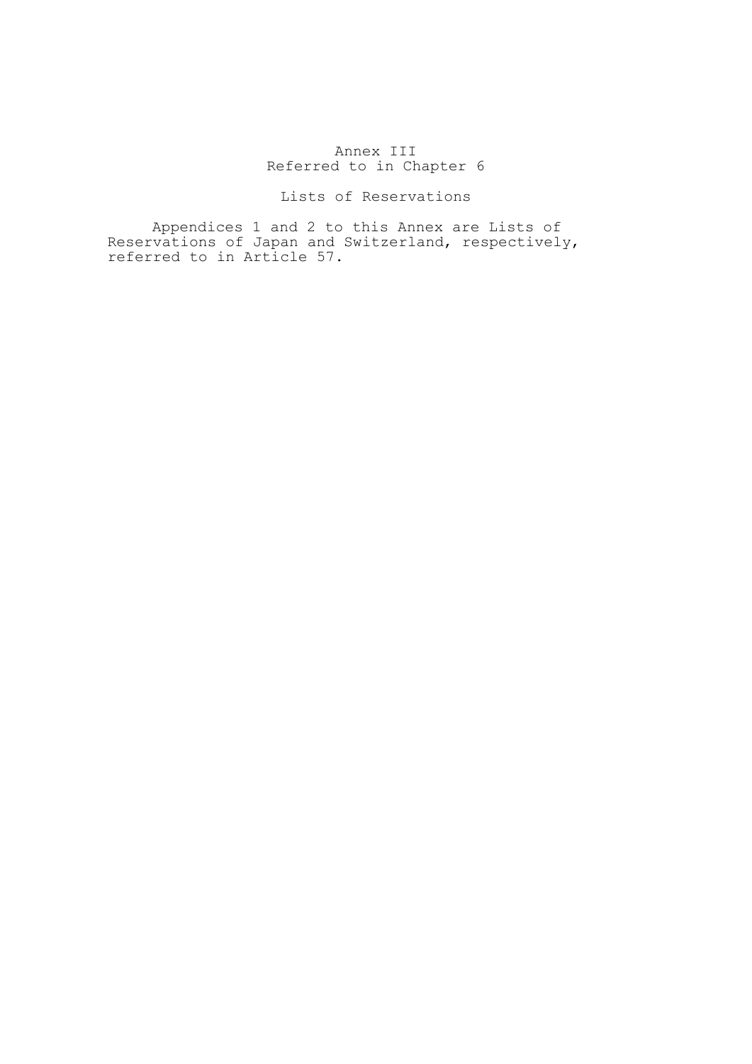# Annex III
## Referred to in Chapter 6

## Lists of Reservations

Appendices 1 and 2 to this Annex are Lists of Reservations of Japan and Switzerland, respectively, referred to in Article 57.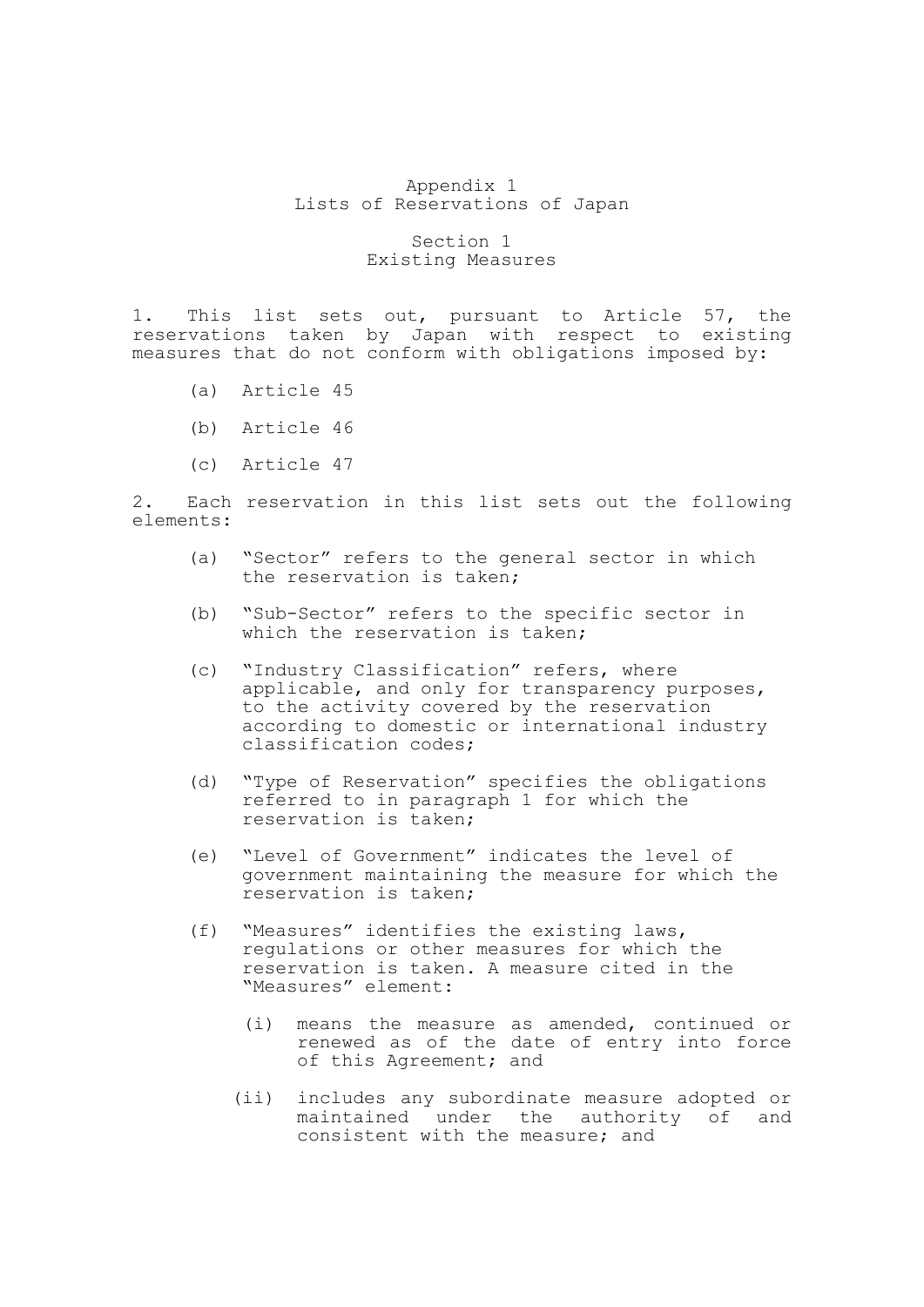# Appendix 1
# Lists of Reservations of Japan

## Section 1
## Existing Measures

1. This list sets out, pursuant to Article 57, the reservations taken by Japan with respect to existing measures that do not conform with obligations imposed by:

   (a) Article 45

   (b) Article 46

   (c) Article 47

2. Each reservation in this list sets out the following elements:

   (a) "Sector" refers to the general sector in which the reservation is taken;

   (b) "Sub-Sector" refers to the specific sector in which the reservation is taken;

   (c) "Industry Classification" refers, where applicable, and only for transparency purposes, to the activity covered by the reservation according to domestic or international industry classification codes;

   (d) "Type of Reservation" specifies the obligations referred to in paragraph 1 for which the reservation is taken;

   (e) "Level of Government" indicates the level of government maintaining the measure for which the reservation is taken;

   (f) "Measures" identifies the existing laws, regulations or other measures for which the reservation is taken. A measure cited in the "Measures" element:

      (i) means the measure as amended, continued or renewed as of the date of entry into force of this Agreement; and

      (ii) includes any subordinate measure adopted or maintained under the authority of and consistent with the measure; and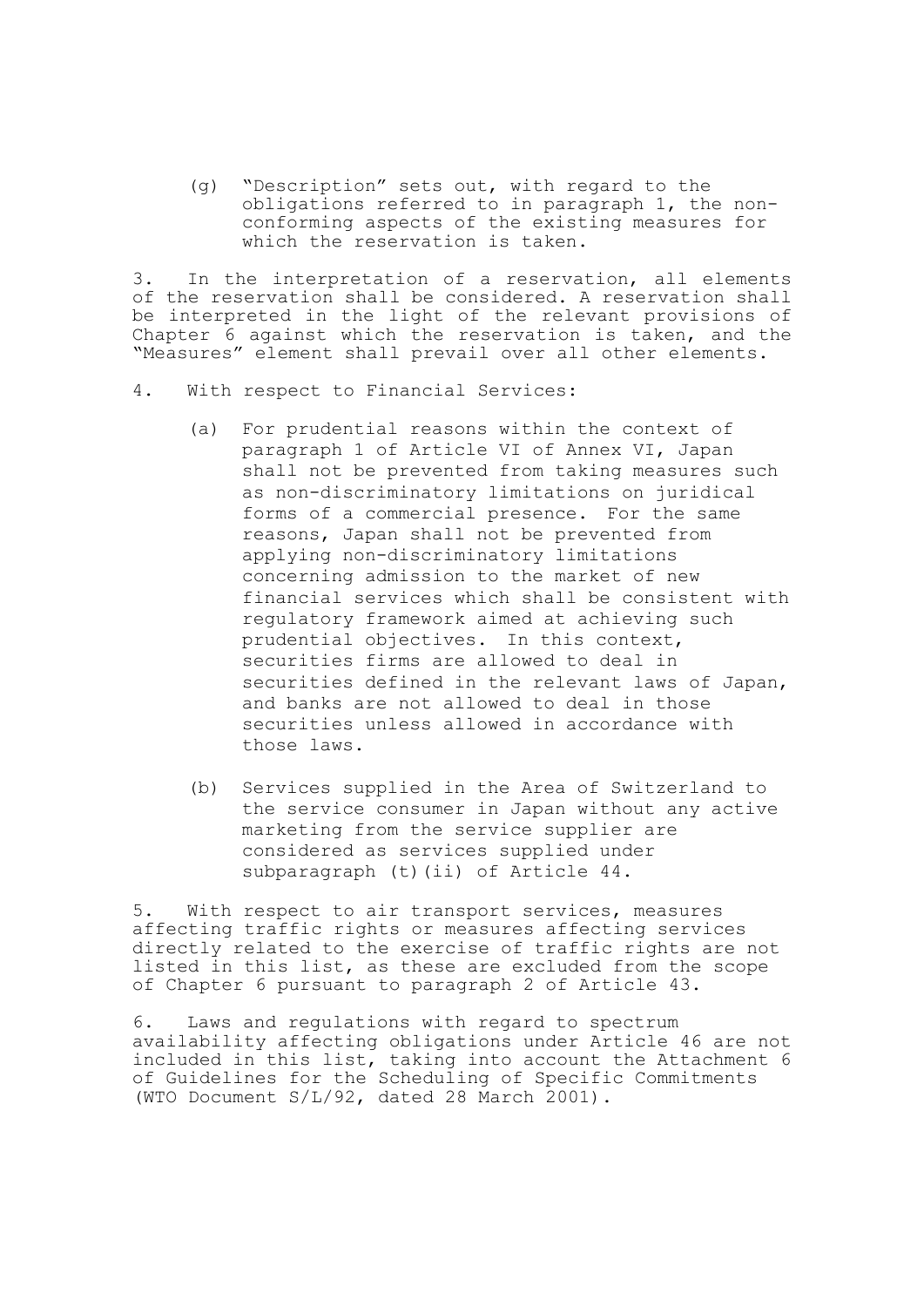(g) "Description" sets out, with regard to the obligations referred to in paragraph 1, the non-conforming aspects of the existing measures for which the reservation is taken.

3. In the interpretation of a reservation, all elements of the reservation shall be considered. A reservation shall be interpreted in the light of the relevant provisions of Chapter 6 against which the reservation is taken, and the "Measures" element shall prevail over all other elements.

4. With respect to Financial Services:

(a) For prudential reasons within the context of paragraph 1 of Article VI of Annex VI, Japan shall not be prevented from taking measures such as non-discriminatory limitations on juridical forms of a commercial presence. For the same reasons, Japan shall not be prevented from applying non-discriminatory limitations concerning admission to the market of new financial services which shall be consistent with regulatory framework aimed at achieving such prudential objectives. In this context, securities firms are allowed to deal in securities defined in the relevant laws of Japan, and banks are not allowed to deal in those securities unless allowed in accordance with those laws.

(b) Services supplied in the Area of Switzerland to the service consumer in Japan without any active marketing from the service supplier are considered as services supplied under subparagraph (t)(ii) of Article 44.

5. With respect to air transport services, measures affecting traffic rights or measures affecting services directly related to the exercise of traffic rights are not listed in this list, as these are excluded from the scope of Chapter 6 pursuant to paragraph 2 of Article 43.

6. Laws and regulations with regard to spectrum availability affecting obligations under Article 46 are not included in this list, taking into account the Attachment 6 of Guidelines for the Scheduling of Specific Commitments (WTO Document S/L/92, dated 28 March 2001).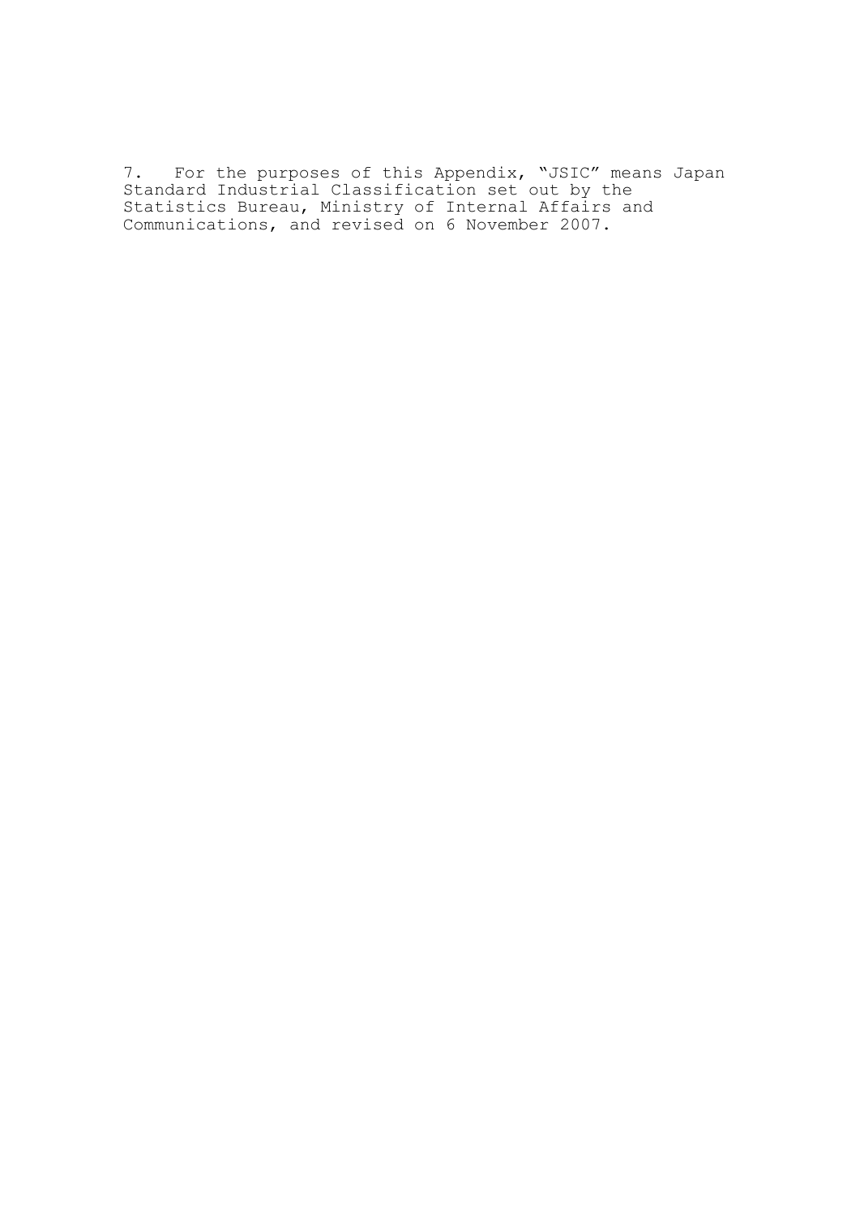7. For the purposes of this Appendix, "JSIC" means Japan Standard Industrial Classification set out by the Statistics Bureau, Ministry of Internal Affairs and Communications, and revised on 6 November 2007.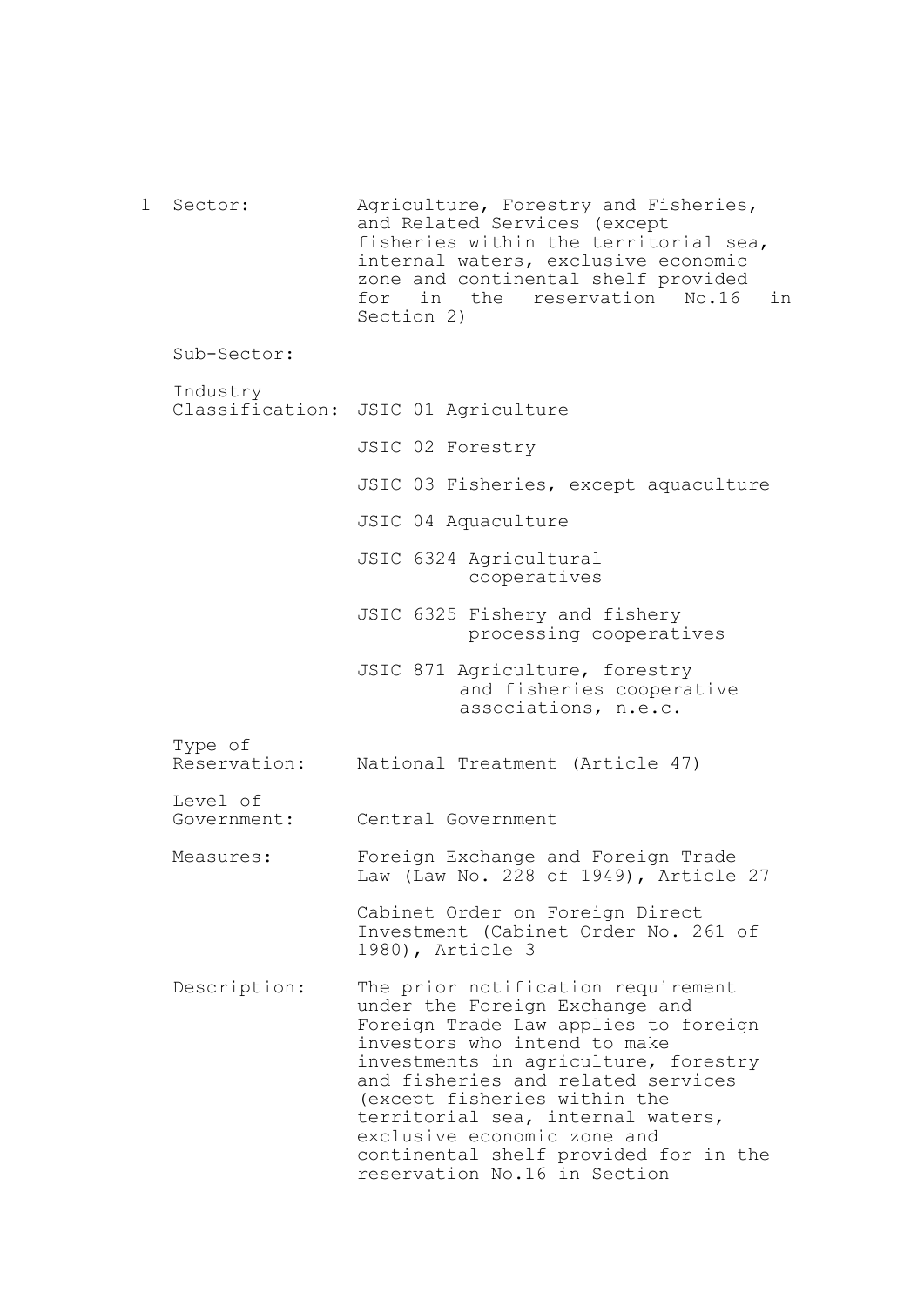1 Sector: Agriculture, Forestry and Fisheries, and Related Services (except fisheries within the territorial sea, internal waters, exclusive economic zone and continental shelf provided for in the reservation No.16 in Section 2)

Sub-Sector:

Industry Classification: JSIC 01 Agriculture

JSIC 02 Forestry

JSIC 03 Fisheries, except aquaculture

JSIC 04 Aquaculture

JSIC 6324 Agricultural cooperatives

JSIC 6325 Fishery and fishery processing cooperatives

JSIC 871 Agriculture, forestry and fisheries cooperative associations, n.e.c.

Type of Reservation: National Treatment (Article 47)

Level of Government: Central Government

Measures: Foreign Exchange and Foreign Trade Law (Law No. 228 of 1949), Article 27

Cabinet Order on Foreign Direct Investment (Cabinet Order No. 261 of 1980), Article 3

Description: The prior notification requirement under the Foreign Exchange and Foreign Trade Law applies to foreign investors who intend to make investments in agriculture, forestry and fisheries and related services (except fisheries within the territorial sea, internal waters, exclusive economic zone and continental shelf provided for in the reservation No.16 in Section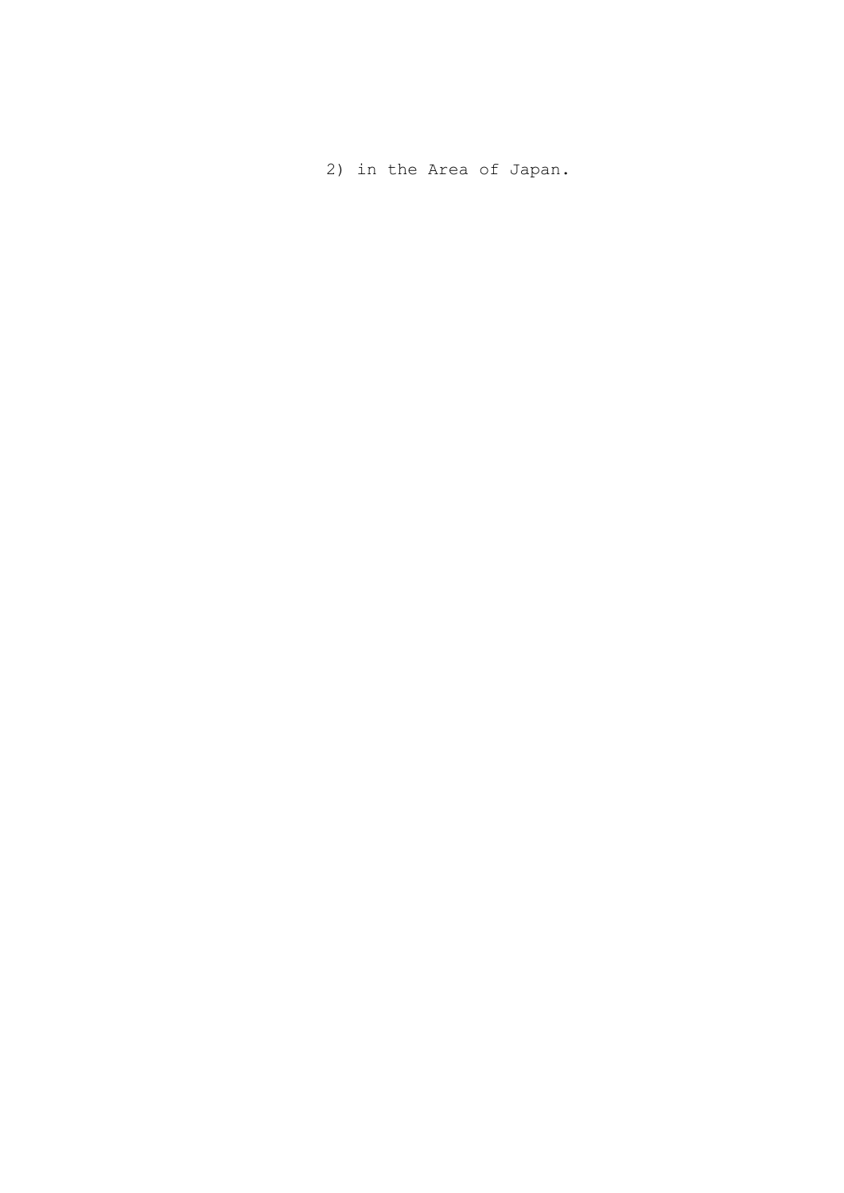2) in the Area of Japan.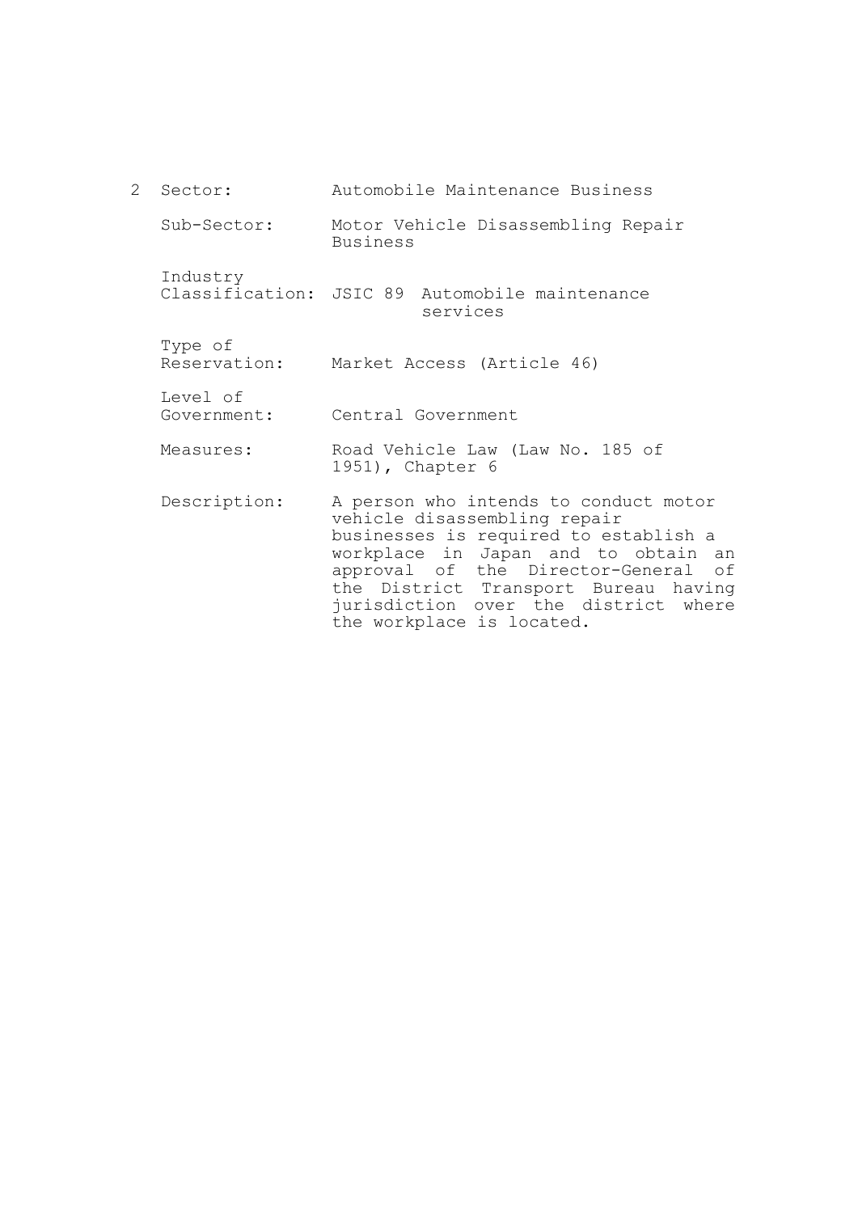2 Sector: Automobile Maintenance Business

Sub-Sector: Motor Vehicle Disassembling Repair Business

Industry Classification: JSIC 89 Automobile maintenance services

Type of Reservation: Market Access (Article 46)

Level of Government: Central Government

Measures: Road Vehicle Law (Law No. 185 of 1951), Chapter 6

Description: A person who intends to conduct motor vehicle disassembling repair businesses is required to establish a workplace in Japan and to obtain an approval of the Director-General of the District Transport Bureau having jurisdiction over the district where the workplace is located.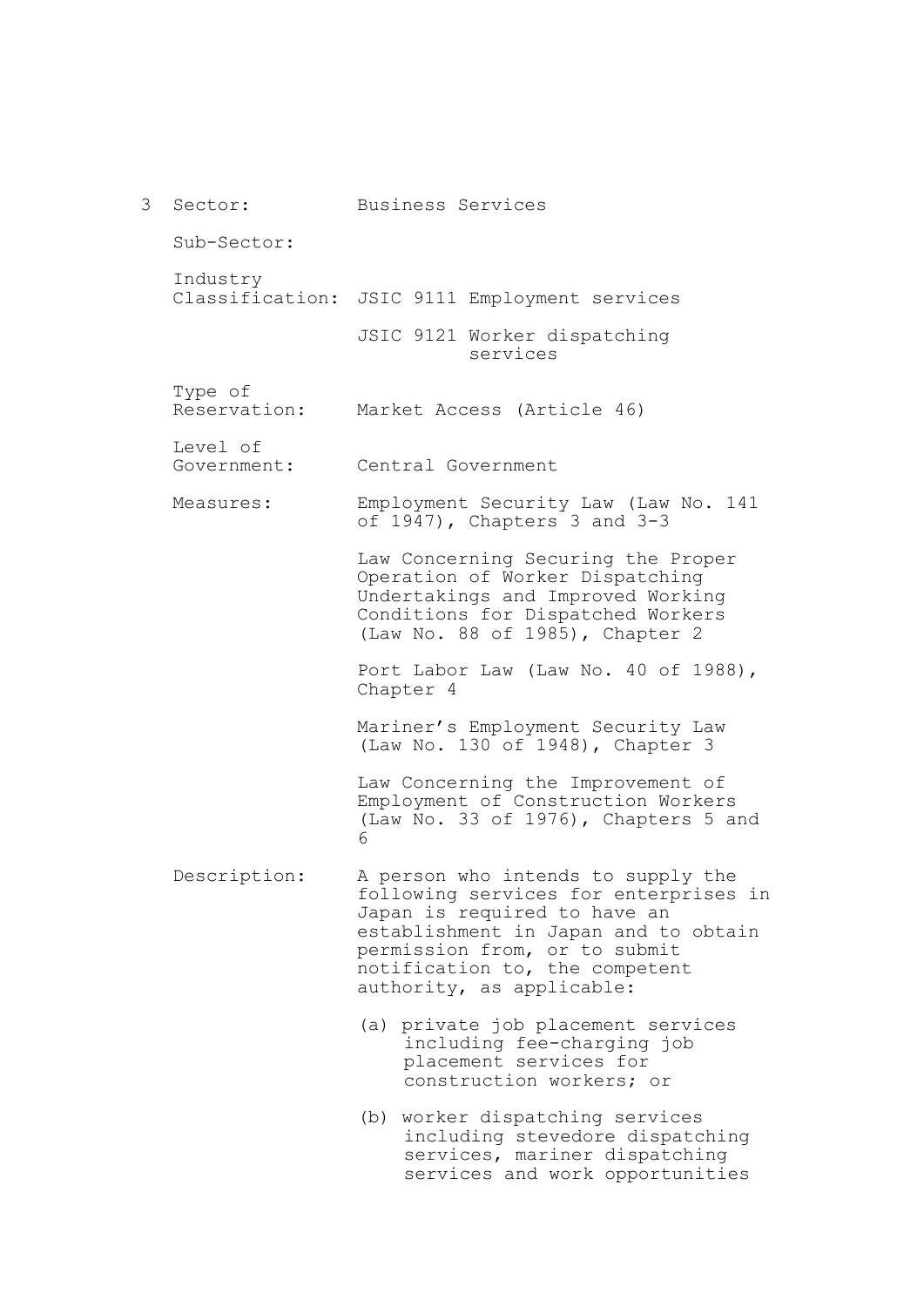3 Sector: Business Services

Sub-Sector:

Industry Classification: JSIC 9111 Employment services

JSIC 9121 Worker dispatching services

Type of Reservation: Market Access (Article 46)

Level of Government: Central Government

Measures: Employment Security Law (Law No. 141 of 1947), Chapters 3 and 3-3

Law Concerning Securing the Proper Operation of Worker Dispatching Undertakings and Improved Working Conditions for Dispatched Workers (Law No. 88 of 1985), Chapter 2

Port Labor Law (Law No. 40 of 1988), Chapter 4

Mariner's Employment Security Law (Law No. 130 of 1948), Chapter 3

Law Concerning the Improvement of Employment of Construction Workers (Law No. 33 of 1976), Chapters 5 and 6

Description: A person who intends to supply the following services for enterprises in Japan is required to have an establishment in Japan and to obtain permission from, or to submit notification to, the competent authority, as applicable:

(a) private job placement services including fee-charging job placement services for construction workers; or

(b) worker dispatching services including stevedore dispatching services, mariner dispatching services and work opportunities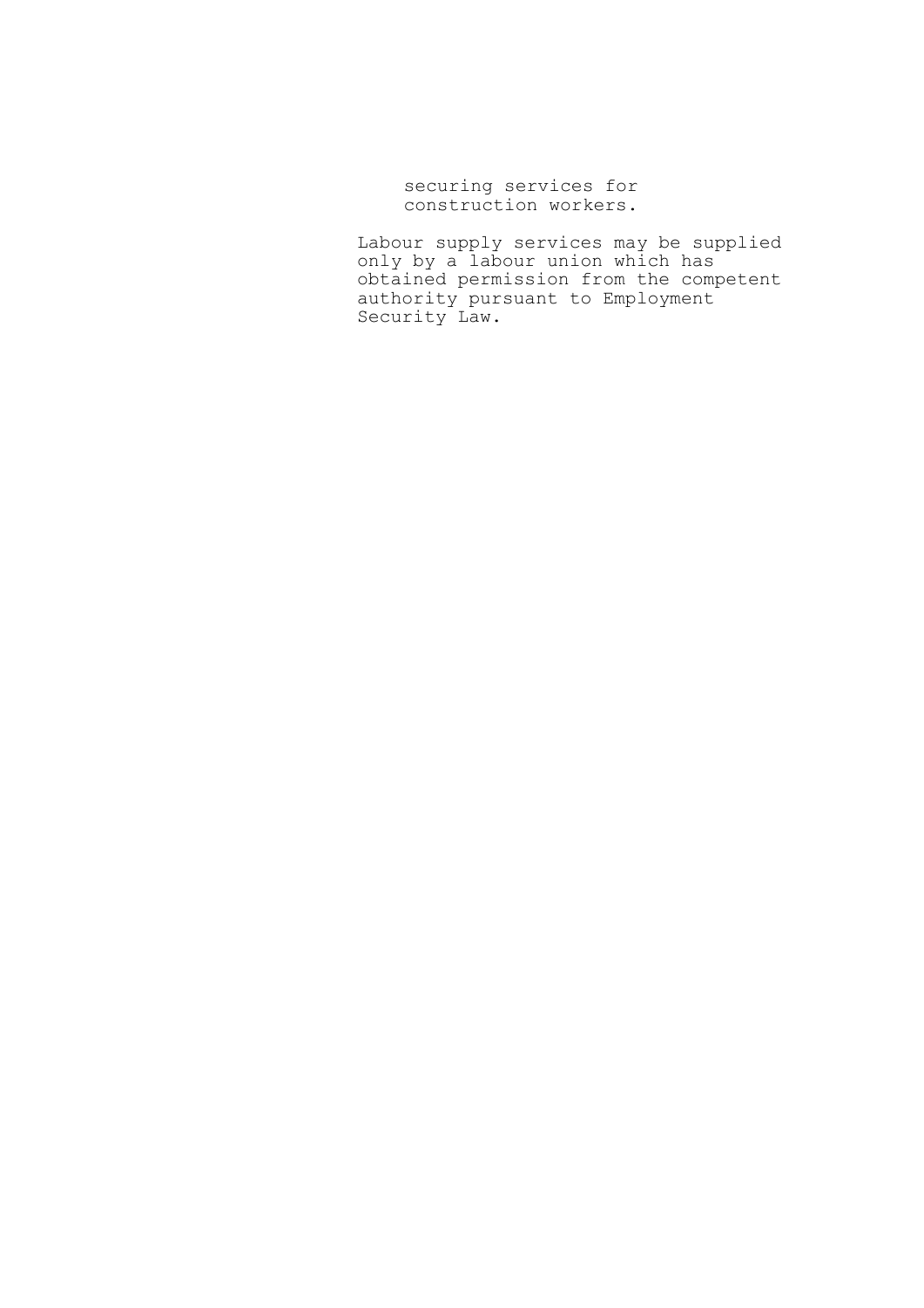securing services for construction workers.

Labour supply services may be supplied only by a labour union which has obtained permission from the competent authority pursuant to Employment Security Law.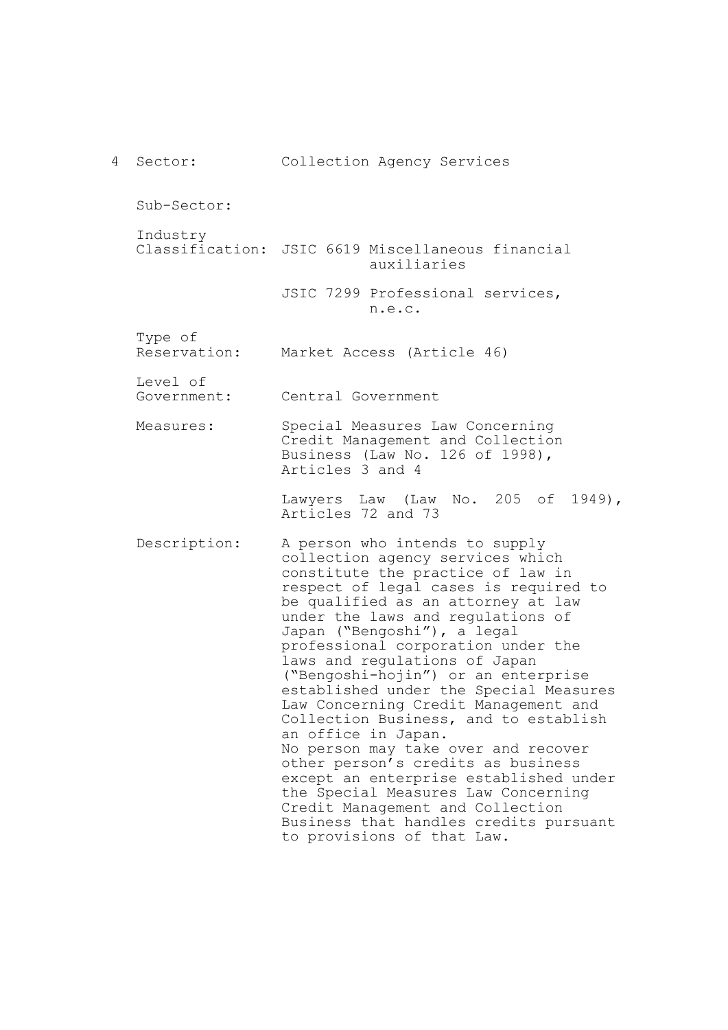4 Sector: Collection Agency Services

Sub-Sector:

Industry Classification: JSIC 6619 Miscellaneous financial auxiliaries

JSIC 7299 Professional services, n.e.c.

Type of Reservation: Market Access (Article 46)

Level of Government: Central Government

Measures: Special Measures Law Concerning Credit Management and Collection Business (Law No. 126 of 1998), Articles 3 and 4

Lawyers Law (Law No. 205 of 1949), Articles 72 and 73

Description: A person who intends to supply collection agency services which constitute the practice of law in respect of legal cases is required to be qualified as an attorney at law under the laws and regulations of Japan ("Bengoshi"), a legal professional corporation under the laws and regulations of Japan ("Bengoshi-hojin") or an enterprise established under the Special Measures Law Concerning Credit Management and Collection Business, and to establish an office in Japan.
No person may take over and recover other person's credits as business except an enterprise established under the Special Measures Law Concerning Credit Management and Collection Business that handles credits pursuant to provisions of that Law.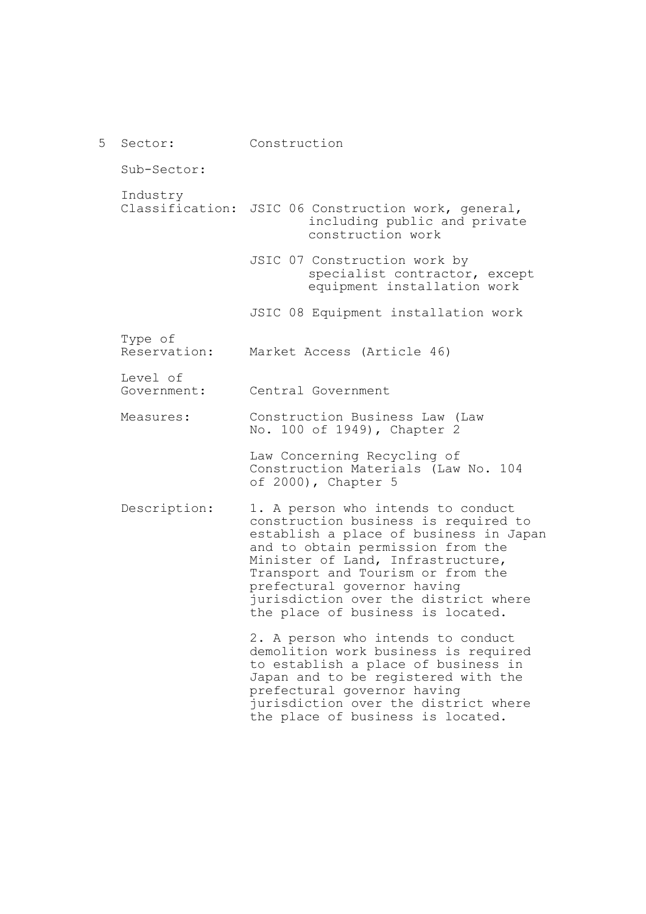5 Sector: Construction

Sub-Sector:

Industry Classification: JSIC 06 Construction work, general, including public and private construction work

JSIC 07 Construction work by specialist contractor, except equipment installation work

JSIC 08 Equipment installation work

Type of Reservation: Market Access (Article 46)

Level of Government: Central Government

Measures: Construction Business Law (Law No. 100 of 1949), Chapter 2

Law Concerning Recycling of Construction Materials (Law No. 104 of 2000), Chapter 5

Description: 1. A person who intends to conduct construction business is required to establish a place of business in Japan and to obtain permission from the Minister of Land, Infrastructure, Transport and Tourism or from the prefectural governor having jurisdiction over the district where the place of business is located.

2. A person who intends to conduct demolition work business is required to establish a place of business in Japan and to be registered with the prefectural governor having jurisdiction over the district where the place of business is located.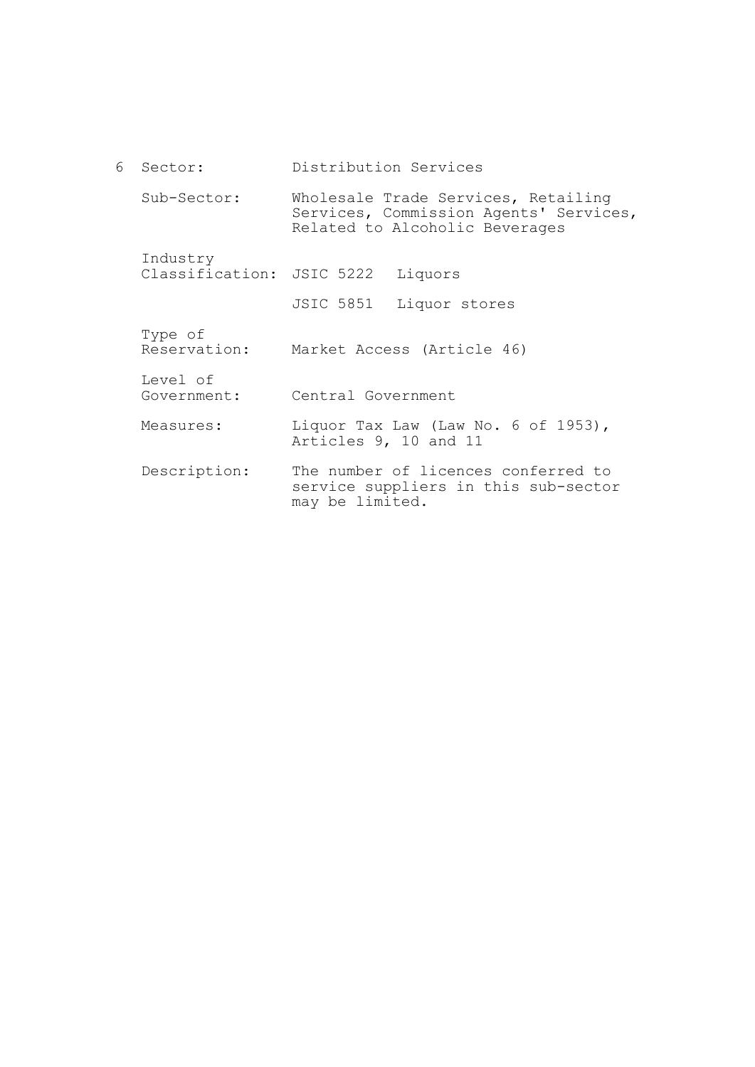6 Sector: Distribution Services

Sub-Sector: Wholesale Trade Services, Retailing Services, Commission Agents' Services, Related to Alcoholic Beverages

Industry Classification: JSIC 5222 Liquors

JSIC 5851 Liquor stores

Type of Reservation: Market Access (Article 46)

Level of Government: Central Government

Measures: Liquor Tax Law (Law No. 6 of 1953), Articles 9, 10 and 11

Description: The number of licences conferred to service suppliers in this sub-sector may be limited.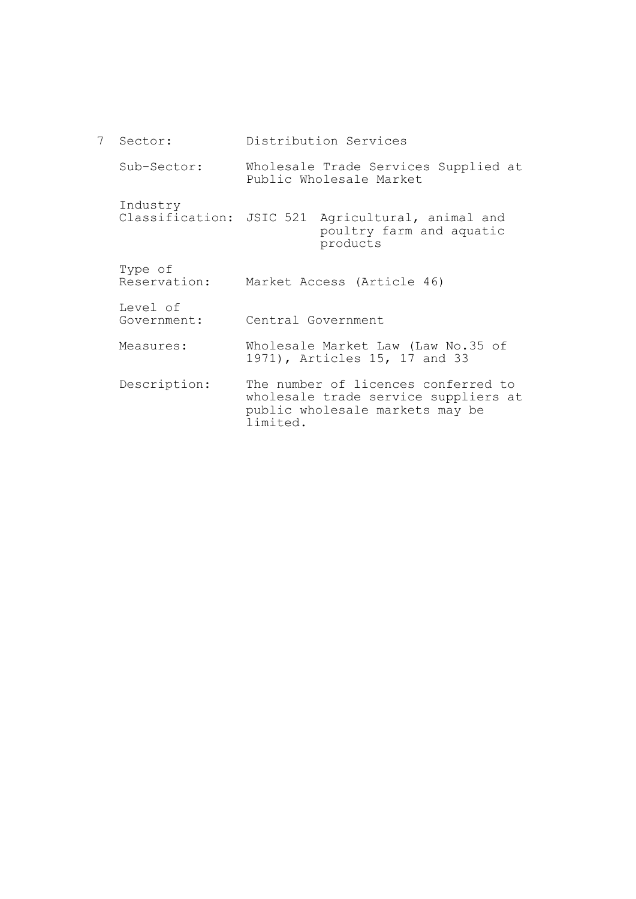7 Sector: Distribution Services

Sub-Sector: Wholesale Trade Services Supplied at Public Wholesale Market

Industry Classification: JSIC 521 Agricultural, animal and poultry farm and aquatic products

Type of Reservation: Market Access (Article 46)

Level of Government: Central Government

Measures: Wholesale Market Law (Law No.35 of 1971), Articles 15, 17 and 33

Description: The number of licences conferred to wholesale trade service suppliers at public wholesale markets may be limited.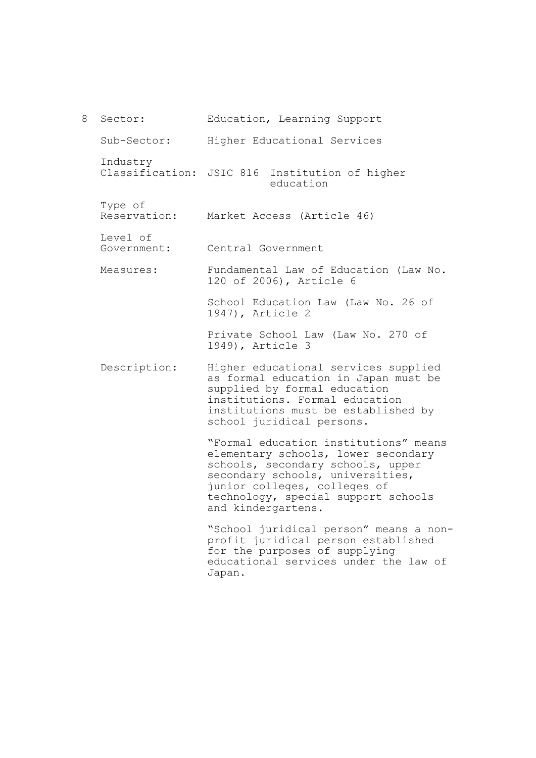8 Sector: Education, Learning Support

Sub-Sector: Higher Educational Services

Industry Classification: JSIC 816 Institution of higher education

Type of Reservation: Market Access (Article 46)

Level of Government: Central Government

Measures: Fundamental Law of Education (Law No. 120 of 2006), Article 6

School Education Law (Law No. 26 of 1947), Article 2

Private School Law (Law No. 270 of 1949), Article 3

Description: Higher educational services supplied as formal education in Japan must be supplied by formal education institutions. Formal education institutions must be established by school juridical persons.

"Formal education institutions" means elementary schools, lower secondary schools, secondary schools, upper secondary schools, universities, junior colleges, colleges of technology, special support schools and kindergartens.

"School juridical person" means a non-profit juridical person established for the purposes of supplying educational services under the law of Japan.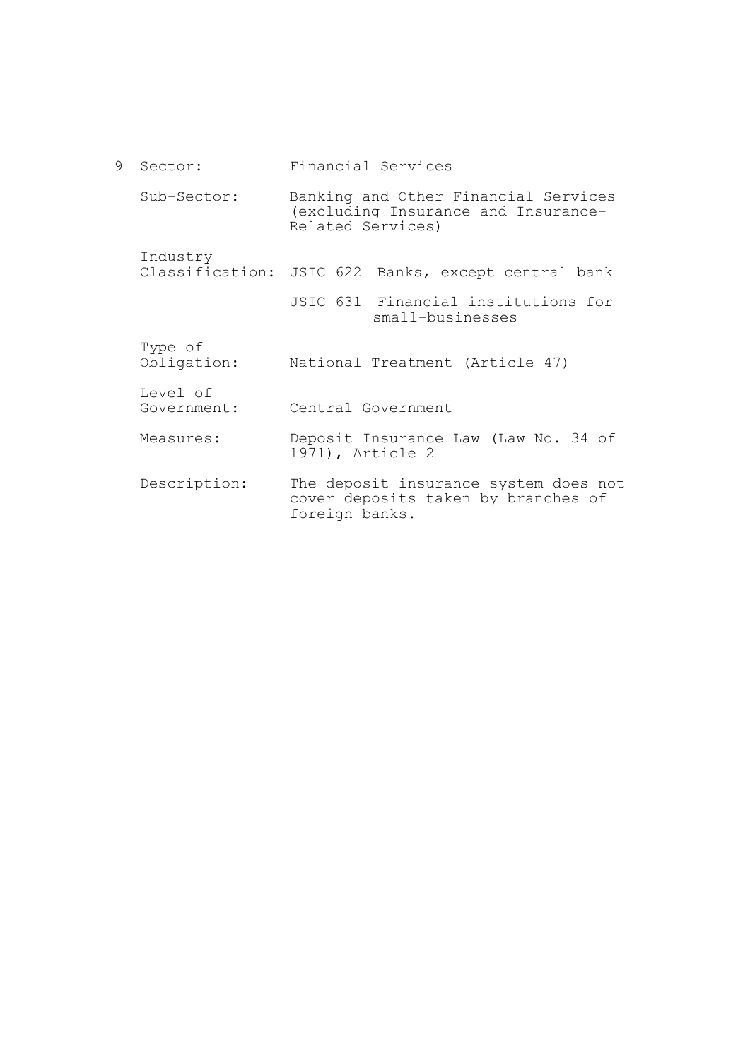9 Sector: Financial Services

Sub-Sector: Banking and Other Financial Services (excluding Insurance and Insurance-Related Services)

Industry Classification: JSIC 622 Banks, except central bank

JSIC 631 Financial institutions for small-businesses

Type of Obligation: National Treatment (Article 47)

Level of Government: Central Government

Measures: Deposit Insurance Law (Law No. 34 of 1971), Article 2

Description: The deposit insurance system does not cover deposits taken by branches of foreign banks.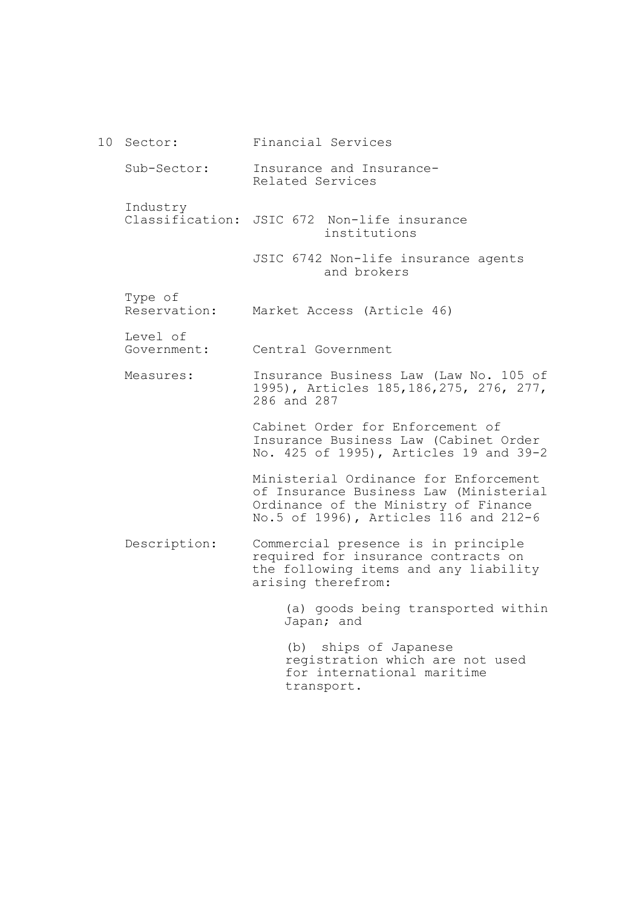10 Sector: Financial Services

Sub-Sector: Insurance and Insurance-Related Services

Industry Classification: JSIC 672 Non-life insurance institutions

JSIC 6742 Non-life insurance agents and brokers

Type of Reservation: Market Access (Article 46)

Level of Government: Central Government

Measures: Insurance Business Law (Law No. 105 of 1995), Articles 185,186,275, 276, 277, 286 and 287

Cabinet Order for Enforcement of Insurance Business Law (Cabinet Order No. 425 of 1995), Articles 19 and 39-2

Ministerial Ordinance for Enforcement of Insurance Business Law (Ministerial Ordinance of the Ministry of Finance No.5 of 1996), Articles 116 and 212-6

Description: Commercial presence is in principle required for insurance contracts on the following items and any liability arising therefrom:

(a) goods being transported within Japan; and

(b) ships of Japanese registration which are not used for international maritime transport.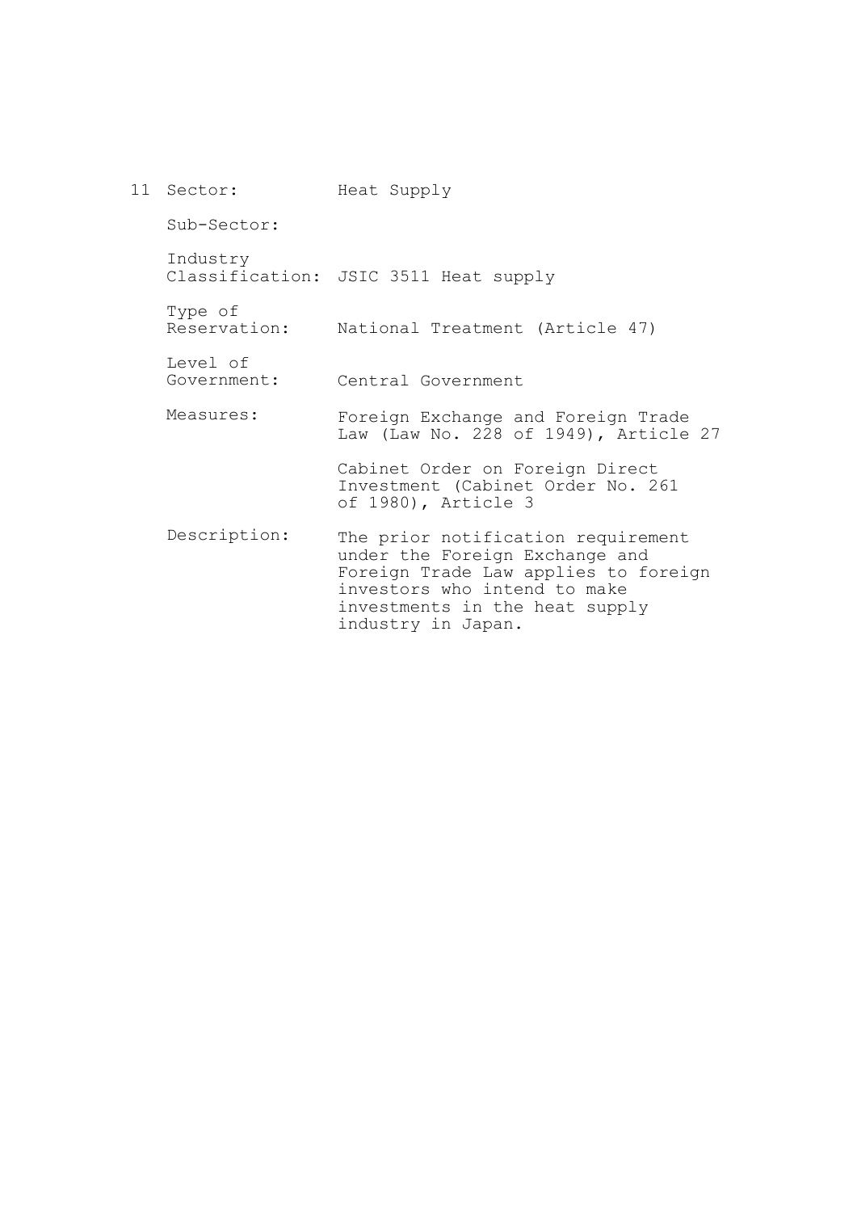11 Sector: Heat Supply

Sub-Sector:

Industry Classification: JSIC 3511 Heat supply

Type of Reservation: National Treatment (Article 47)

Level of Government: Central Government

Measures: Foreign Exchange and Foreign Trade Law (Law No. 228 of 1949), Article 27

Cabinet Order on Foreign Direct Investment (Cabinet Order No. 261 of 1980), Article 3

Description: The prior notification requirement under the Foreign Exchange and Foreign Trade Law applies to foreign investors who intend to make investments in the heat supply industry in Japan.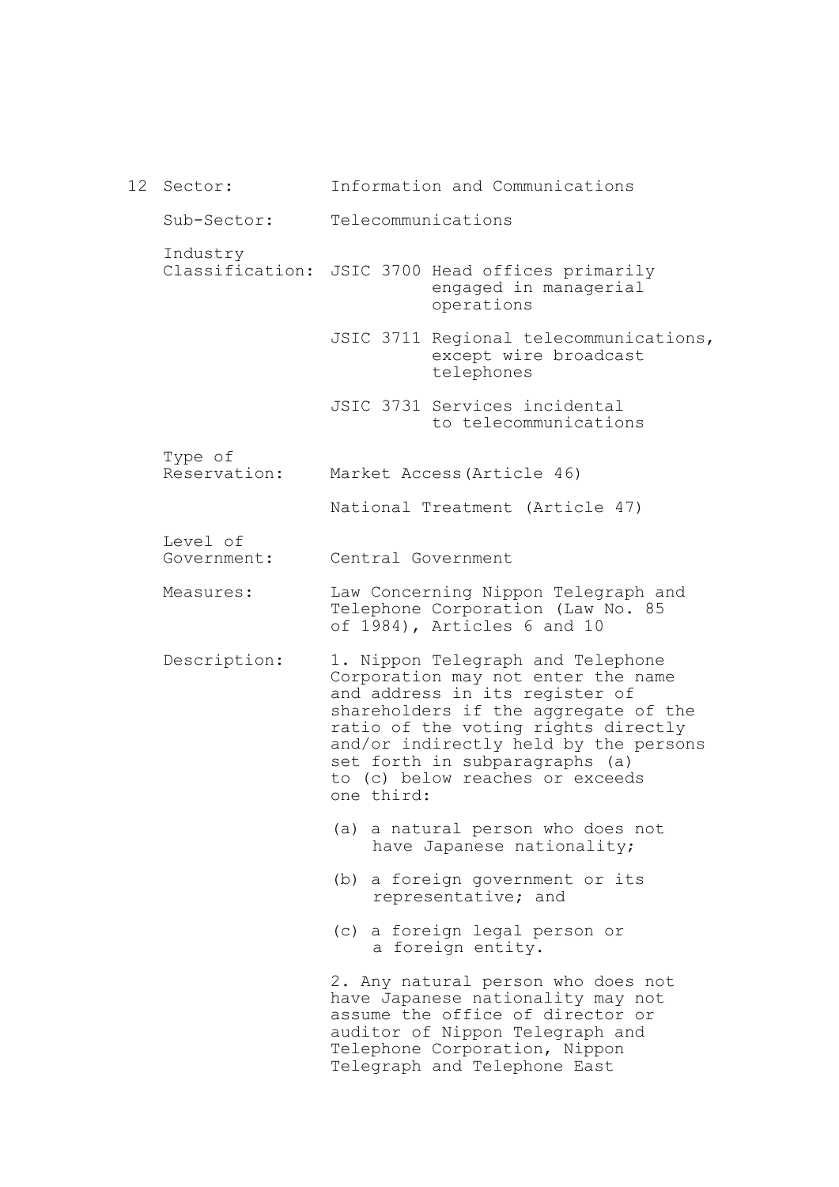12 Sector: Information and Communications

Sub-Sector: Telecommunications

Industry Classification: JSIC 3700 Head offices primarily engaged in managerial operations

JSIC 3711 Regional telecommunications, except wire broadcast telephones

JSIC 3731 Services incidental to telecommunications

Type of Reservation: Market Access (Article 46)

National Treatment (Article 47)

Level of Government: Central Government

Measures: Law Concerning Nippon Telegraph and Telephone Corporation (Law No. 85 of 1984), Articles 6 and 10

Description: 1. Nippon Telegraph and Telephone Corporation may not enter the name and address in its register of shareholders if the aggregate of the ratio of the voting rights directly and/or indirectly held by the persons set forth in subparagraphs (a) to (c) below reaches or exceeds one third:

(a) a natural person who does not have Japanese nationality;

(b) a foreign government or its representative; and

(c) a foreign legal person or a foreign entity.

2. Any natural person who does not have Japanese nationality may not assume the office of director or auditor of Nippon Telegraph and Telephone Corporation, Nippon Telegraph and Telephone East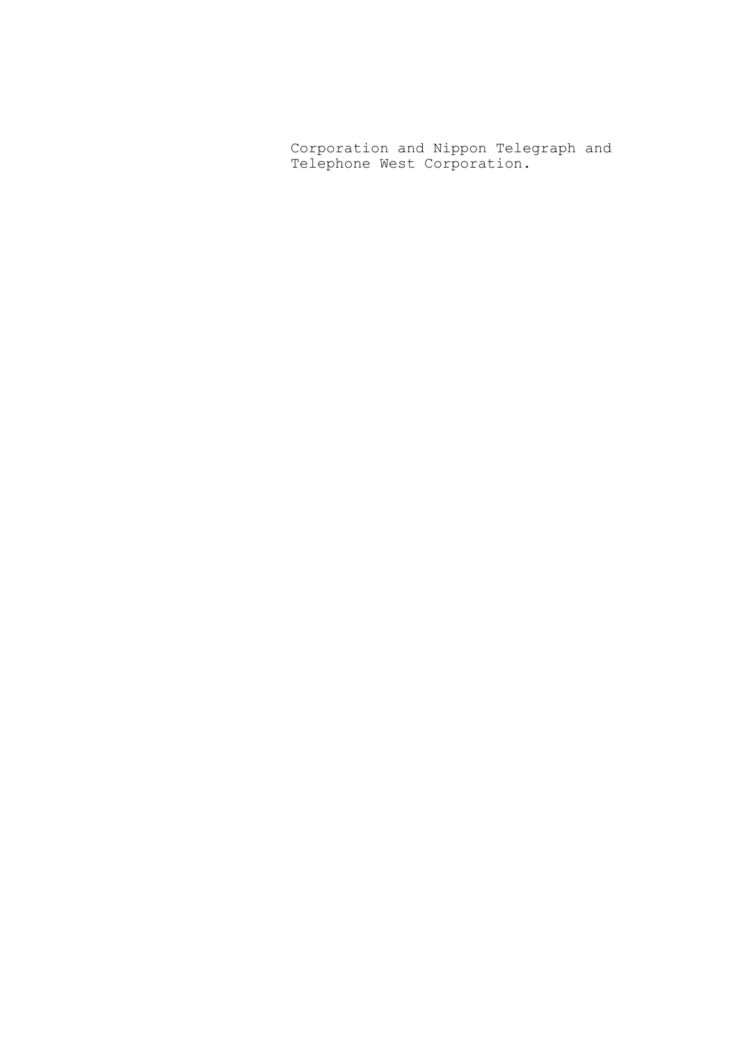Corporation and Nippon Telegraph and Telephone West Corporation.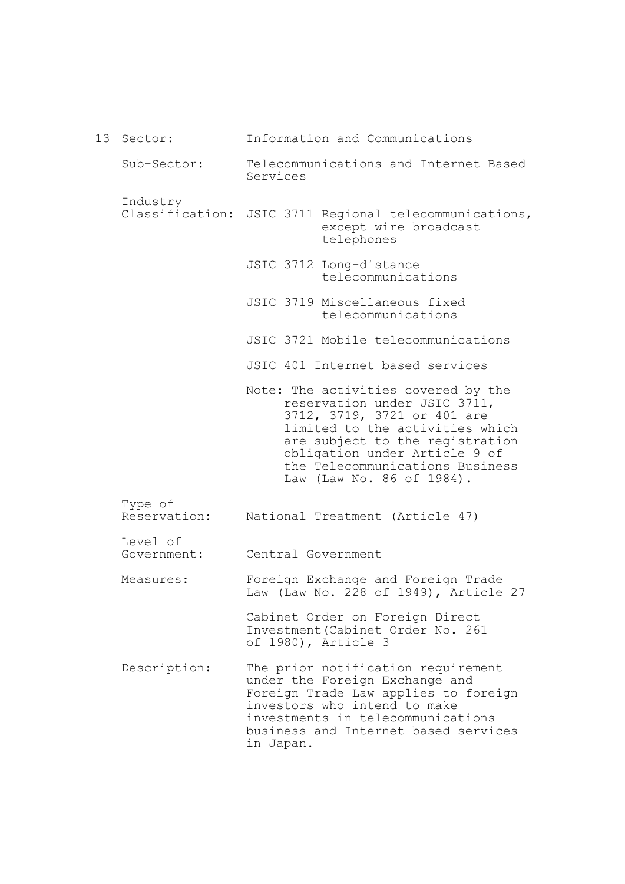13 Sector: Information and Communications

Sub-Sector: Telecommunications and Internet Based Services

Industry Classification: JSIC 3711 Regional telecommunications, except wire broadcast telephones

JSIC 3712 Long-distance telecommunications

JSIC 3719 Miscellaneous fixed telecommunications

JSIC 3721 Mobile telecommunications

JSIC 401 Internet based services

Note: The activities covered by the reservation under JSIC 3711, 3712, 3719, 3721 or 401 are limited to the activities which are subject to the registration obligation under Article 9 of the Telecommunications Business Law (Law No. 86 of 1984).

Type of Reservation: National Treatment (Article 47)

Level of Government: Central Government

Measures: Foreign Exchange and Foreign Trade Law (Law No. 228 of 1949), Article 27

Cabinet Order on Foreign Direct Investment(Cabinet Order No. 261 of 1980), Article 3

Description: The prior notification requirement under the Foreign Exchange and Foreign Trade Law applies to foreign investors who intend to make investments in telecommunications business and Internet based services in Japan.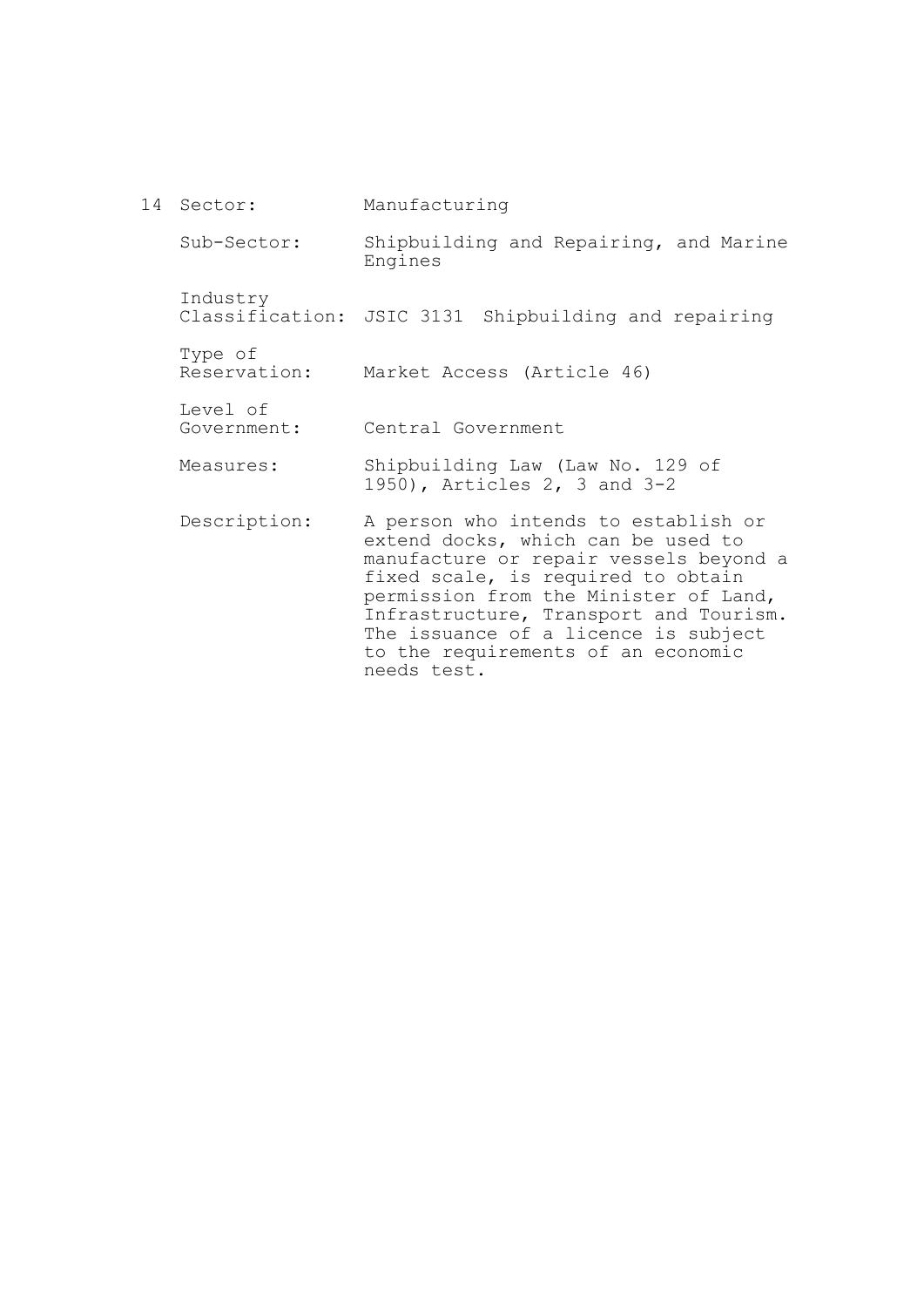14 Sector: Manufacturing

Sub-Sector: Shipbuilding and Repairing, and Marine Engines

Industry Classification: JSIC 3131 Shipbuilding and repairing

Type of Reservation: Market Access (Article 46)

Level of Government: Central Government

Measures: Shipbuilding Law (Law No. 129 of 1950), Articles 2, 3 and 3-2

Description: A person who intends to establish or extend docks, which can be used to manufacture or repair vessels beyond a fixed scale, is required to obtain permission from the Minister of Land, Infrastructure, Transport and Tourism. The issuance of a licence is subject to the requirements of an economic needs test.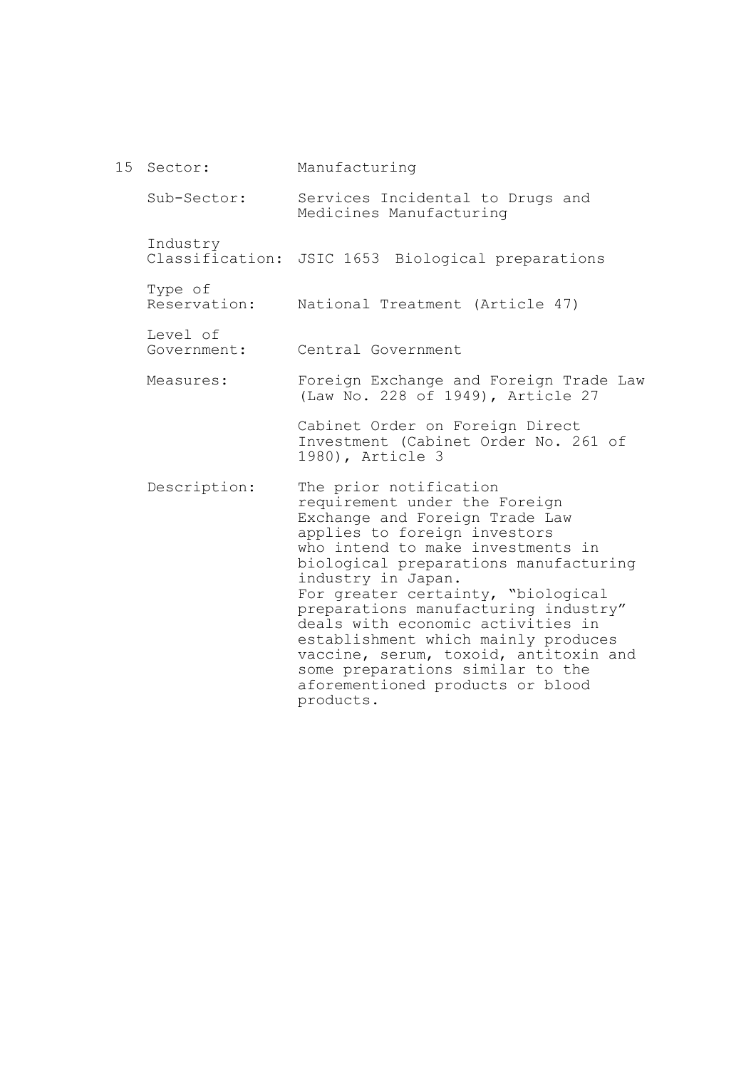15 Sector: Manufacturing

Sub-Sector: Services Incidental to Drugs and Medicines Manufacturing

Industry Classification: JSIC 1653 Biological preparations

Type of Reservation: National Treatment (Article 47)

Level of Government: Central Government

Measures: Foreign Exchange and Foreign Trade Law (Law No. 228 of 1949), Article 27

Cabinet Order on Foreign Direct Investment (Cabinet Order No. 261 of 1980), Article 3

Description: The prior notification requirement under the Foreign Exchange and Foreign Trade Law applies to foreign investors who intend to make investments in biological preparations manufacturing industry in Japan.
For greater certainty, "biological preparations manufacturing industry" deals with economic activities in establishment which mainly produces vaccine, serum, toxoid, antitoxin and some preparations similar to the aforementioned products or blood products.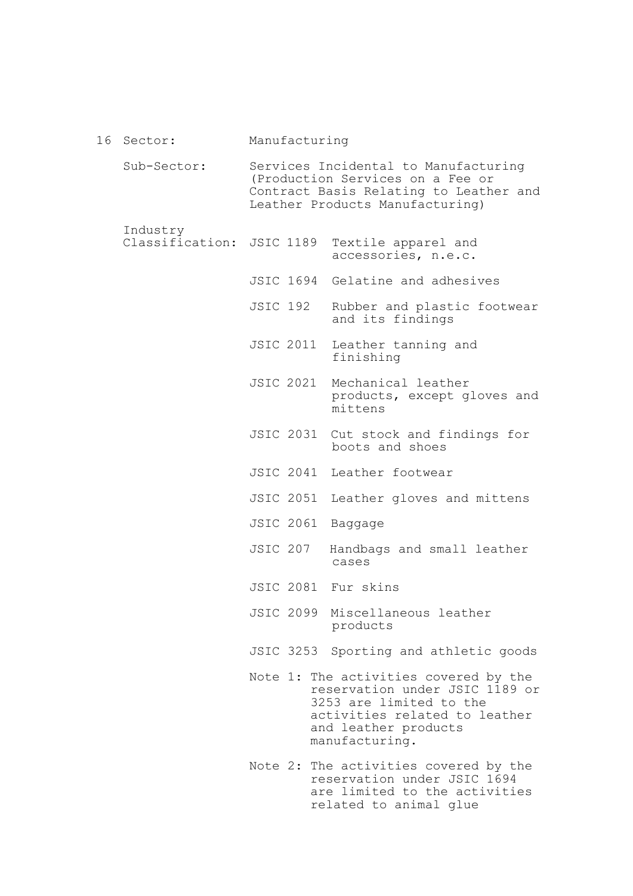16 Sector: Manufacturing

Sub-Sector: Services Incidental to Manufacturing (Production Services on a Fee or Contract Basis Relating to Leather and Leather Products Manufacturing)

Industry Classification:

| | |
|---|---|
| JSIC 1189 | Textile apparel and accessories, n.e.c. |
| JSIC 1694 | Gelatine and adhesives |
| JSIC 192 | Rubber and plastic footwear and its findings |
| JSIC 2011 | Leather tanning and finishing |
| JSIC 2021 | Mechanical leather products, except gloves and mittens |
| JSIC 2031 | Cut stock and findings for boots and shoes |
| JSIC 2041 | Leather footwear |
| JSIC 2051 | Leather gloves and mittens |
| JSIC 2061 | Baggage |
| JSIC 207 | Handbags and small leather cases |
| JSIC 2081 | Fur skins |
| JSIC 2099 | Miscellaneous leather products |
| JSIC 3253 | Sporting and athletic goods |

Note 1: The activities covered by the reservation under JSIC 1189 or 3253 are limited to the activities related to leather and leather products manufacturing.

Note 2: The activities covered by the reservation under JSIC 1694 are limited to the activities related to animal glue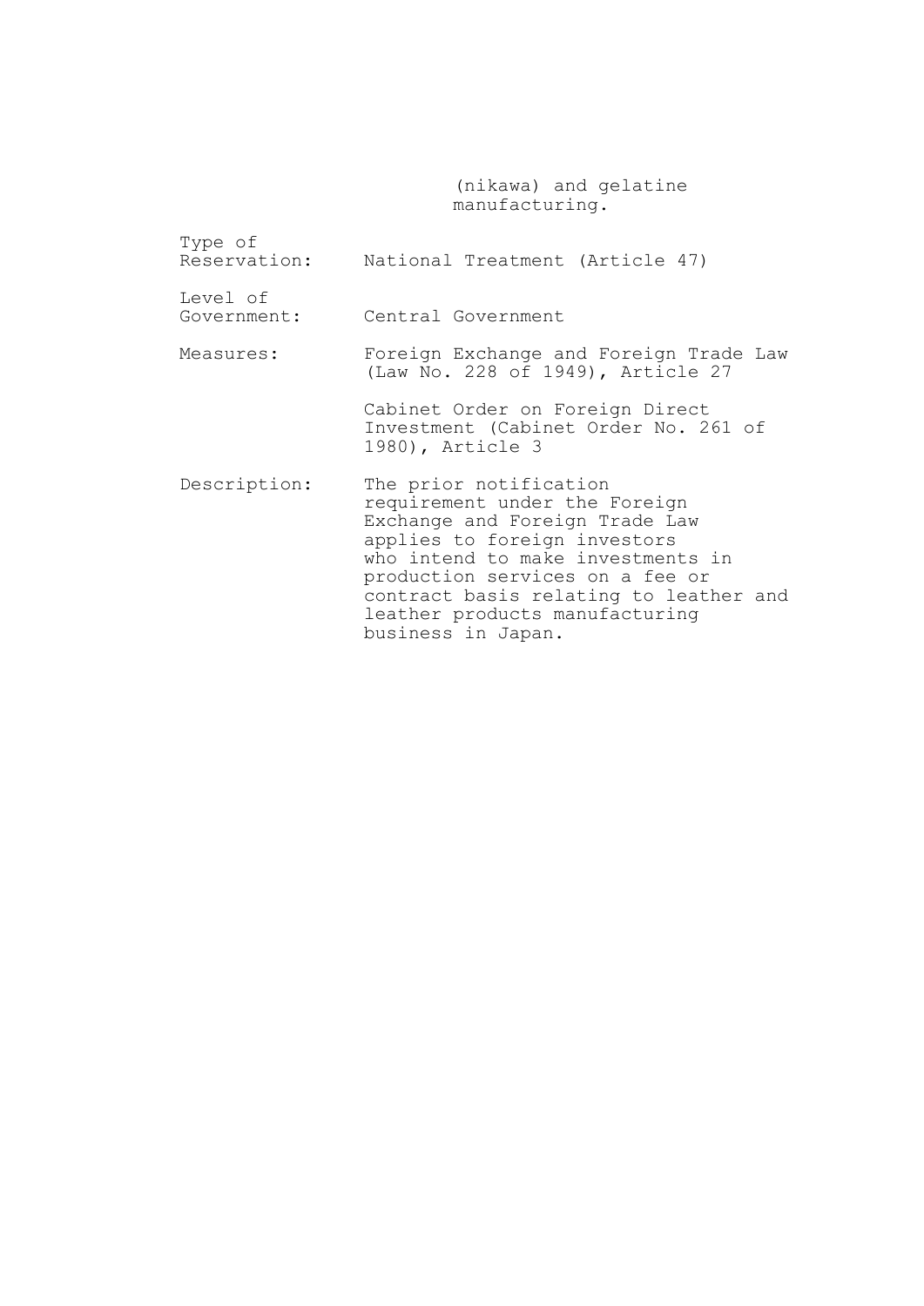(nikawa) and gelatine manufacturing.

| | |
|---|---|
| Type of Reservation: | National Treatment (Article 47) |
| Level of Government: | Central Government |
| Measures: | Foreign Exchange and Foreign Trade Law (Law No. 228 of 1949), Article 27<br><br>Cabinet Order on Foreign Direct Investment (Cabinet Order No. 261 of 1980), Article 3 |
| Description: | The prior notification requirement under the Foreign Exchange and Foreign Trade Law applies to foreign investors who intend to make investments in production services on a fee or contract basis relating to leather and leather products manufacturing business in Japan. |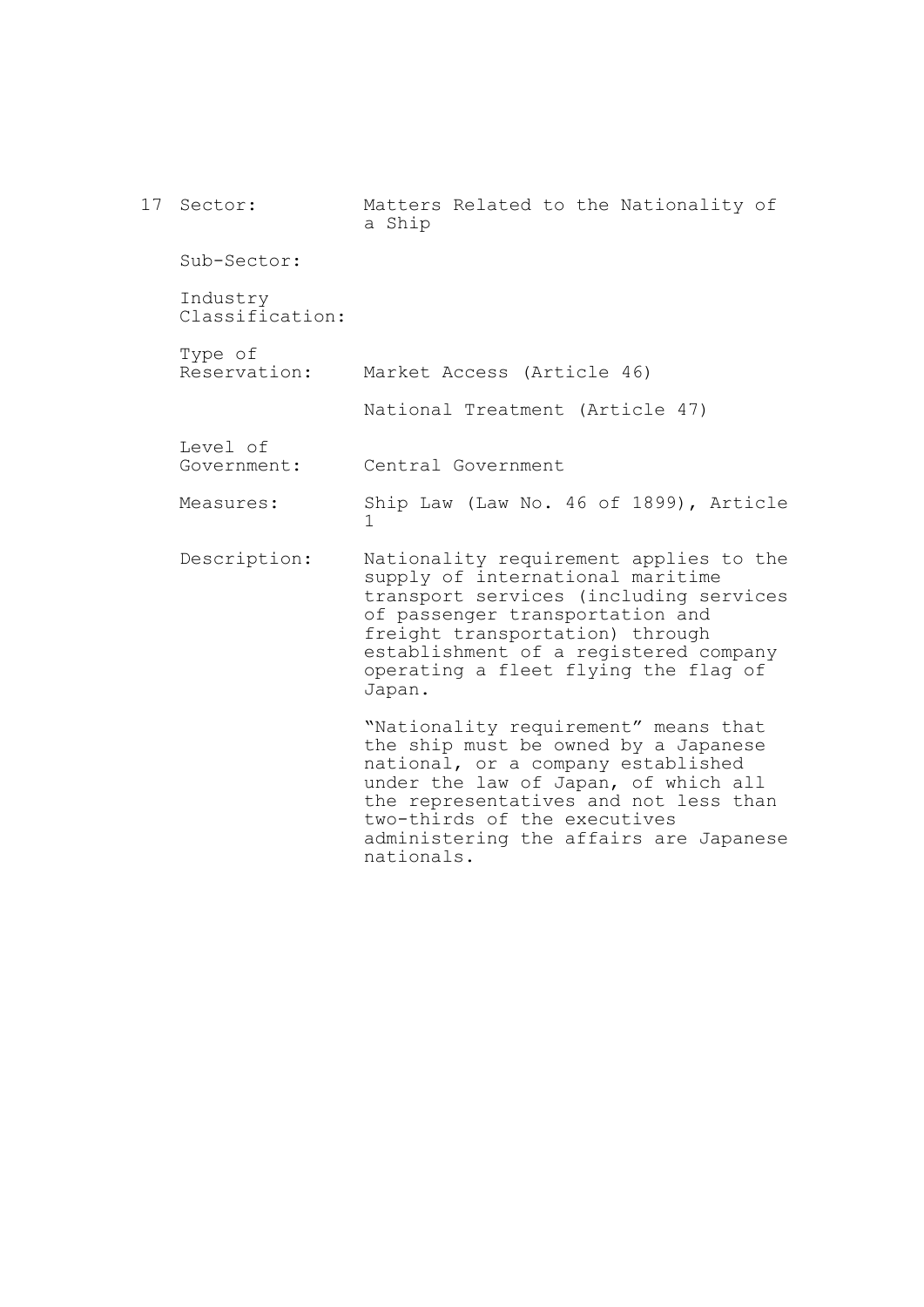17 Sector: Matters Related to the Nationality of a Ship

Sub-Sector:

Industry Classification:

Type of Reservation: Market Access (Article 46)

National Treatment (Article 47)

Level of Government: Central Government

Measures: Ship Law (Law No. 46 of 1899), Article 1

Description: Nationality requirement applies to the supply of international maritime transport services (including services of passenger transportation and freight transportation) through establishment of a registered company operating a fleet flying the flag of Japan.

"Nationality requirement" means that the ship must be owned by a Japanese national, or a company established under the law of Japan, of which all the representatives and not less than two-thirds of the executives administering the affairs are Japanese nationals.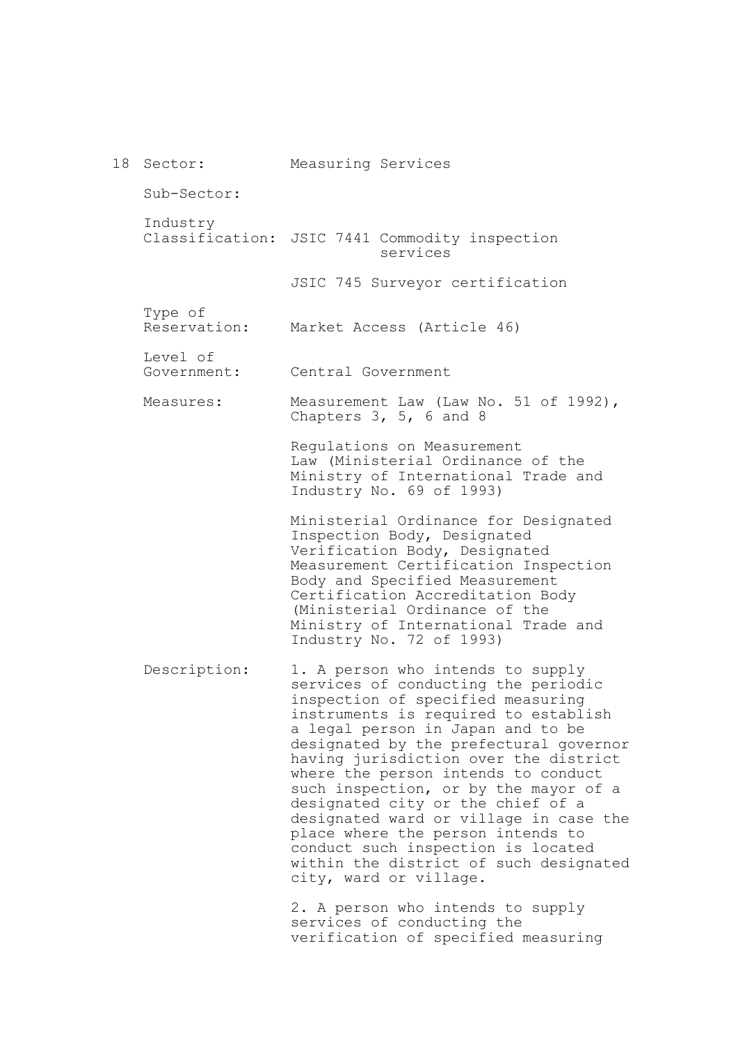18 Sector: Measuring Services

Sub-Sector:

Industry Classification: JSIC 7441 Commodity inspection services

JSIC 745 Surveyor certification

Type of Reservation: Market Access (Article 46)

Level of Government: Central Government

Measures: Measurement Law (Law No. 51 of 1992), Chapters 3, 5, 6 and 8

Regulations on Measurement Law (Ministerial Ordinance of the Ministry of International Trade and Industry No. 69 of 1993)

Ministerial Ordinance for Designated Inspection Body, Designated Verification Body, Designated Measurement Certification Inspection Body and Specified Measurement Certification Accreditation Body (Ministerial Ordinance of the Ministry of International Trade and Industry No. 72 of 1993)

Description: 1. A person who intends to supply services of conducting the periodic inspection of specified measuring instruments is required to establish a legal person in Japan and to be designated by the prefectural governor having jurisdiction over the district where the person intends to conduct such inspection, or by the mayor of a designated city or the chief of a designated ward or village in case the place where the person intends to conduct such inspection is located within the district of such designated city, ward or village.

2. A person who intends to supply services of conducting the verification of specified measuring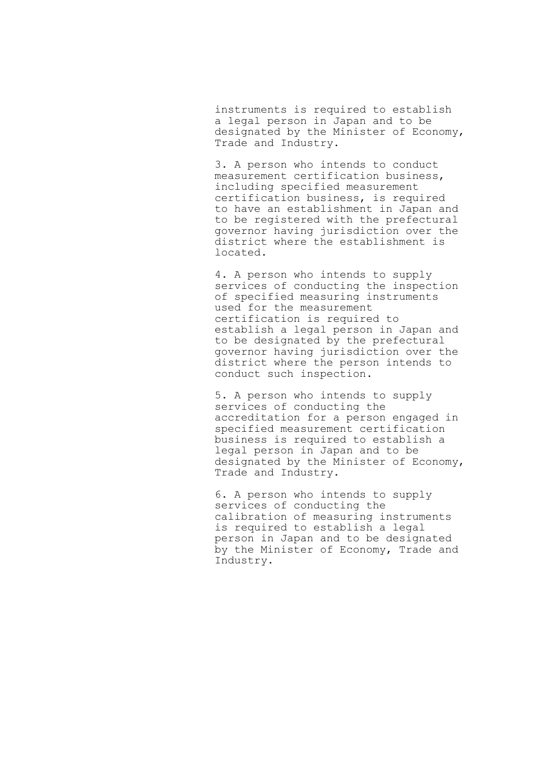instruments is required to establish a legal person in Japan and to be designated by the Minister of Economy, Trade and Industry.

3. A person who intends to conduct measurement certification business, including specified measurement certification business, is required to have an establishment in Japan and to be registered with the prefectural governor having jurisdiction over the district where the establishment is located.

4. A person who intends to supply services of conducting the inspection of specified measuring instruments used for the measurement certification is required to establish a legal person in Japan and to be designated by the prefectural governor having jurisdiction over the district where the person intends to conduct such inspection.

5. A person who intends to supply services of conducting the accreditation for a person engaged in specified measurement certification business is required to establish a legal person in Japan and to be designated by the Minister of Economy, Trade and Industry.

6. A person who intends to supply services of conducting the calibration of measuring instruments is required to establish a legal person in Japan and to be designated by the Minister of Economy, Trade and Industry.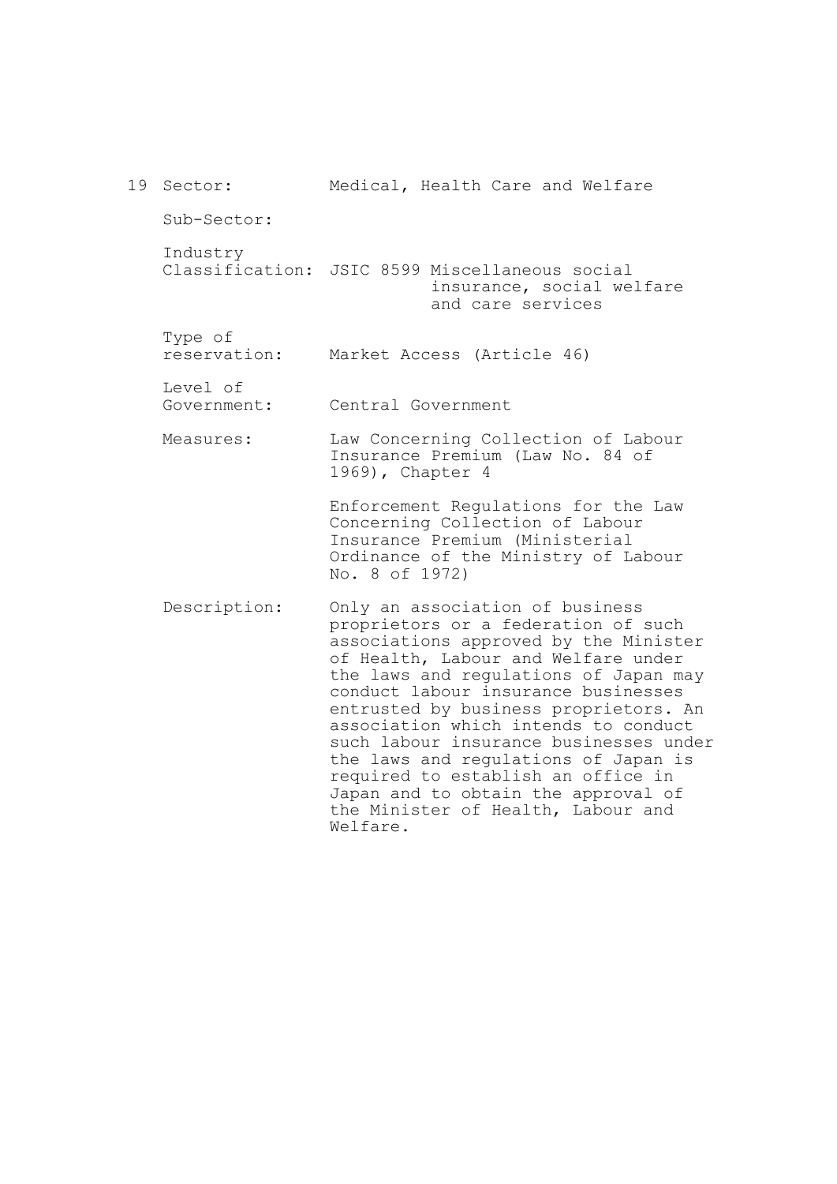19 Sector: Medical, Health Care and Welfare

Sub-Sector:

Industry Classification: JSIC 8599 Miscellaneous social insurance, social welfare and care services

Type of reservation: Market Access (Article 46)

Level of Government: Central Government

Measures: Law Concerning Collection of Labour Insurance Premium (Law No. 84 of 1969), Chapter 4

Enforcement Regulations for the Law Concerning Collection of Labour Insurance Premium (Ministerial Ordinance of the Ministry of Labour No. 8 of 1972)

Description: Only an association of business proprietors or a federation of such associations approved by the Minister of Health, Labour and Welfare under the laws and regulations of Japan may conduct labour insurance businesses entrusted by business proprietors. An association which intends to conduct such labour insurance businesses under the laws and regulations of Japan is required to establish an office in Japan and to obtain the approval of the Minister of Health, Labour and Welfare.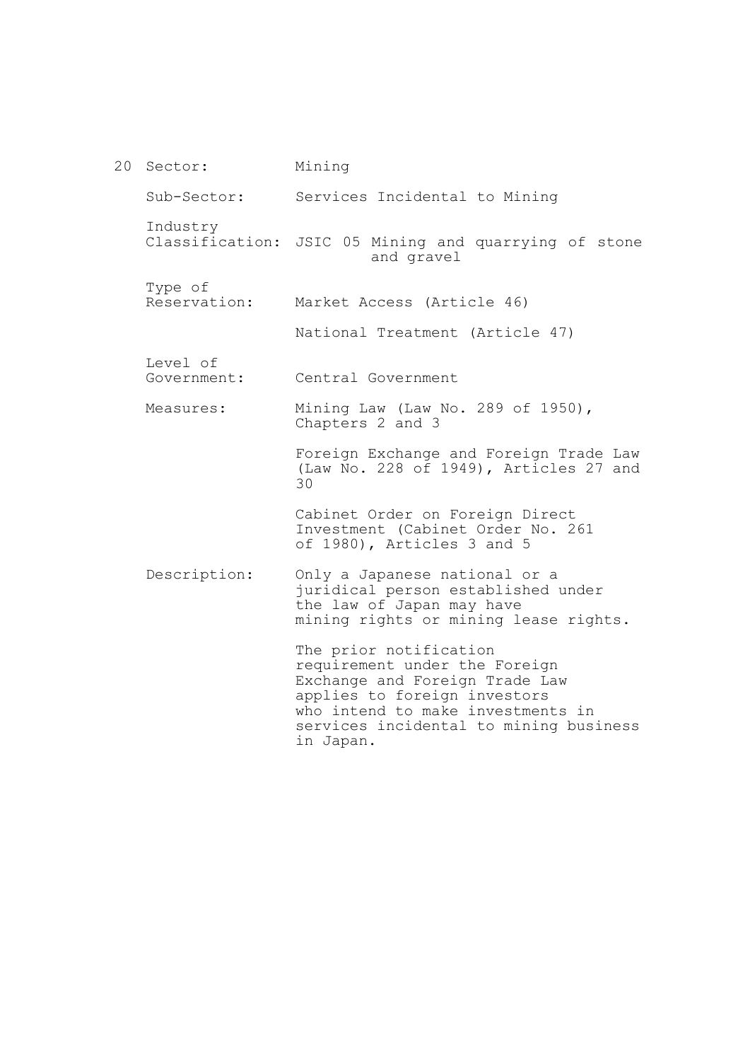20 Sector: Mining

Sub-Sector: Services Incidental to Mining

Industry Classification: JSIC 05 Mining and quarrying of stone and gravel

Type of Reservation: Market Access (Article 46)

National Treatment (Article 47)

Level of Government: Central Government

Measures: Mining Law (Law No. 289 of 1950), Chapters 2 and 3

Foreign Exchange and Foreign Trade Law (Law No. 228 of 1949), Articles 27 and 30

Cabinet Order on Foreign Direct Investment (Cabinet Order No. 261 of 1980), Articles 3 and 5

Description: Only a Japanese national or a juridical person established under the law of Japan may have mining rights or mining lease rights.

The prior notification requirement under the Foreign Exchange and Foreign Trade Law applies to foreign investors who intend to make investments in services incidental to mining business in Japan.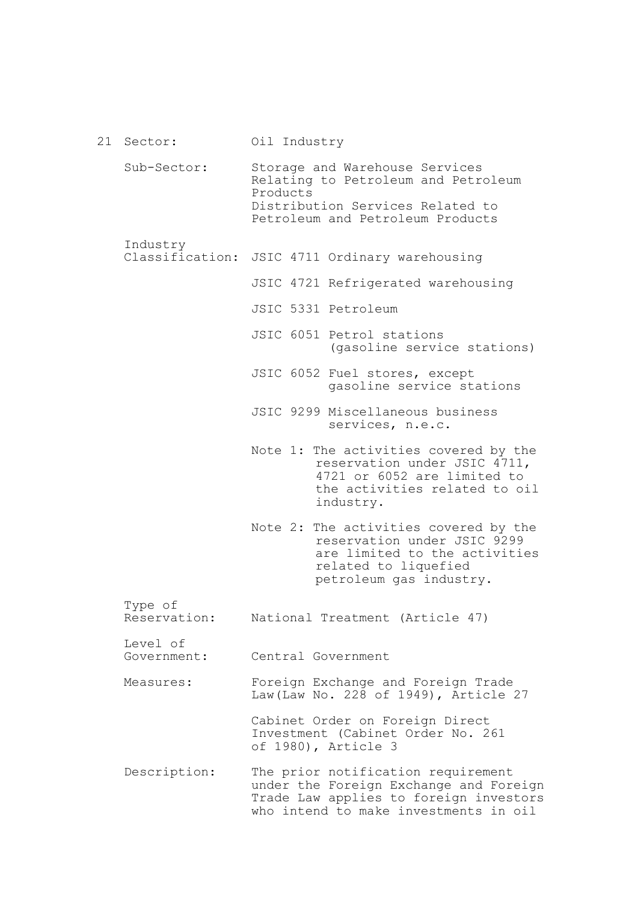21 Sector: Oil Industry

Sub-Sector: Storage and Warehouse Services Relating to Petroleum and Petroleum Products
Distribution Services Related to Petroleum and Petroleum Products

Industry Classification: JSIC 4711 Ordinary warehousing

JSIC 4721 Refrigerated warehousing

JSIC 5331 Petroleum

JSIC 6051 Petrol stations (gasoline service stations)

JSIC 6052 Fuel stores, except gasoline service stations

JSIC 9299 Miscellaneous business services, n.e.c.

Note 1: The activities covered by the reservation under JSIC 4711, 4721 or 6052 are limited to the activities related to oil industry.

Note 2: The activities covered by the reservation under JSIC 9299 are limited to the activities related to liquefied petroleum gas industry.

Type of Reservation: National Treatment (Article 47)

Level of Government: Central Government

Measures: Foreign Exchange and Foreign Trade Law(Law No. 228 of 1949), Article 27

Cabinet Order on Foreign Direct Investment (Cabinet Order No. 261 of 1980), Article 3

Description: The prior notification requirement under the Foreign Exchange and Foreign Trade Law applies to foreign investors who intend to make investments in oil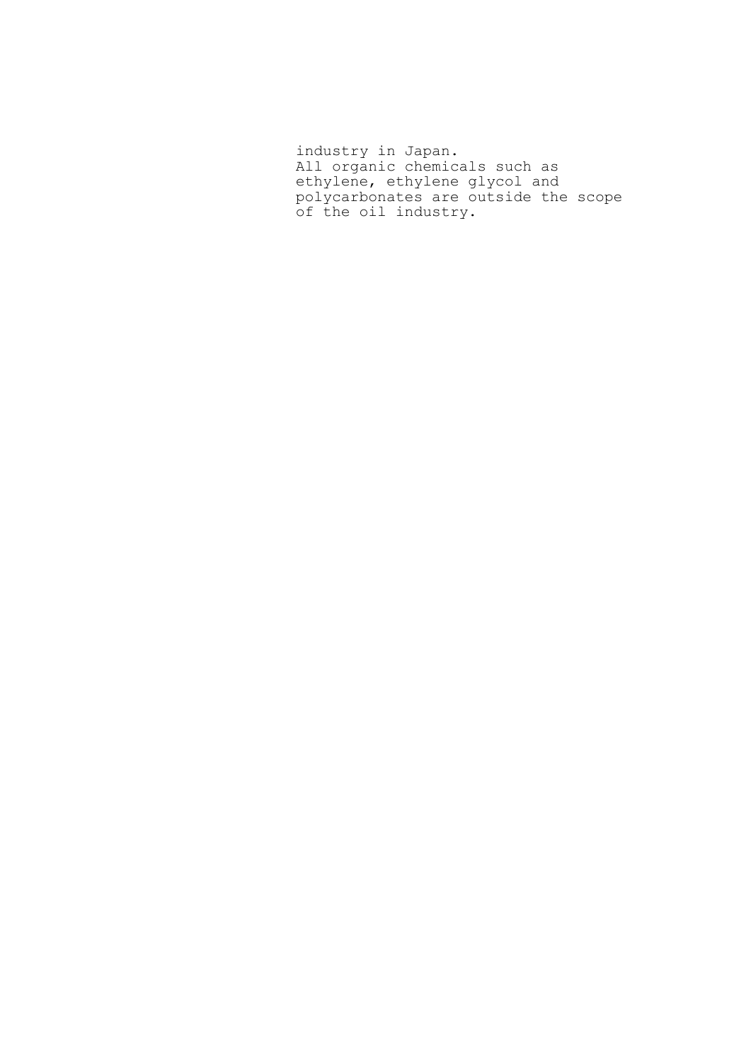industry in Japan.
All organic chemicals such as ethylene, ethylene glycol and polycarbonates are outside the scope of the oil industry.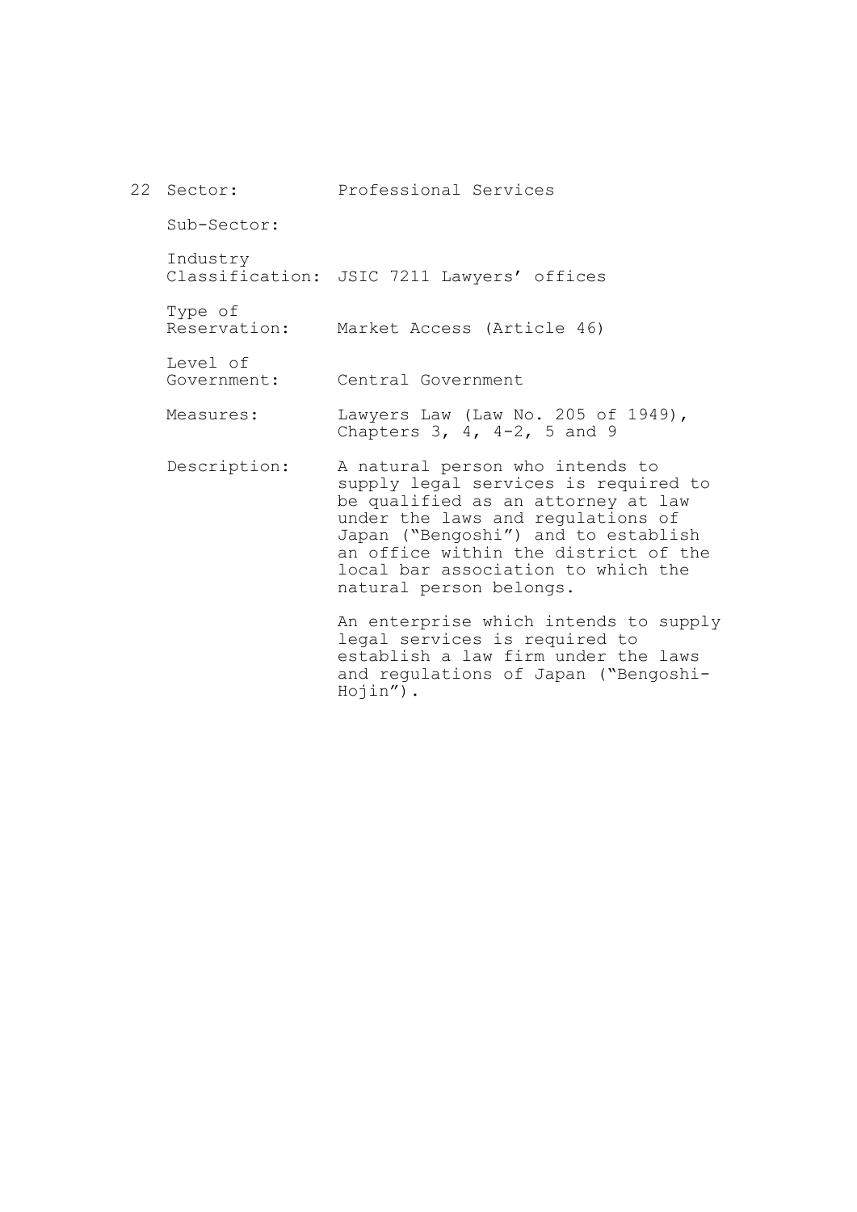22 Sector: Professional Services

Sub-Sector:

Industry Classification: JSIC 7211 Lawyers' offices

Type of Reservation: Market Access (Article 46)

Level of Government: Central Government

Measures: Lawyers Law (Law No. 205 of 1949), Chapters 3, 4, 4-2, 5 and 9

Description: A natural person who intends to supply legal services is required to be qualified as an attorney at law under the laws and regulations of Japan ("Bengoshi") and to establish an office within the district of the local bar association to which the natural person belongs.

An enterprise which intends to supply legal services is required to establish a law firm under the laws and regulations of Japan ("Bengoshi-Hojin").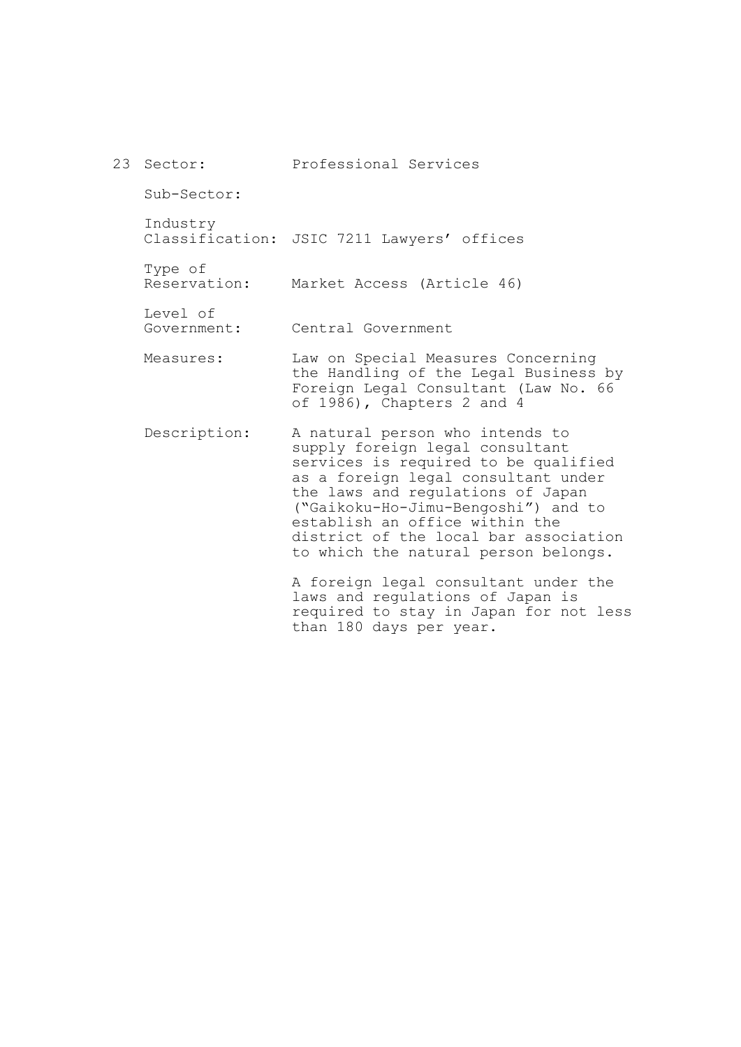23 Sector: Professional Services

Sub-Sector:

Industry Classification: JSIC 7211 Lawyers' offices

Type of Reservation: Market Access (Article 46)

Level of Government: Central Government

Measures: Law on Special Measures Concerning the Handling of the Legal Business by Foreign Legal Consultant (Law No. 66 of 1986), Chapters 2 and 4

Description: A natural person who intends to supply foreign legal consultant services is required to be qualified as a foreign legal consultant under the laws and regulations of Japan ("Gaikoku-Ho-Jimu-Bengoshi") and to establish an office within the district of the local bar association to which the natural person belongs.

A foreign legal consultant under the laws and regulations of Japan is required to stay in Japan for not less than 180 days per year.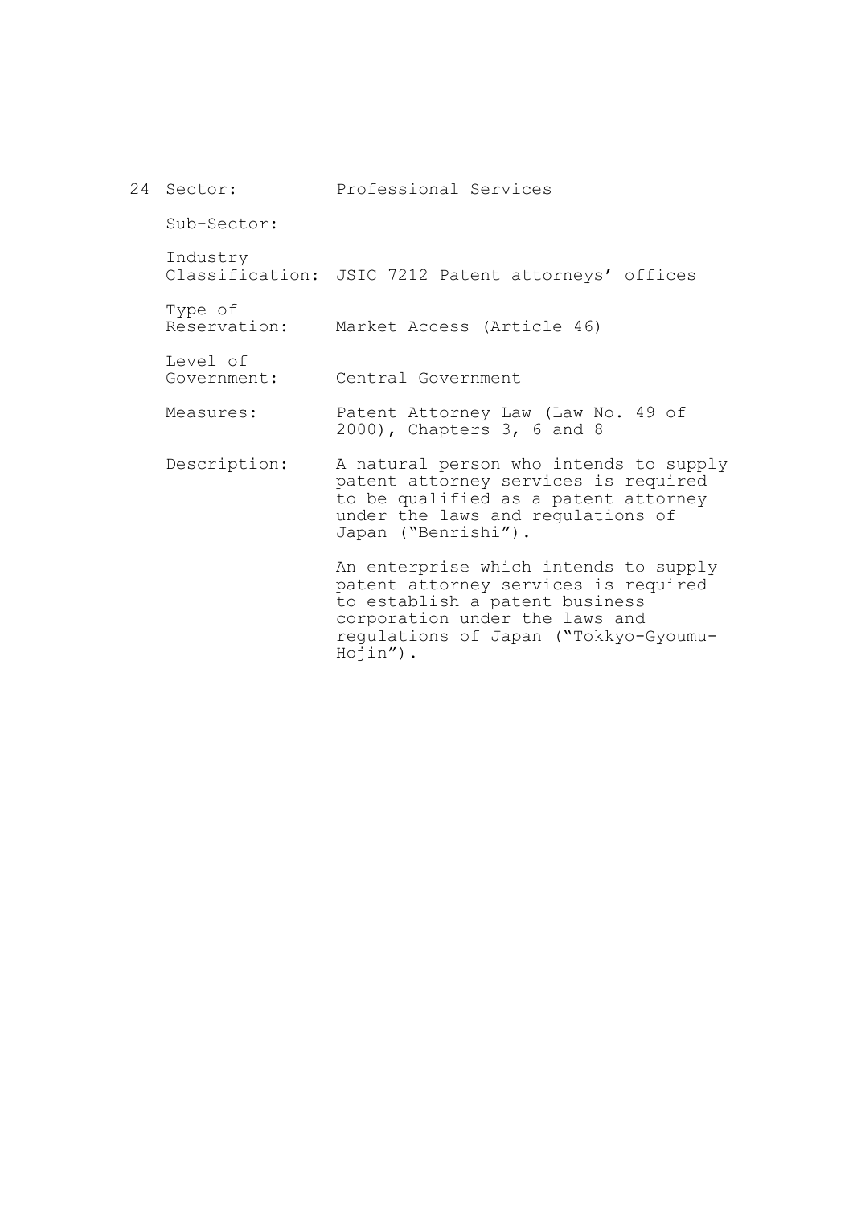24 Sector: Professional Services

Sub-Sector:

Industry Classification: JSIC 7212 Patent attorneys' offices

Type of Reservation: Market Access (Article 46)

Level of Government: Central Government

Measures: Patent Attorney Law (Law No. 49 of 2000), Chapters 3, 6 and 8

Description: A natural person who intends to supply patent attorney services is required to be qualified as a patent attorney under the laws and regulations of Japan ("Benrishi").

An enterprise which intends to supply patent attorney services is required to establish a patent business corporation under the laws and regulations of Japan ("Tokkyo-Gyoumu-Hojin").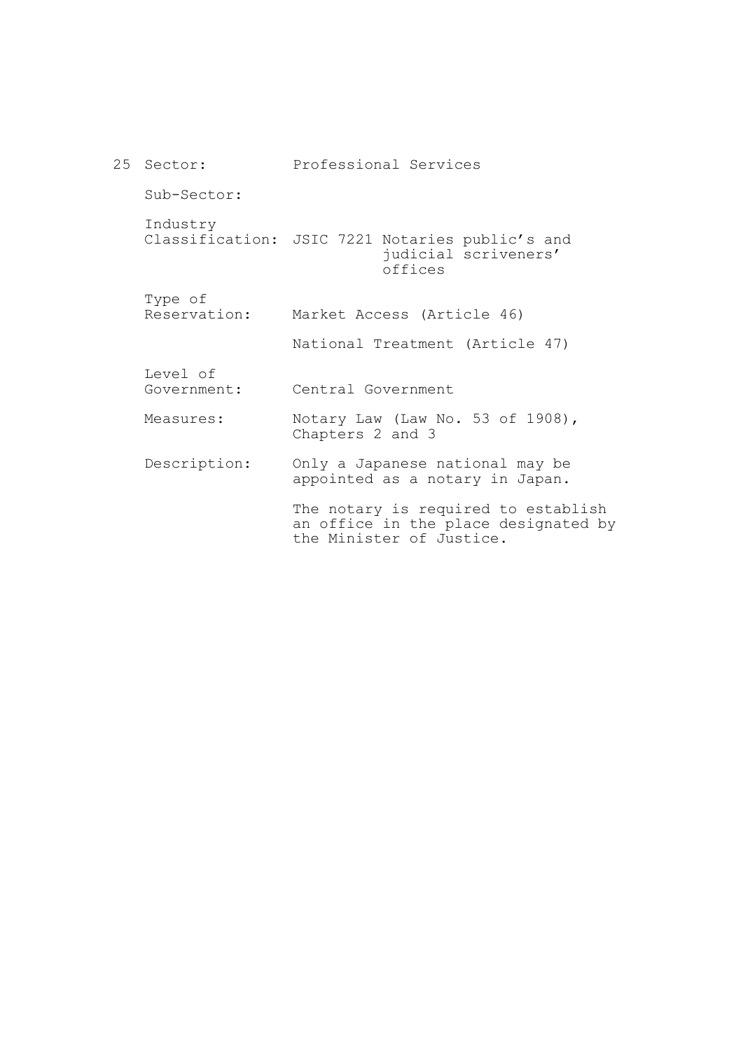| | | |
|---|---|---|
| 25 | Sector: | Professional Services |
| | Sub-Sector: | |
| | Industry Classification: | JSIC 7221 Notaries public's and judicial scriveners' offices |
| | Type of Reservation: | Market Access (Article 46)<br><br>National Treatment (Article 47) |
| | Level of Government: | Central Government |
| | Measures: | Notary Law (Law No. 53 of 1908), Chapters 2 and 3 |
| | Description: | Only a Japanese national may be appointed as a notary in Japan.<br><br>The notary is required to establish an office in the place designated by the Minister of Justice. |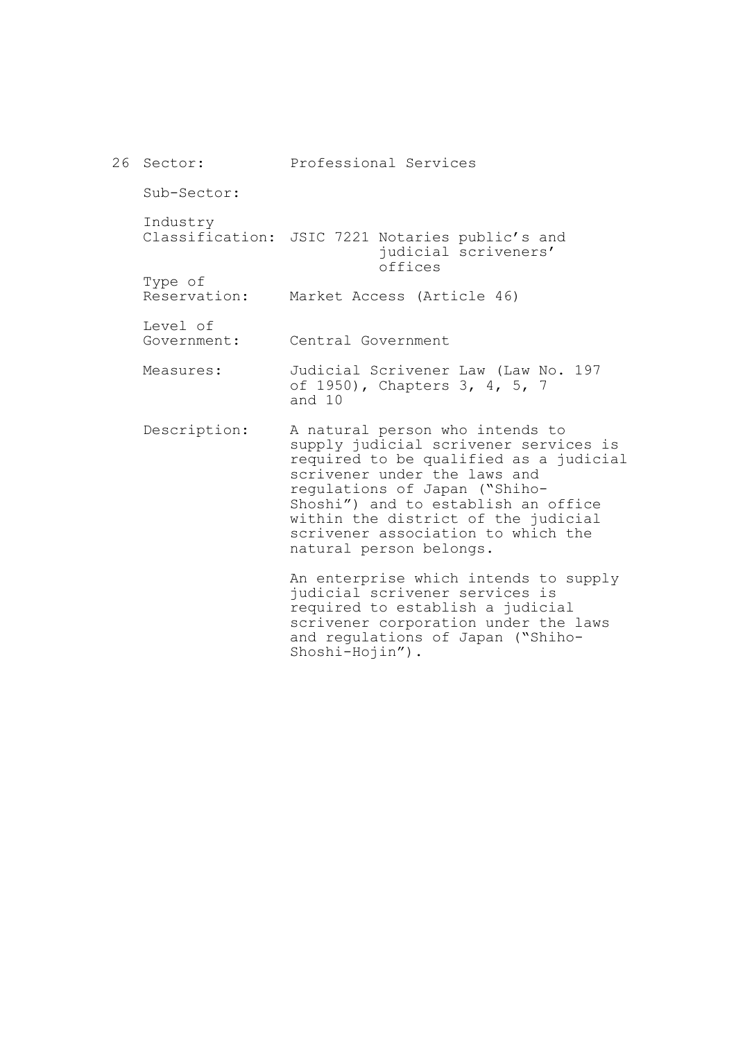26 Sector: Professional Services

Sub-Sector:

Industry Classification: JSIC 7221 Notaries public's and judicial scriveners' offices

Type of Reservation: Market Access (Article 46)

Level of Government: Central Government

Measures: Judicial Scrivener Law (Law No. 197 of 1950), Chapters 3, 4, 5, 7 and 10

Description: A natural person who intends to supply judicial scrivener services is required to be qualified as a judicial scrivener under the laws and regulations of Japan ("Shiho-Shoshi") and to establish an office within the district of the judicial scrivener association to which the natural person belongs.

An enterprise which intends to supply judicial scrivener services is required to establish a judicial scrivener corporation under the laws and regulations of Japan ("Shiho-Shoshi-Hojin").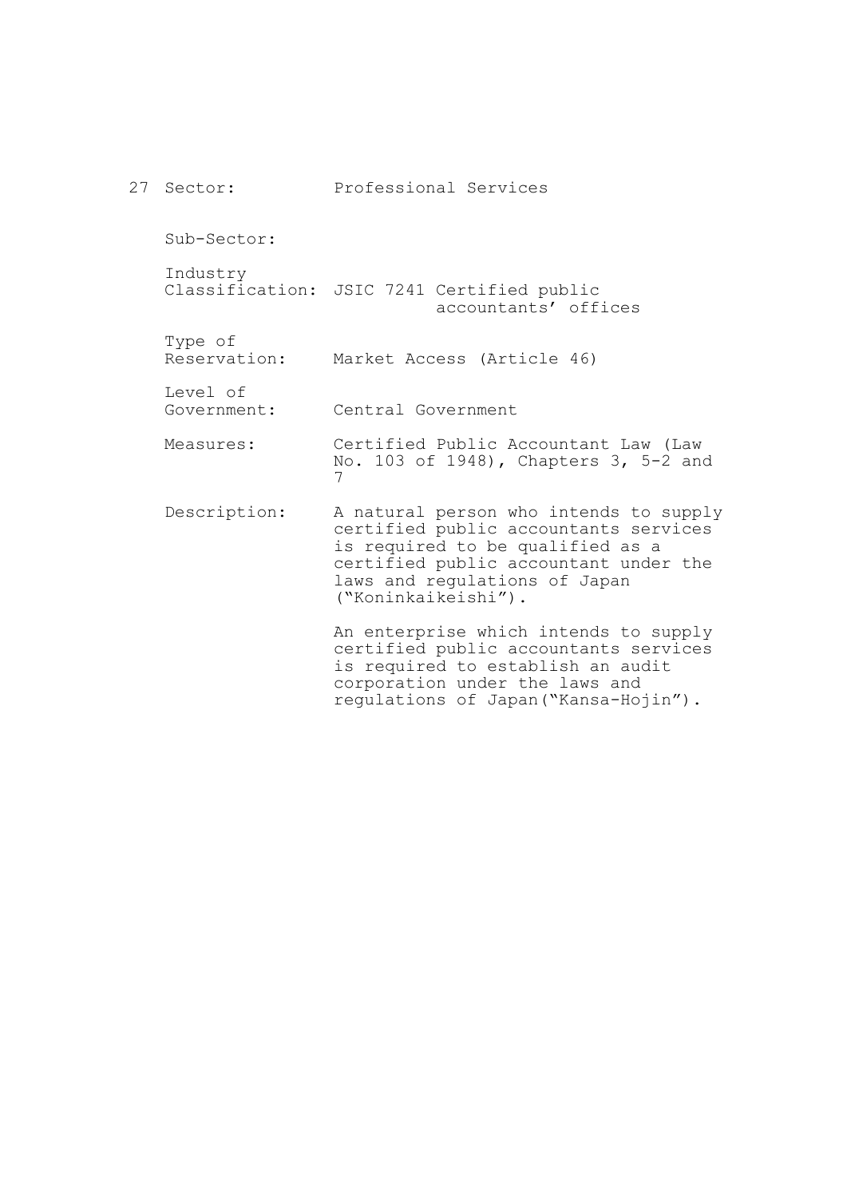| 27 | Sector: | Professional Services |
|---|---|---|
| | Sub-Sector: | |
| | Industry Classification: | JSIC 7241 Certified public accountants' offices |
| | Type of Reservation: | Market Access (Article 46) |
| | Level of Government: | Central Government |
| | Measures: | Certified Public Accountant Law (Law No. 103 of 1948), Chapters 3, 5-2 and 7 |
| | Description: | A natural person who intends to supply certified public accountants services is required to be qualified as a certified public accountant under the laws and regulations of Japan ("Koninkaikeishi").<br><br>An enterprise which intends to supply certified public accountants services is required to establish an audit corporation under the laws and regulations of Japan("Kansa-Hojin"). |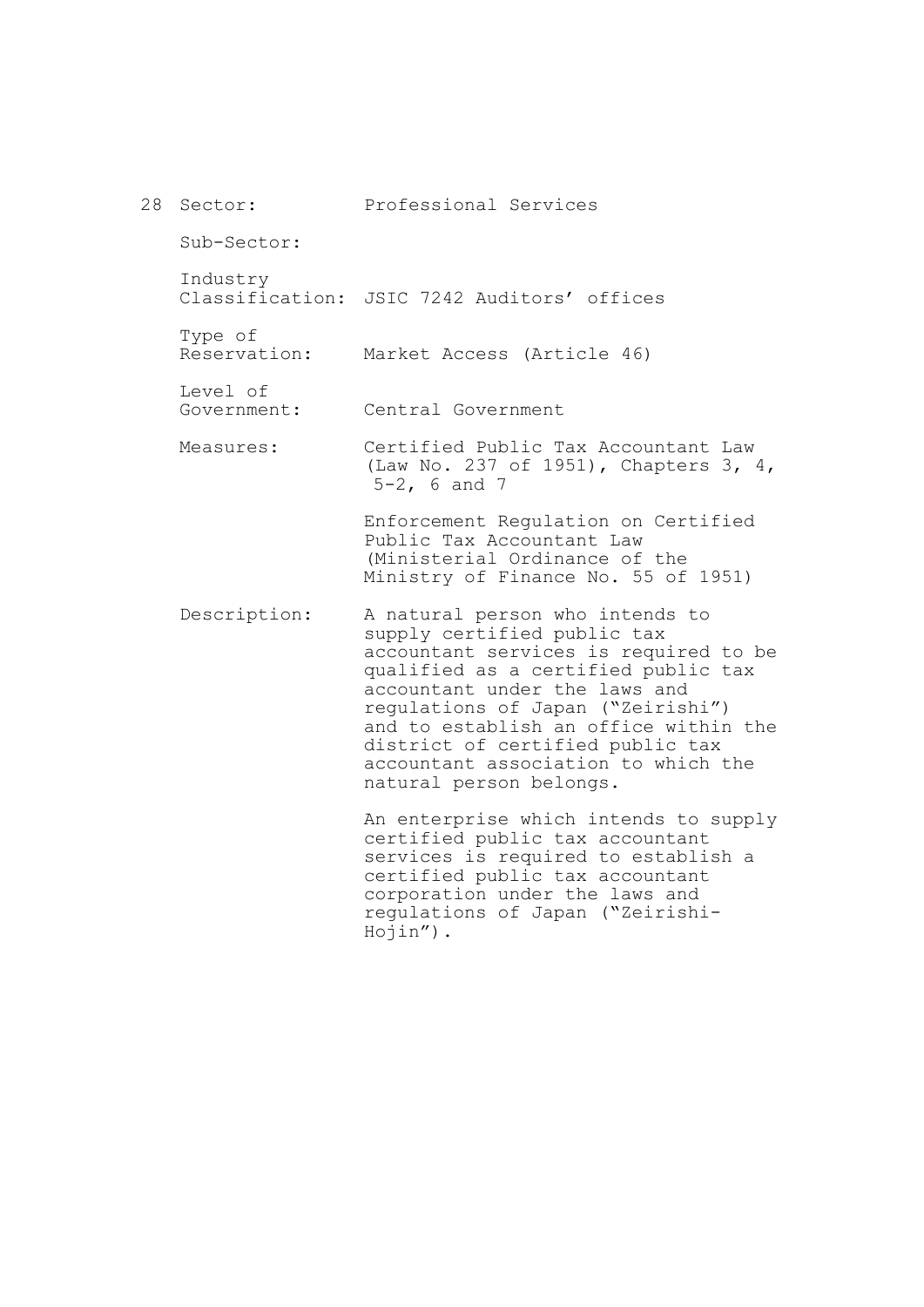28 Sector: Professional Services

Sub-Sector:

Industry Classification: JSIC 7242 Auditors' offices

Type of Reservation: Market Access (Article 46)

Level of Government: Central Government

Measures: Certified Public Tax Accountant Law (Law No. 237 of 1951), Chapters 3, 4, 5-2, 6 and 7

Enforcement Regulation on Certified Public Tax Accountant Law (Ministerial Ordinance of the Ministry of Finance No. 55 of 1951)

Description: A natural person who intends to supply certified public tax accountant services is required to be qualified as a certified public tax accountant under the laws and regulations of Japan ("Zeirishi") and to establish an office within the district of certified public tax accountant association to which the natural person belongs.

An enterprise which intends to supply certified public tax accountant services is required to establish a certified public tax accountant corporation under the laws and regulations of Japan ("Zeirishi-Hojin").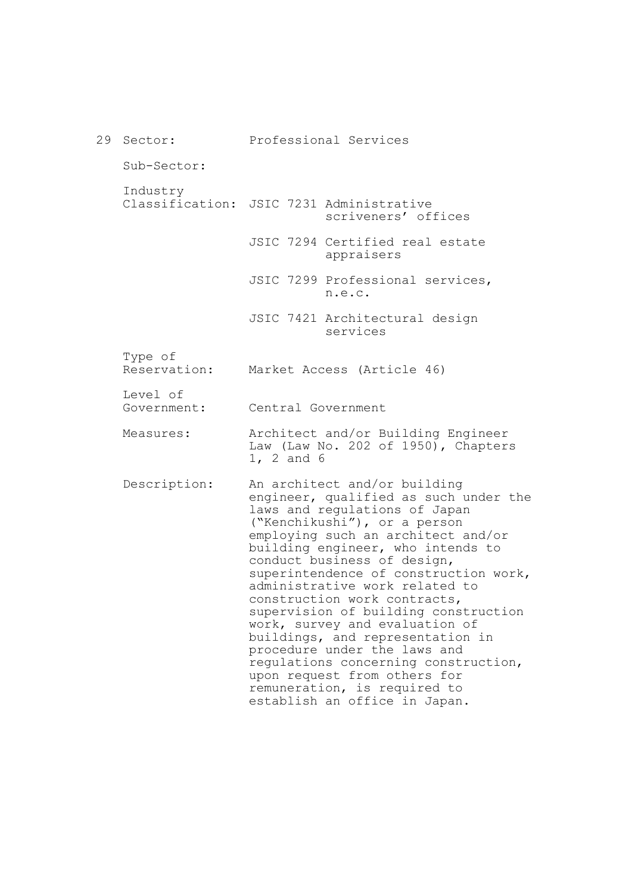29 Sector: Professional Services

Sub-Sector:

Industry Classification: JSIC 7231 Administrative scriveners' offices

JSIC 7294 Certified real estate appraisers

JSIC 7299 Professional services, n.e.c.

JSIC 7421 Architectural design services

Type of Reservation: Market Access (Article 46)

Level of Government: Central Government

Measures: Architect and/or Building Engineer Law (Law No. 202 of 1950), Chapters 1, 2 and 6

Description: An architect and/or building engineer, qualified as such under the laws and regulations of Japan ("Kenchikushi"), or a person employing such an architect and/or building engineer, who intends to conduct business of design, superintendence of construction work, administrative work related to construction work contracts, supervision of building construction work, survey and evaluation of buildings, and representation in procedure under the laws and regulations concerning construction, upon request from others for remuneration, is required to establish an office in Japan.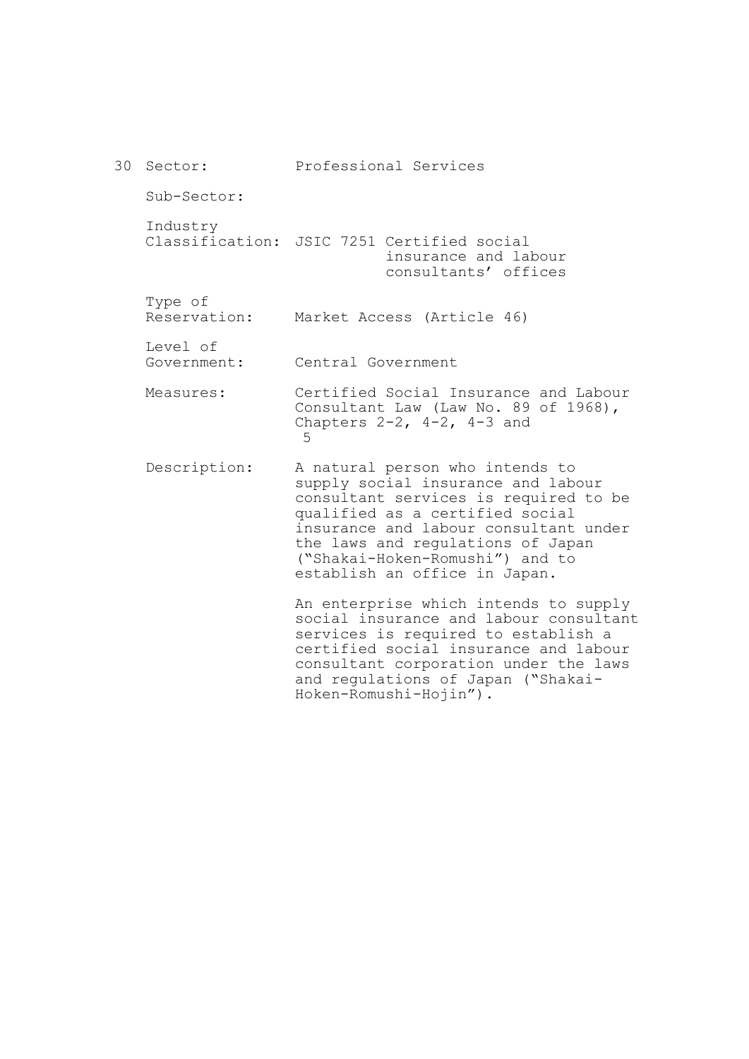30 Sector: Professional Services

| | |
|---|---|
| Sub-Sector: | |
| Industry Classification: | JSIC 7251 Certified social insurance and labour consultants' offices |
| Type of Reservation: | Market Access (Article 46) |
| Level of Government: | Central Government |
| Measures: | Certified Social Insurance and Labour Consultant Law (Law No. 89 of 1968), Chapters 2-2, 4-2, 4-3 and 5 |
| Description: | A natural person who intends to supply social insurance and labour consultant services is required to be qualified as a certified social insurance and labour consultant under the laws and regulations of Japan ("Shakai-Hoken-Romushi") and to establish an office in Japan.<br><br>An enterprise which intends to supply social insurance and labour consultant services is required to establish a certified social insurance and labour consultant corporation under the laws and regulations of Japan ("Shakai-Hoken-Romushi-Hojin"). |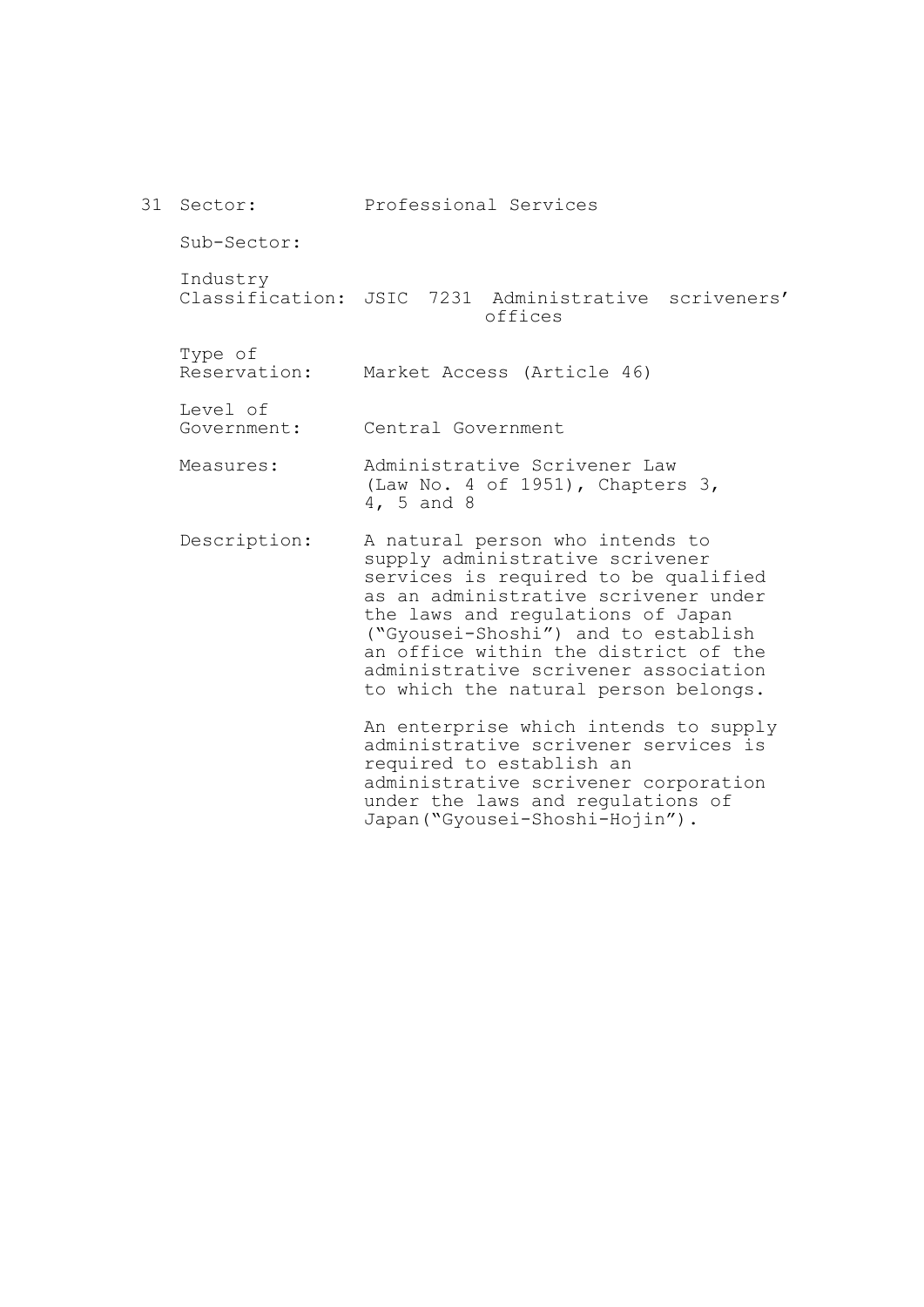31 Sector: Professional Services

Sub-Sector:

Industry Classification: JSIC 7231 Administrative scriveners' offices

Type of Reservation: Market Access (Article 46)

Level of Government: Central Government

Measures: Administrative Scrivener Law (Law No. 4 of 1951), Chapters 3, 4, 5 and 8

Description: A natural person who intends to supply administrative scrivener services is required to be qualified as an administrative scrivener under the laws and regulations of Japan ("Gyousei-Shoshi") and to establish an office within the district of the administrative scrivener association to which the natural person belongs.

An enterprise which intends to supply administrative scrivener services is required to establish an administrative scrivener corporation under the laws and regulations of Japan("Gyousei-Shoshi-Hojin").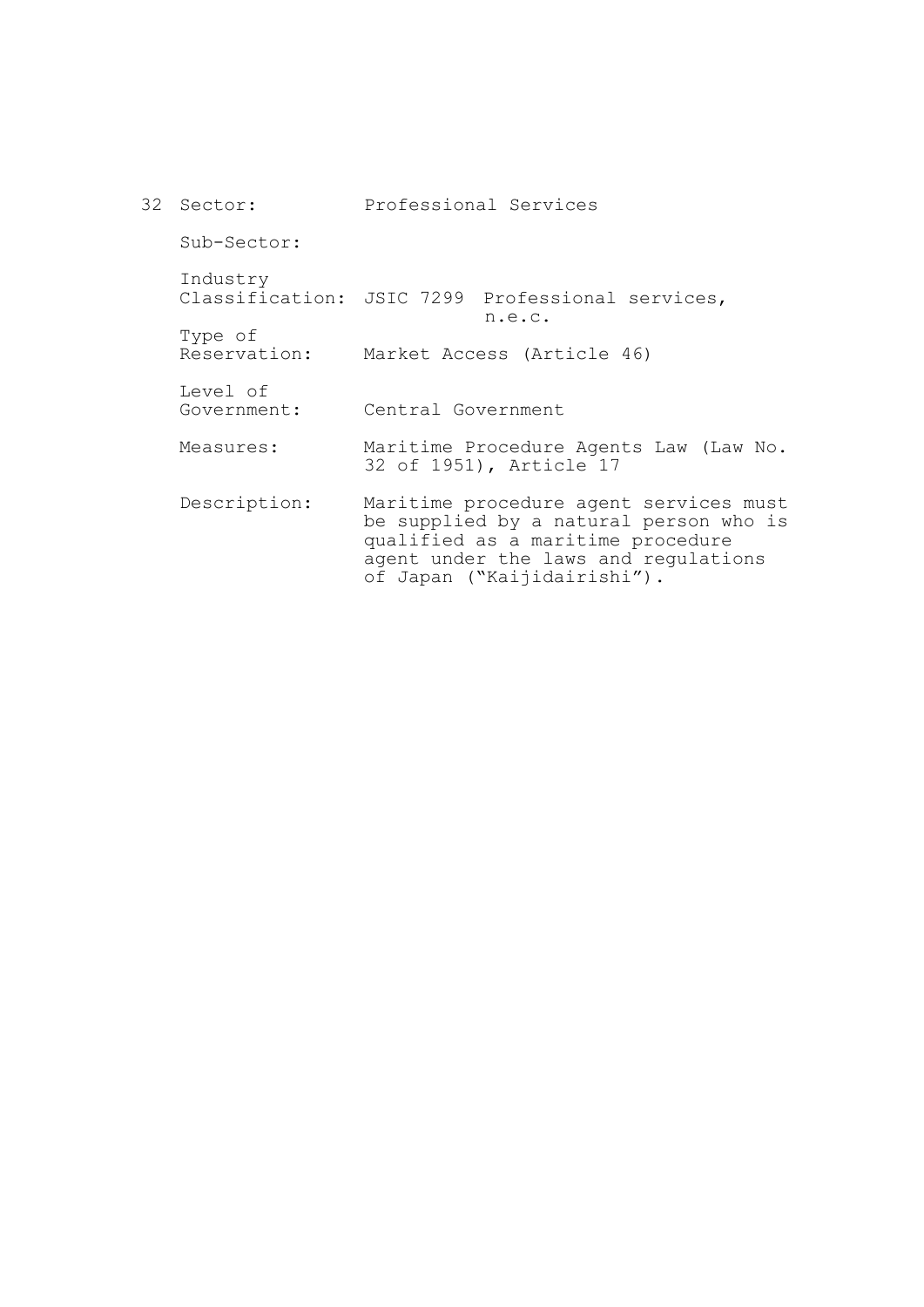32 Sector: Professional Services

Sub-Sector:

Industry Classification: JSIC 7299 Professional services, n.e.c.

Type of Reservation: Market Access (Article 46)

Level of Government: Central Government

Measures: Maritime Procedure Agents Law (Law No. 32 of 1951), Article 17

Description: Maritime procedure agent services must be supplied by a natural person who is qualified as a maritime procedure agent under the laws and regulations of Japan ("Kaijidairishi").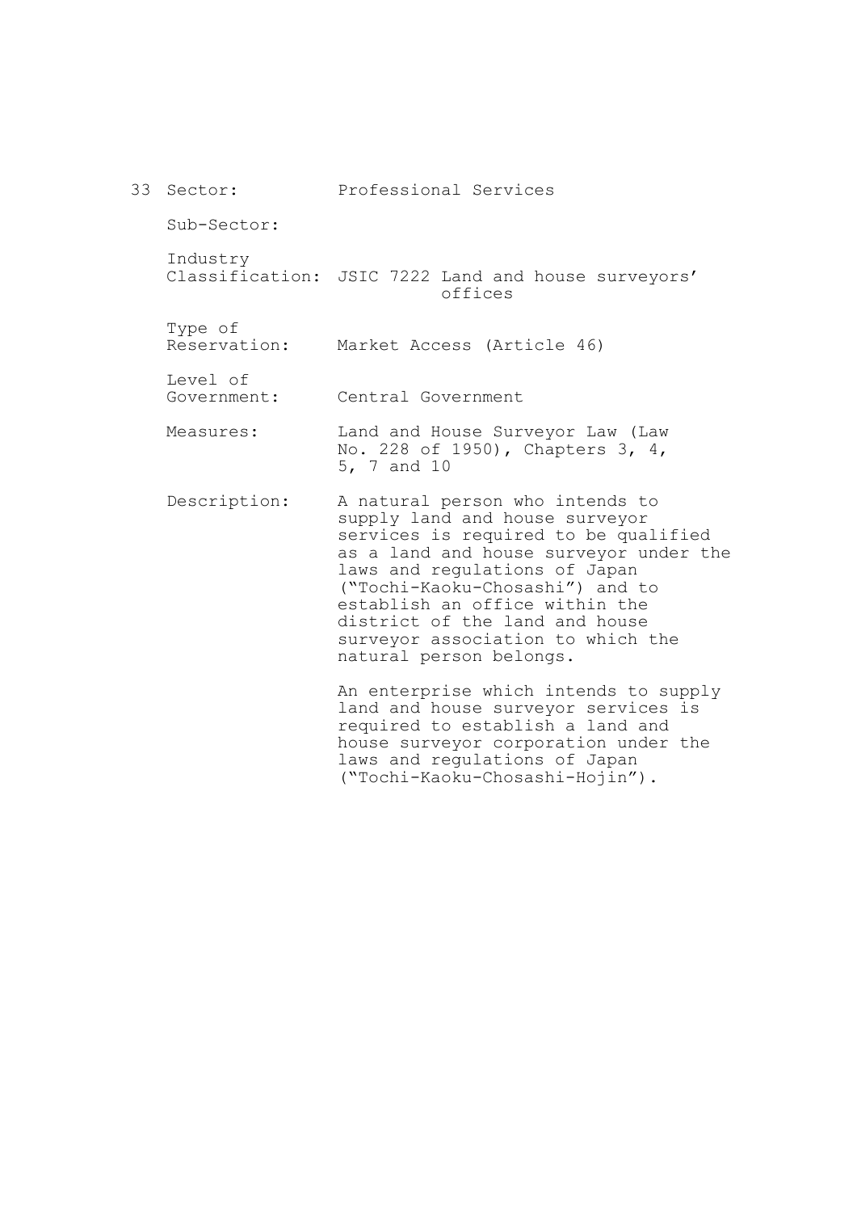33 Sector: Professional Services

Sub-Sector:

Industry Classification: JSIC 7222 Land and house surveyors' offices

Type of Reservation: Market Access (Article 46)

Level of Government: Central Government

Measures: Land and House Surveyor Law (Law No. 228 of 1950), Chapters 3, 4, 5, 7 and 10

Description: A natural person who intends to supply land and house surveyor services is required to be qualified as a land and house surveyor under the laws and regulations of Japan ("Tochi-Kaoku-Chosashi") and to establish an office within the district of the land and house surveyor association to which the natural person belongs.

An enterprise which intends to supply land and house surveyor services is required to establish a land and house surveyor corporation under the laws and regulations of Japan ("Tochi-Kaoku-Chosashi-Hojin").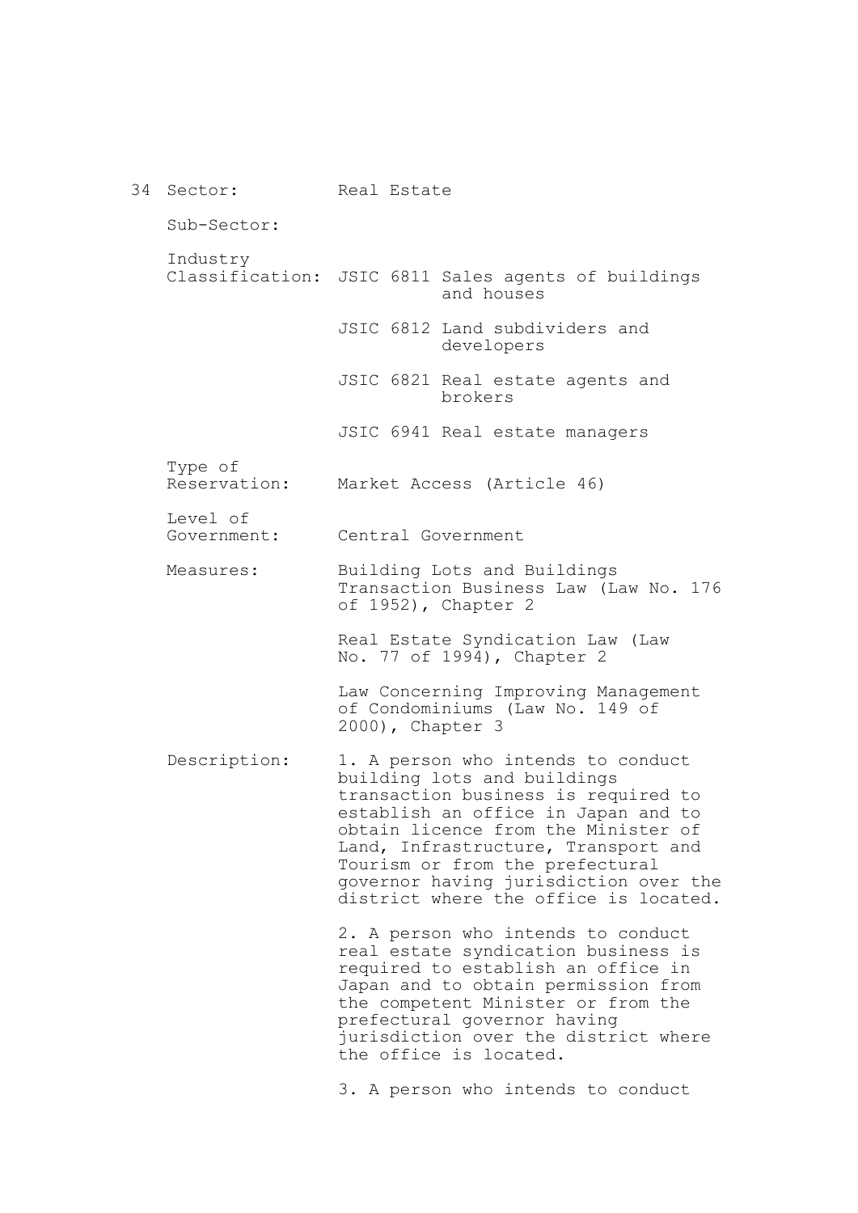34 Sector: Real Estate

Sub-Sector:

Industry Classification: JSIC 6811 Sales agents of buildings and houses

JSIC 6812 Land subdividers and developers

JSIC 6821 Real estate agents and brokers

JSIC 6941 Real estate managers

Type of Reservation: Market Access (Article 46)

Level of Government: Central Government

Measures: Building Lots and Buildings Transaction Business Law (Law No. 176 of 1952), Chapter 2

Real Estate Syndication Law (Law No. 77 of 1994), Chapter 2

Law Concerning Improving Management of Condominiums (Law No. 149 of 2000), Chapter 3

Description: 1. A person who intends to conduct building lots and buildings transaction business is required to establish an office in Japan and to obtain licence from the Minister of Land, Infrastructure, Transport and Tourism or from the prefectural governor having jurisdiction over the district where the office is located.

2. A person who intends to conduct real estate syndication business is required to establish an office in Japan and to obtain permission from the competent Minister or from the prefectural governor having jurisdiction over the district where the office is located.

3. A person who intends to conduct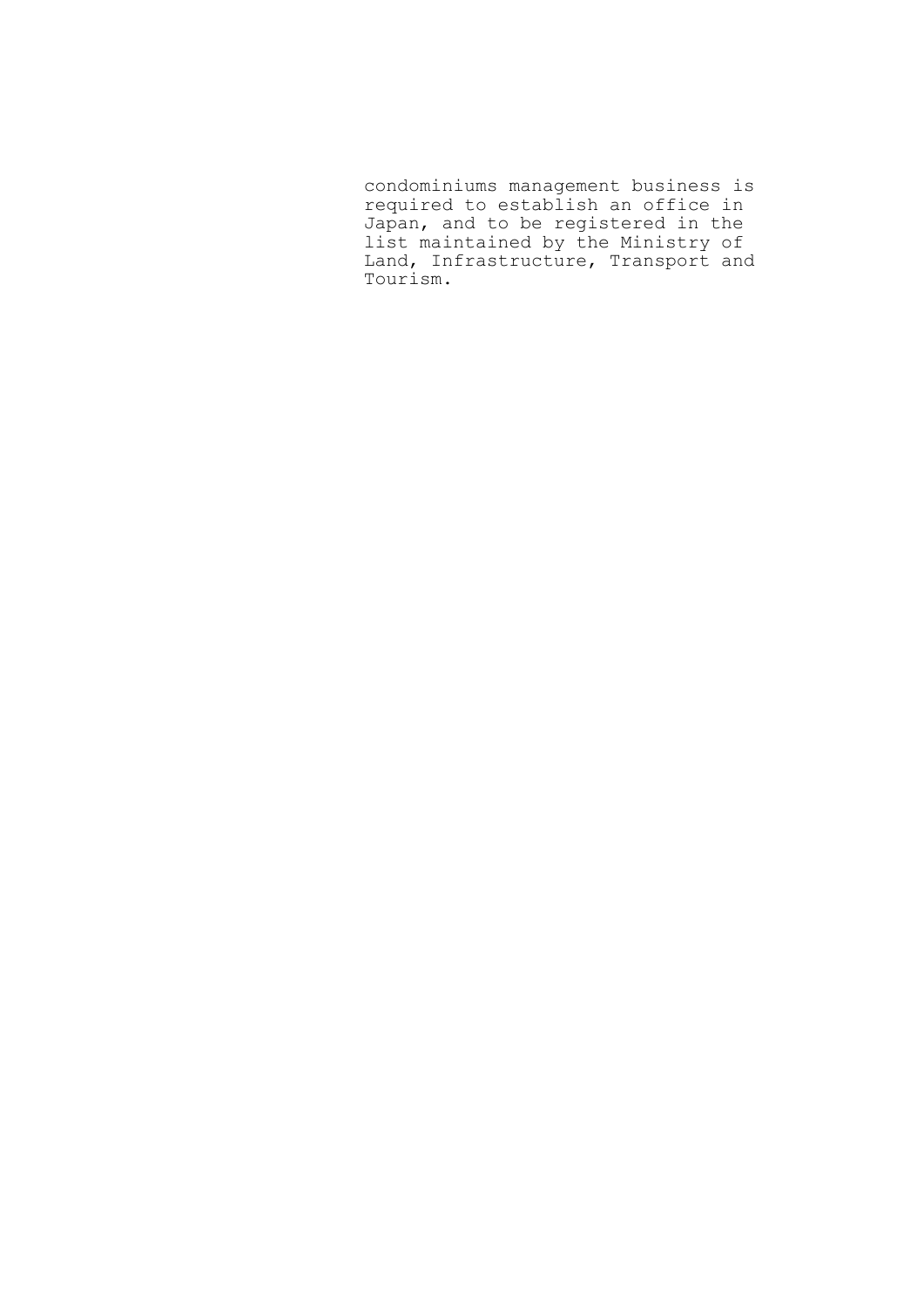condominiums management business is required to establish an office in Japan, and to be registered in the list maintained by the Ministry of Land, Infrastructure, Transport and Tourism.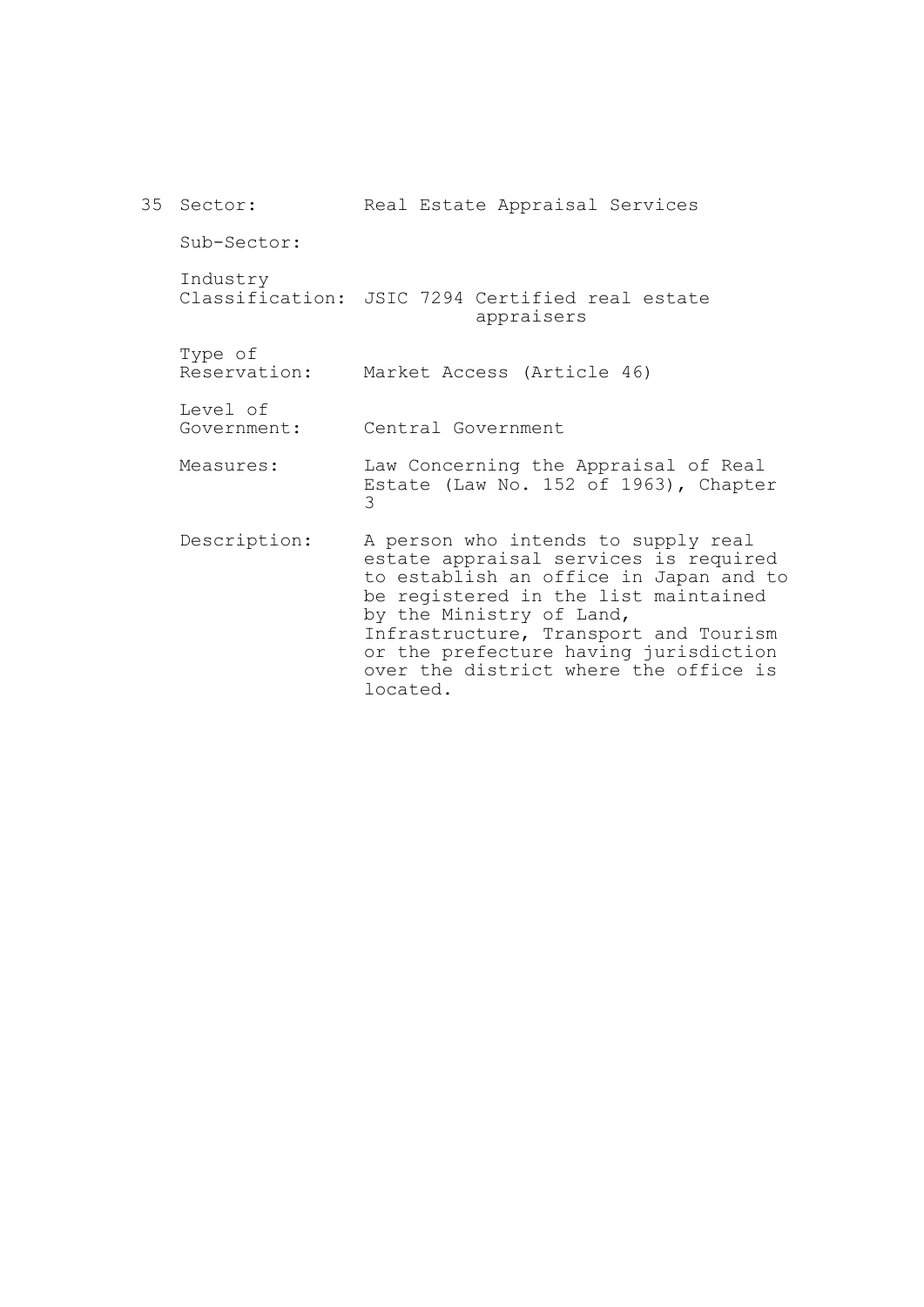35 Sector: Real Estate Appraisal Services

Sub-Sector:

Industry Classification: JSIC 7294 Certified real estate appraisers

Type of Reservation: Market Access (Article 46)

Level of Government: Central Government

Measures: Law Concerning the Appraisal of Real Estate (Law No. 152 of 1963), Chapter 3

Description: A person who intends to supply real estate appraisal services is required to establish an office in Japan and to be registered in the list maintained by the Ministry of Land, Infrastructure, Transport and Tourism or the prefecture having jurisdiction over the district where the office is located.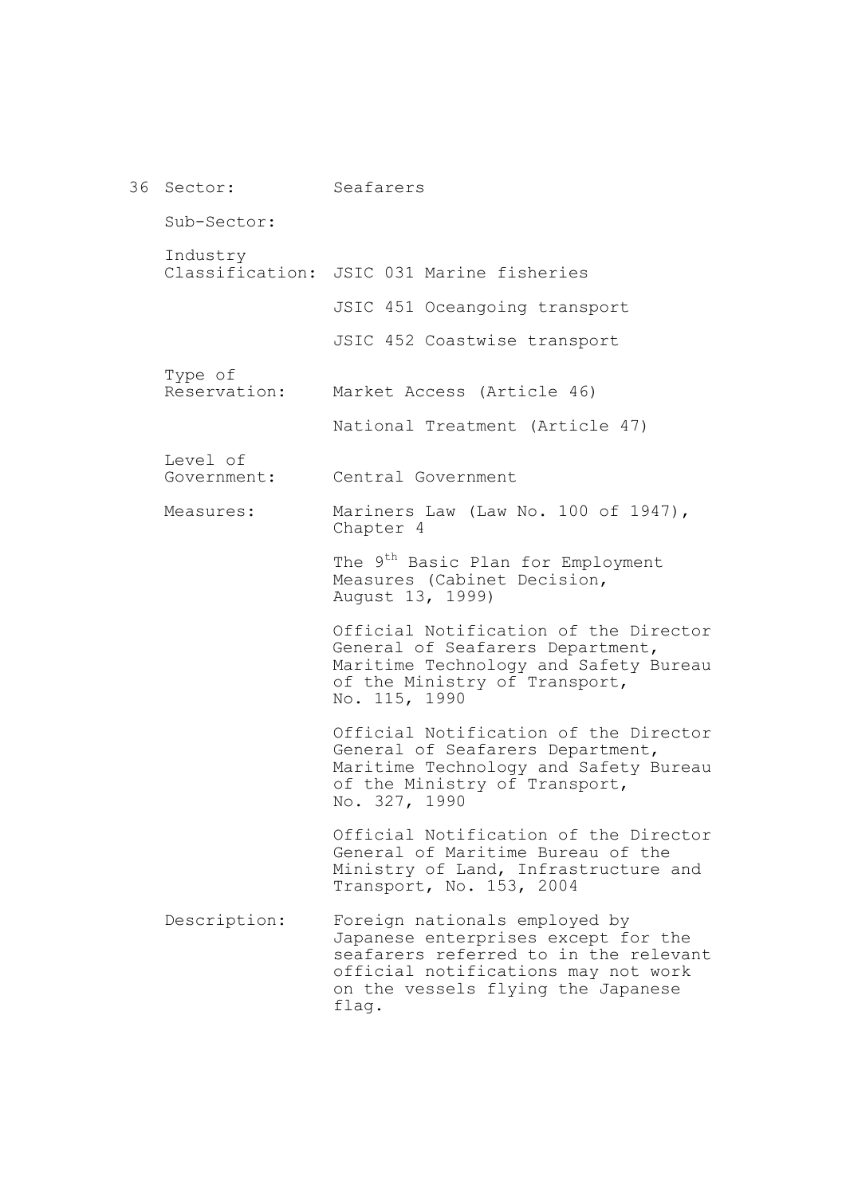36 Sector: Seafarers

Sub-Sector:

Industry Classification: JSIC 031 Marine fisheries

JSIC 451 Oceangoing transport

JSIC 452 Coastwise transport

Type of Reservation: Market Access (Article 46)

National Treatment (Article 47)

Level of Government: Central Government

Measures: Mariners Law (Law No. 100 of 1947), Chapter 4

The 9th Basic Plan for Employment Measures (Cabinet Decision, August 13, 1999)

Official Notification of the Director General of Seafarers Department, Maritime Technology and Safety Bureau of the Ministry of Transport, No. 115, 1990

Official Notification of the Director General of Seafarers Department, Maritime Technology and Safety Bureau of the Ministry of Transport, No. 327, 1990

Official Notification of the Director General of Maritime Bureau of the Ministry of Land, Infrastructure and Transport, No. 153, 2004

Description: Foreign nationals employed by Japanese enterprises except for the seafarers referred to in the relevant official notifications may not work on the vessels flying the Japanese flag.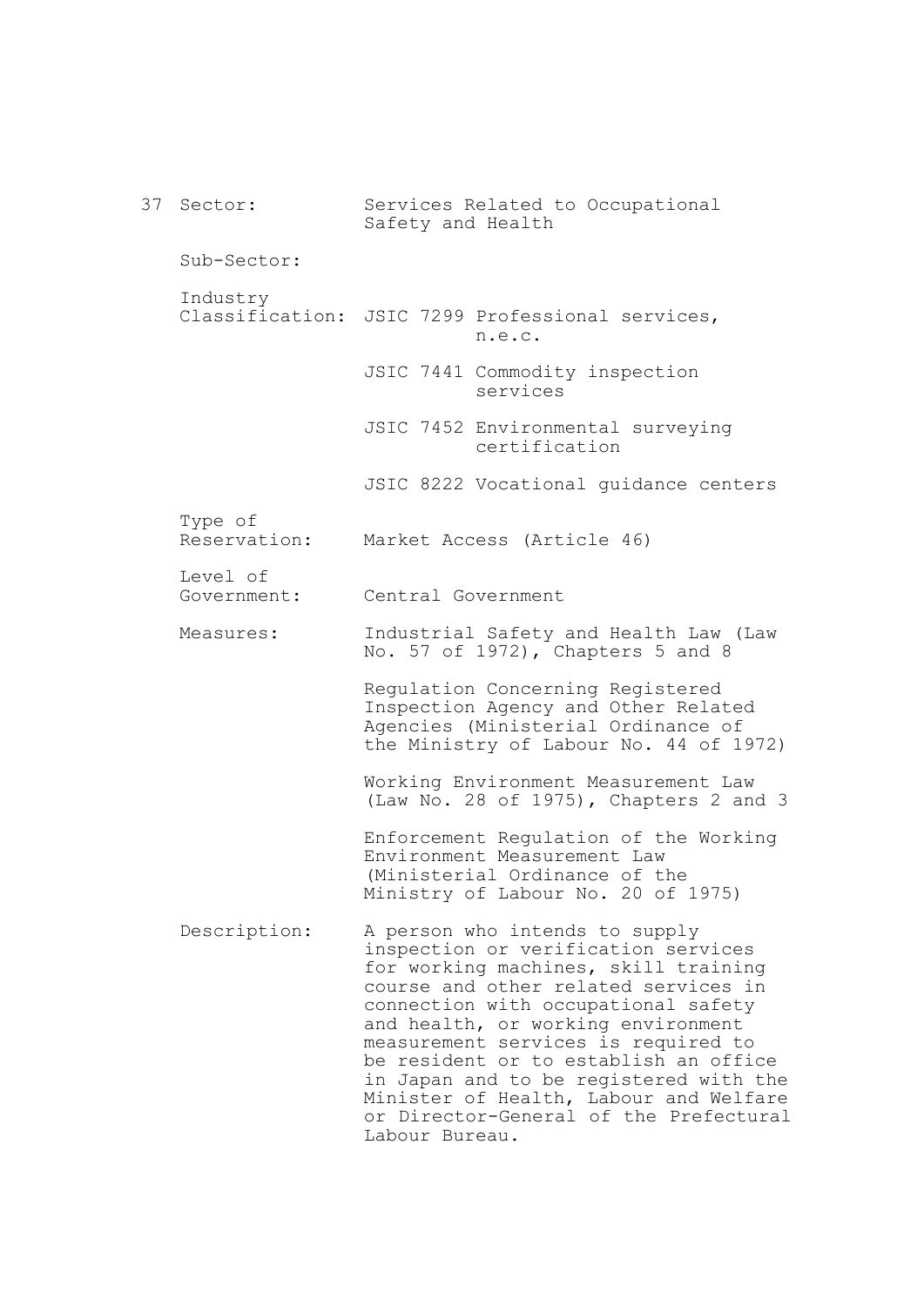37 Sector: Services Related to Occupational Safety and Health

Sub-Sector:

Industry Classification: JSIC 7299 Professional services, n.e.c.

JSIC 7441 Commodity inspection services

JSIC 7452 Environmental surveying certification

JSIC 8222 Vocational guidance centers

Type of Reservation: Market Access (Article 46)

Level of Government: Central Government

Measures: Industrial Safety and Health Law (Law No. 57 of 1972), Chapters 5 and 8

Regulation Concerning Registered Inspection Agency and Other Related Agencies (Ministerial Ordinance of the Ministry of Labour No. 44 of 1972)

Working Environment Measurement Law (Law No. 28 of 1975), Chapters 2 and 3

Enforcement Regulation of the Working Environment Measurement Law (Ministerial Ordinance of the Ministry of Labour No. 20 of 1975)

Description: A person who intends to supply inspection or verification services for working machines, skill training course and other related services in connection with occupational safety and health, or working environment measurement services is required to be resident or to establish an office in Japan and to be registered with the Minister of Health, Labour and Welfare or Director-General of the Prefectural Labour Bureau.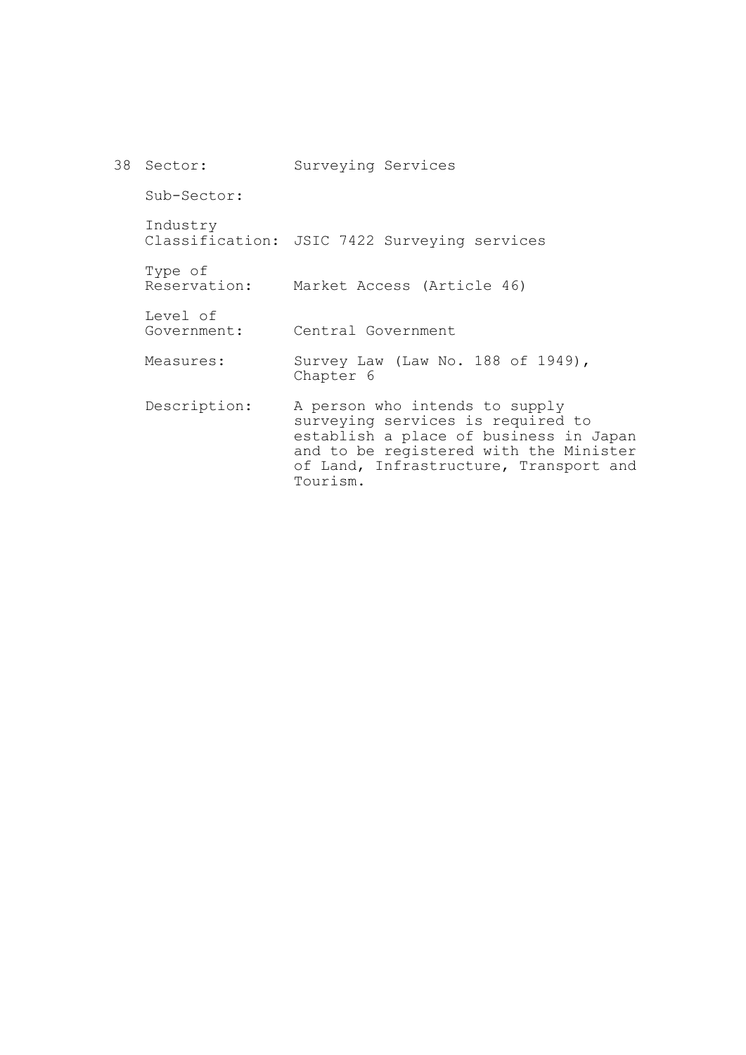38 Sector: Surveying Services

Sub-Sector:

Industry Classification: JSIC 7422 Surveying services

Type of Reservation: Market Access (Article 46)

Level of Government: Central Government

Measures: Survey Law (Law No. 188 of 1949), Chapter 6

Description: A person who intends to supply surveying services is required to establish a place of business in Japan and to be registered with the Minister of Land, Infrastructure, Transport and Tourism.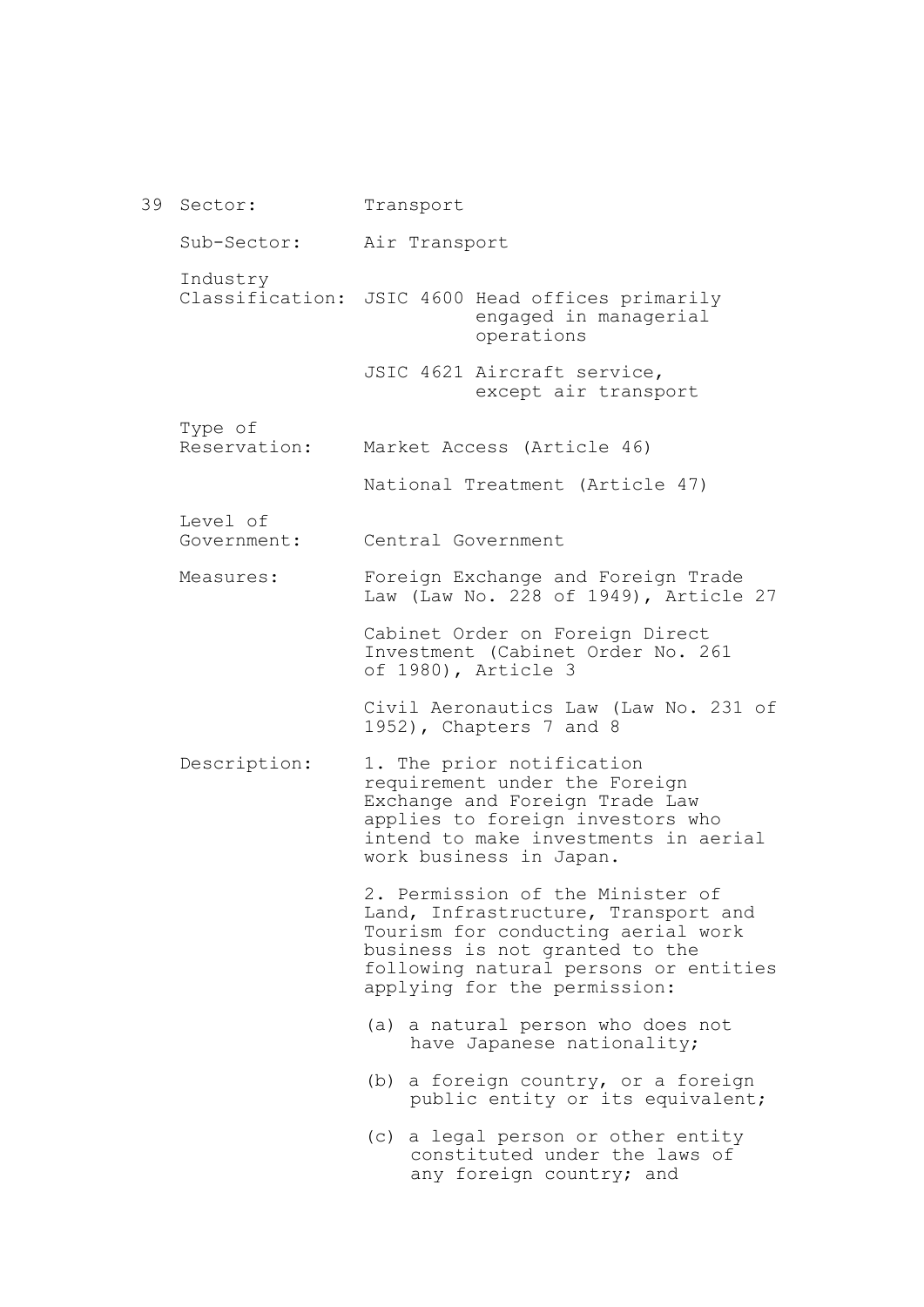39 Sector: Transport

Sub-Sector: Air Transport

Industry Classification: JSIC 4600 Head offices primarily engaged in managerial operations

JSIC 4621 Aircraft service, except air transport

Type of Reservation: Market Access (Article 46)

National Treatment (Article 47)

Level of Government: Central Government

Measures: Foreign Exchange and Foreign Trade Law (Law No. 228 of 1949), Article 27

Cabinet Order on Foreign Direct Investment (Cabinet Order No. 261 of 1980), Article 3

Civil Aeronautics Law (Law No. 231 of 1952), Chapters 7 and 8

Description: 1. The prior notification requirement under the Foreign Exchange and Foreign Trade Law applies to foreign investors who intend to make investments in aerial work business in Japan.

2. Permission of the Minister of Land, Infrastructure, Transport and Tourism for conducting aerial work business is not granted to the following natural persons or entities applying for the permission:

(a) a natural person who does not have Japanese nationality;

(b) a foreign country, or a foreign public entity or its equivalent;

(c) a legal person or other entity constituted under the laws of any foreign country; and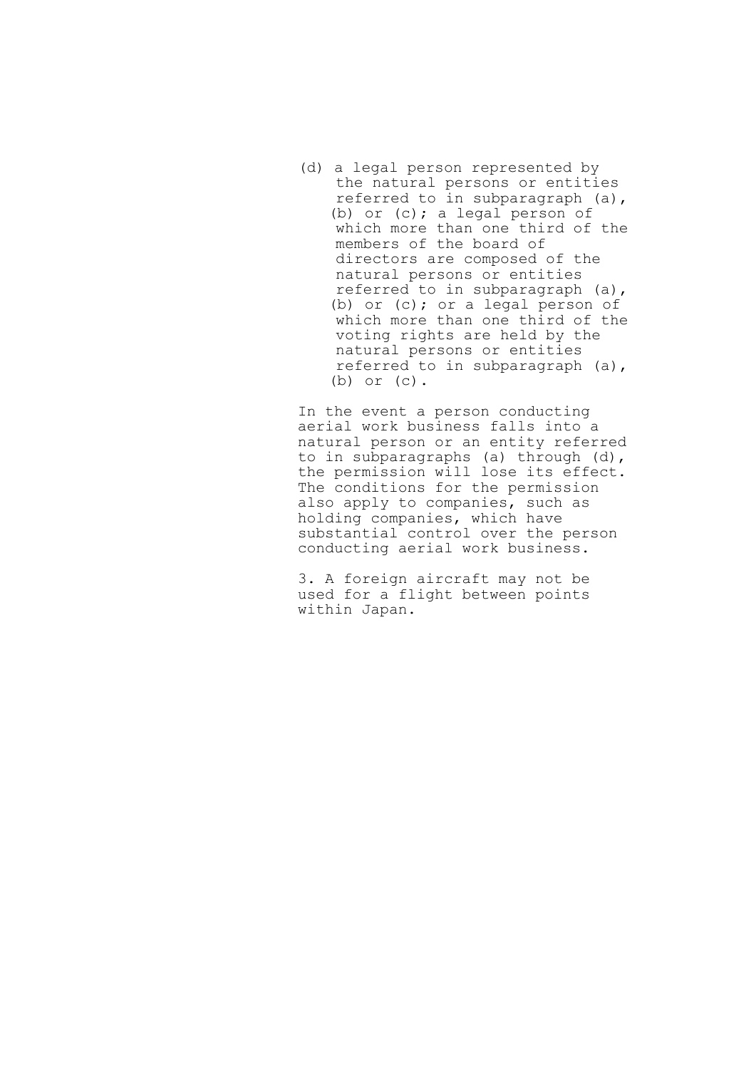(d) a legal person represented by the natural persons or entities referred to in subparagraph (a), (b) or (c); a legal person of which more than one third of the members of the board of directors are composed of the natural persons or entities referred to in subparagraph (a), (b) or (c); or a legal person of which more than one third of the voting rights are held by the natural persons or entities referred to in subparagraph (a), (b) or (c).

In the event a person conducting aerial work business falls into a natural person or an entity referred to in subparagraphs (a) through (d), the permission will lose its effect. The conditions for the permission also apply to companies, such as holding companies, which have substantial control over the person conducting aerial work business.

3. A foreign aircraft may not be used for a flight between points within Japan.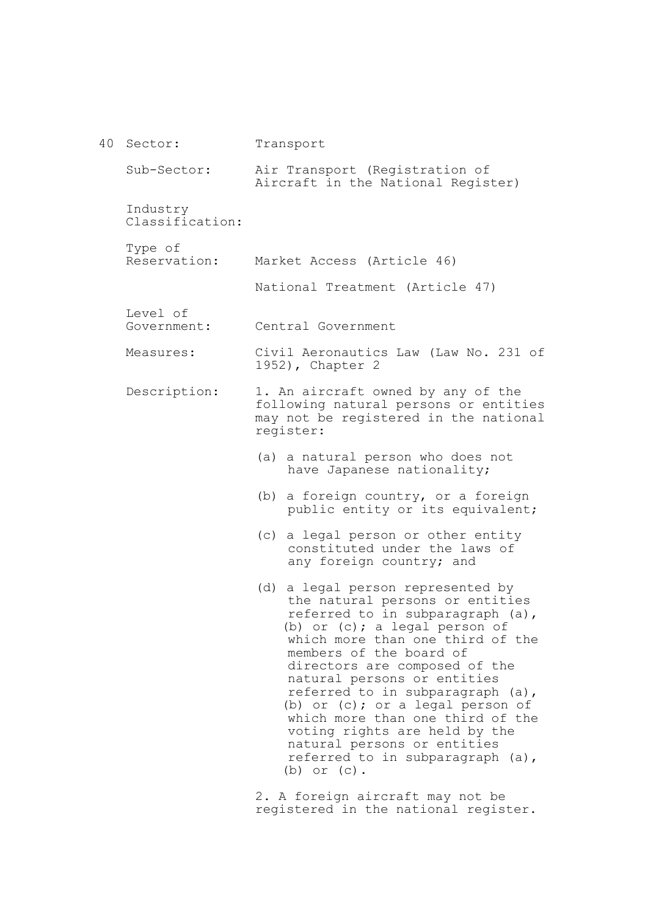40 Sector: Transport

Sub-Sector: Air Transport (Registration of Aircraft in the National Register)

Industry Classification:

Type of Reservation: Market Access (Article 46)

National Treatment (Article 47)

Level of Government: Central Government

Measures: Civil Aeronautics Law (Law No. 231 of 1952), Chapter 2

Description: 1. An aircraft owned by any of the following natural persons or entities may not be registered in the national register:

(a) a natural person who does not have Japanese nationality;

(b) a foreign country, or a foreign public entity or its equivalent;

(c) a legal person or other entity constituted under the laws of any foreign country; and

(d) a legal person represented by the natural persons or entities referred to in subparagraph (a), (b) or (c); a legal person of which more than one third of the members of the board of directors are composed of the natural persons or entities referred to in subparagraph (a), (b) or (c); or a legal person of which more than one third of the voting rights are held by the natural persons or entities referred to in subparagraph (a), (b) or (c).

2. A foreign aircraft may not be registered in the national register.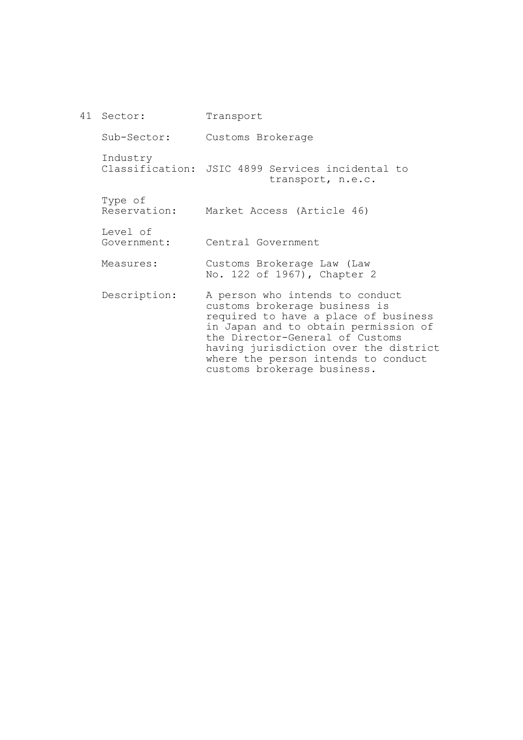41 Sector: Transport

Sub-Sector: Customs Brokerage

Industry Classification: JSIC 4899 Services incidental to transport, n.e.c.

Type of Reservation: Market Access (Article 46)

Level of Government: Central Government

Measures: Customs Brokerage Law (Law No. 122 of 1967), Chapter 2

Description: A person who intends to conduct customs brokerage business is required to have a place of business in Japan and to obtain permission of the Director-General of Customs having jurisdiction over the district where the person intends to conduct customs brokerage business.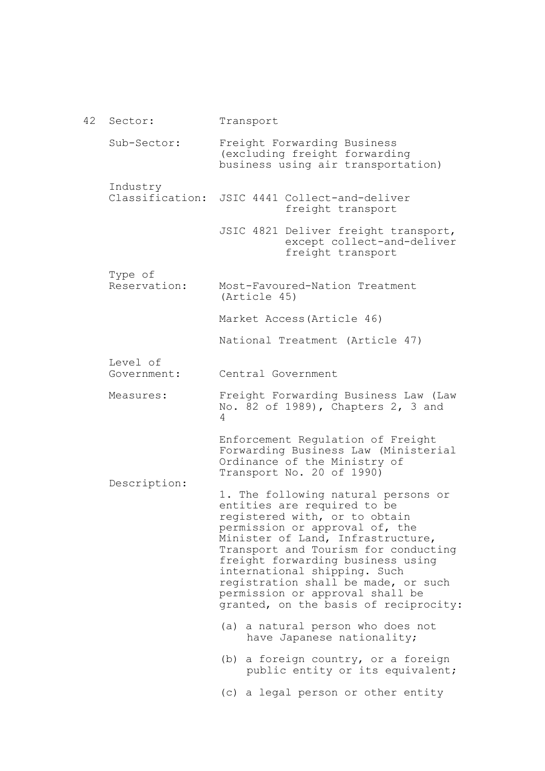42 Sector: Transport

Sub-Sector: Freight Forwarding Business (excluding freight forwarding business using air transportation)

Industry Classification: JSIC 4441 Collect-and-deliver freight transport

JSIC 4821 Deliver freight transport, except collect-and-deliver freight transport

Type of Reservation: Most-Favoured-Nation Treatment (Article 45)

Market Access(Article 46)

National Treatment (Article 47)

Level of Government: Central Government

Measures: Freight Forwarding Business Law (Law No. 82 of 1989), Chapters 2, 3 and 4

Enforcement Regulation of Freight Forwarding Business Law (Ministerial Ordinance of the Ministry of Transport No. 20 of 1990)

Description:

1. The following natural persons or entities are required to be registered with, or to obtain permission or approval of, the Minister of Land, Infrastructure, Transport and Tourism for conducting freight forwarding business using international shipping. Such registration shall be made, or such permission or approval shall be granted, on the basis of reciprocity:

(a) a natural person who does not have Japanese nationality;

(b) a foreign country, or a foreign public entity or its equivalent;

(c) a legal person or other entity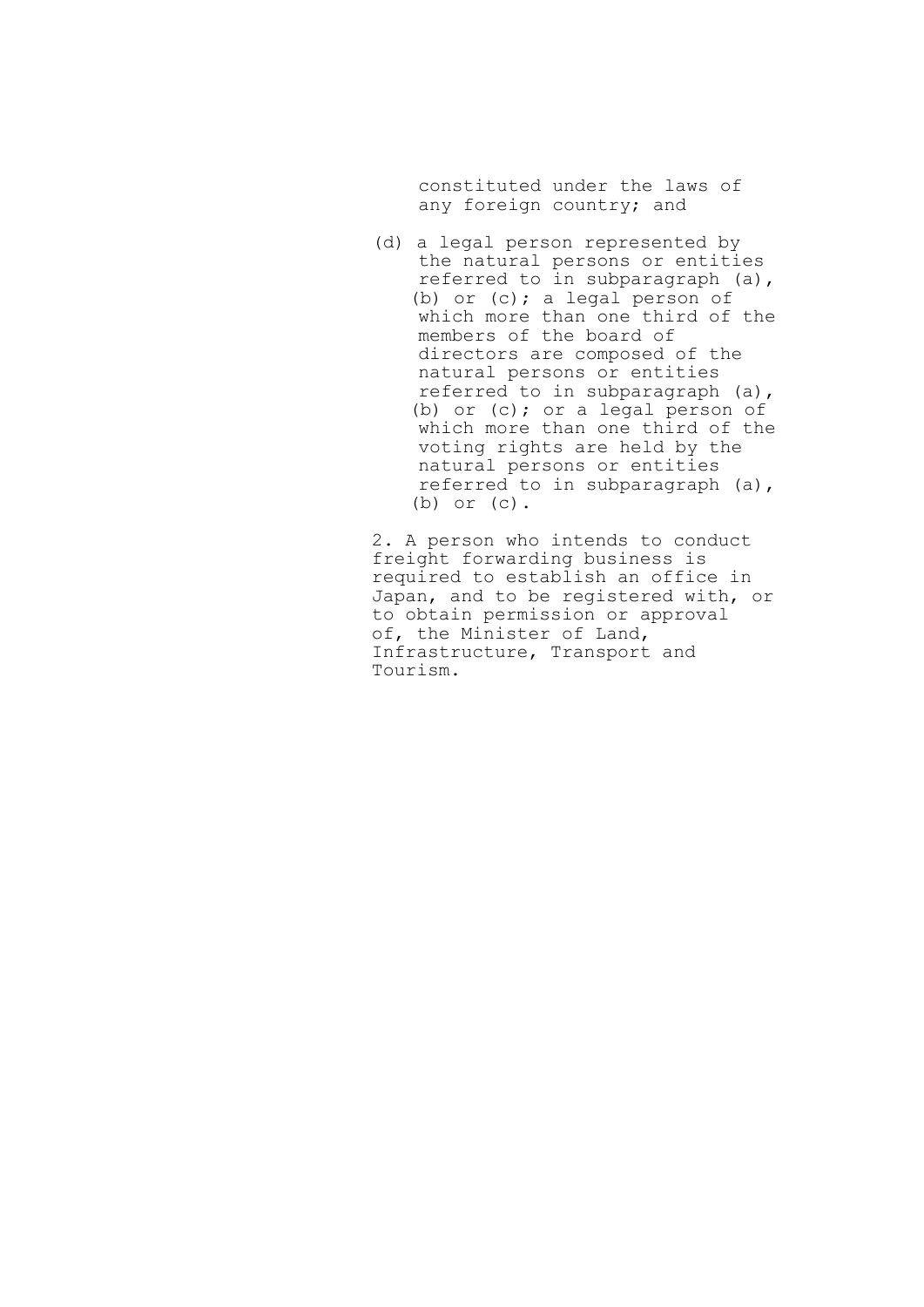constituted under the laws of any foreign country; and

(d) a legal person represented by the natural persons or entities referred to in subparagraph (a), (b) or (c); a legal person of which more than one third of the members of the board of directors are composed of the natural persons or entities referred to in subparagraph (a), (b) or (c); or a legal person of which more than one third of the voting rights are held by the natural persons or entities referred to in subparagraph (a), (b) or (c).

2. A person who intends to conduct freight forwarding business is required to establish an office in Japan, and to be registered with, or to obtain permission or approval of, the Minister of Land, Infrastructure, Transport and Tourism.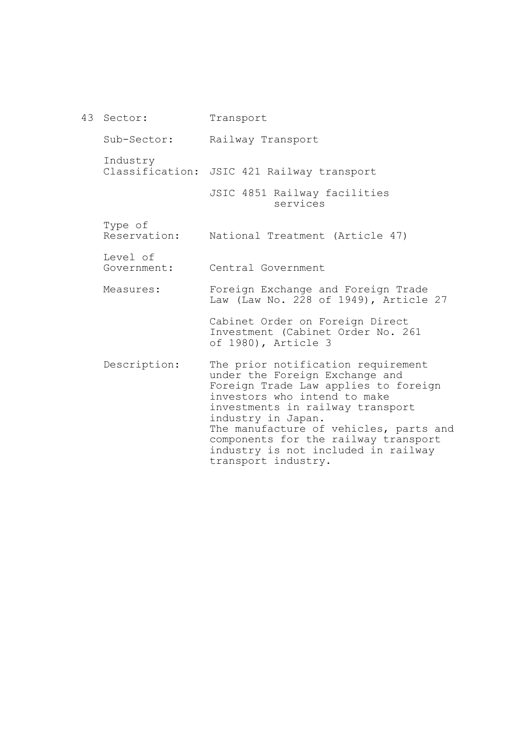43 Sector: Transport

Sub-Sector: Railway Transport

Industry Classification: JSIC 421 Railway transport

JSIC 4851 Railway facilities services

Type of Reservation: National Treatment (Article 47)

Level of Government: Central Government

Measures: Foreign Exchange and Foreign Trade Law (Law No. 228 of 1949), Article 27

Cabinet Order on Foreign Direct Investment (Cabinet Order No. 261 of 1980), Article 3

Description: The prior notification requirement under the Foreign Exchange and Foreign Trade Law applies to foreign investors who intend to make investments in railway transport industry in Japan.
The manufacture of vehicles, parts and components for the railway transport industry is not included in railway transport industry.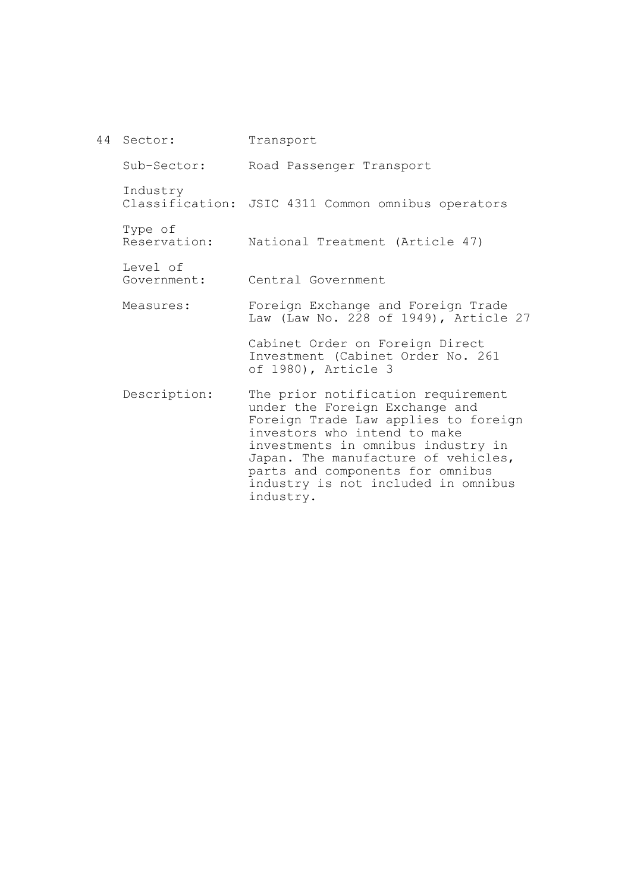44 Sector: Transport

Sub-Sector: Road Passenger Transport

Industry Classification: JSIC 4311 Common omnibus operators

Type of Reservation: National Treatment (Article 47)

Level of Government: Central Government

Measures: Foreign Exchange and Foreign Trade Law (Law No. 228 of 1949), Article 27

Cabinet Order on Foreign Direct Investment (Cabinet Order No. 261 of 1980), Article 3

Description: The prior notification requirement under the Foreign Exchange and Foreign Trade Law applies to foreign investors who intend to make investments in omnibus industry in Japan. The manufacture of vehicles, parts and components for omnibus industry is not included in omnibus industry.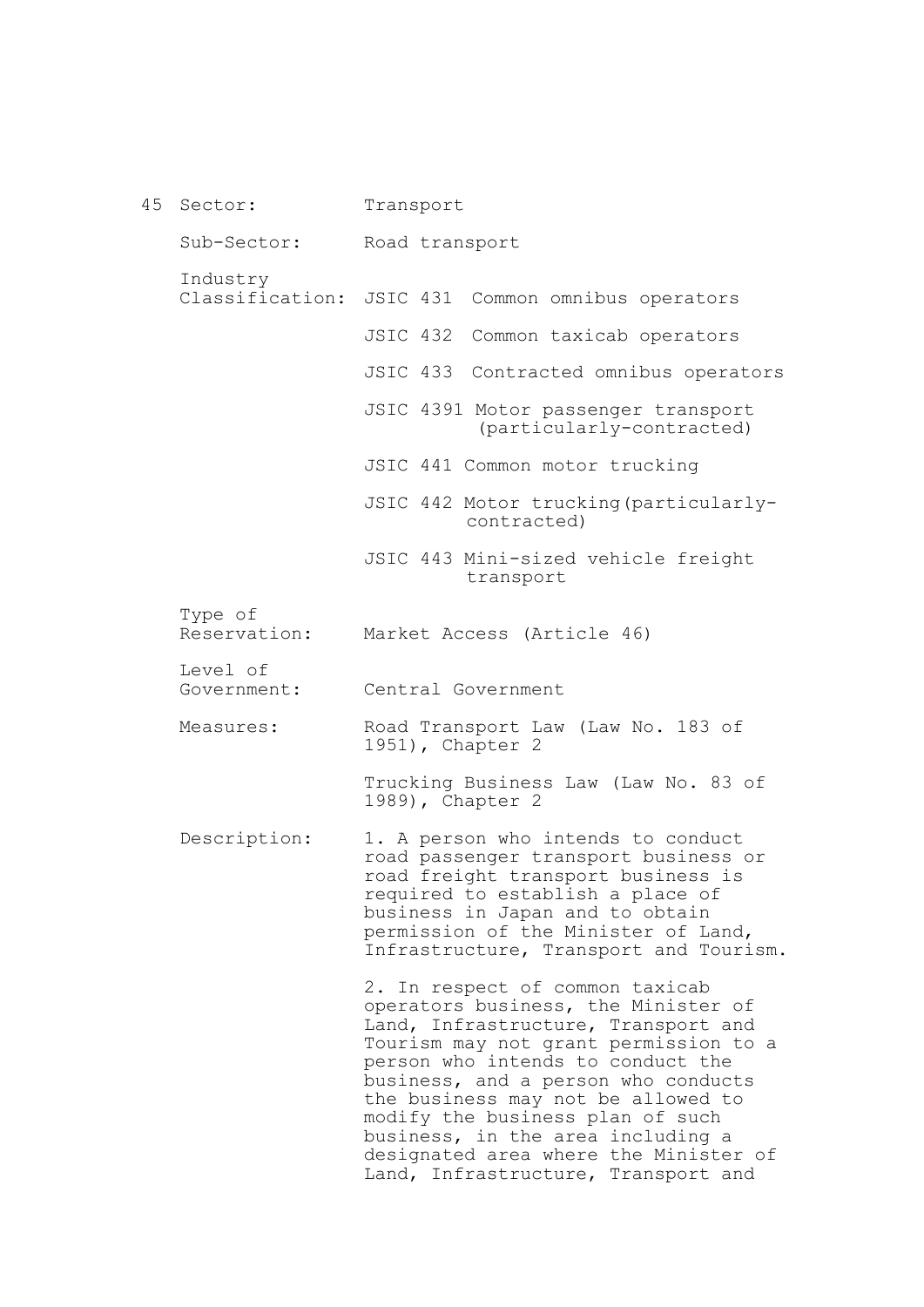45 Sector: Transport

Sub-Sector: Road transport

Industry Classification: JSIC 431 Common omnibus operators

JSIC 432 Common taxicab operators

JSIC 433 Contracted omnibus operators

JSIC 4391 Motor passenger transport (particularly-contracted)

JSIC 441 Common motor trucking

JSIC 442 Motor trucking(particularly-contracted)

JSIC 443 Mini-sized vehicle freight transport

Type of Reservation: Market Access (Article 46)

Level of Government: Central Government

Measures: Road Transport Law (Law No. 183 of 1951), Chapter 2

Trucking Business Law (Law No. 83 of 1989), Chapter 2

Description: 1. A person who intends to conduct road passenger transport business or road freight transport business is required to establish a place of business in Japan and to obtain permission of the Minister of Land, Infrastructure, Transport and Tourism.

2. In respect of common taxicab operators business, the Minister of Land, Infrastructure, Transport and Tourism may not grant permission to a person who intends to conduct the business, and a person who conducts the business may not be allowed to modify the business plan of such business, in the area including a designated area where the Minister of Land, Infrastructure, Transport and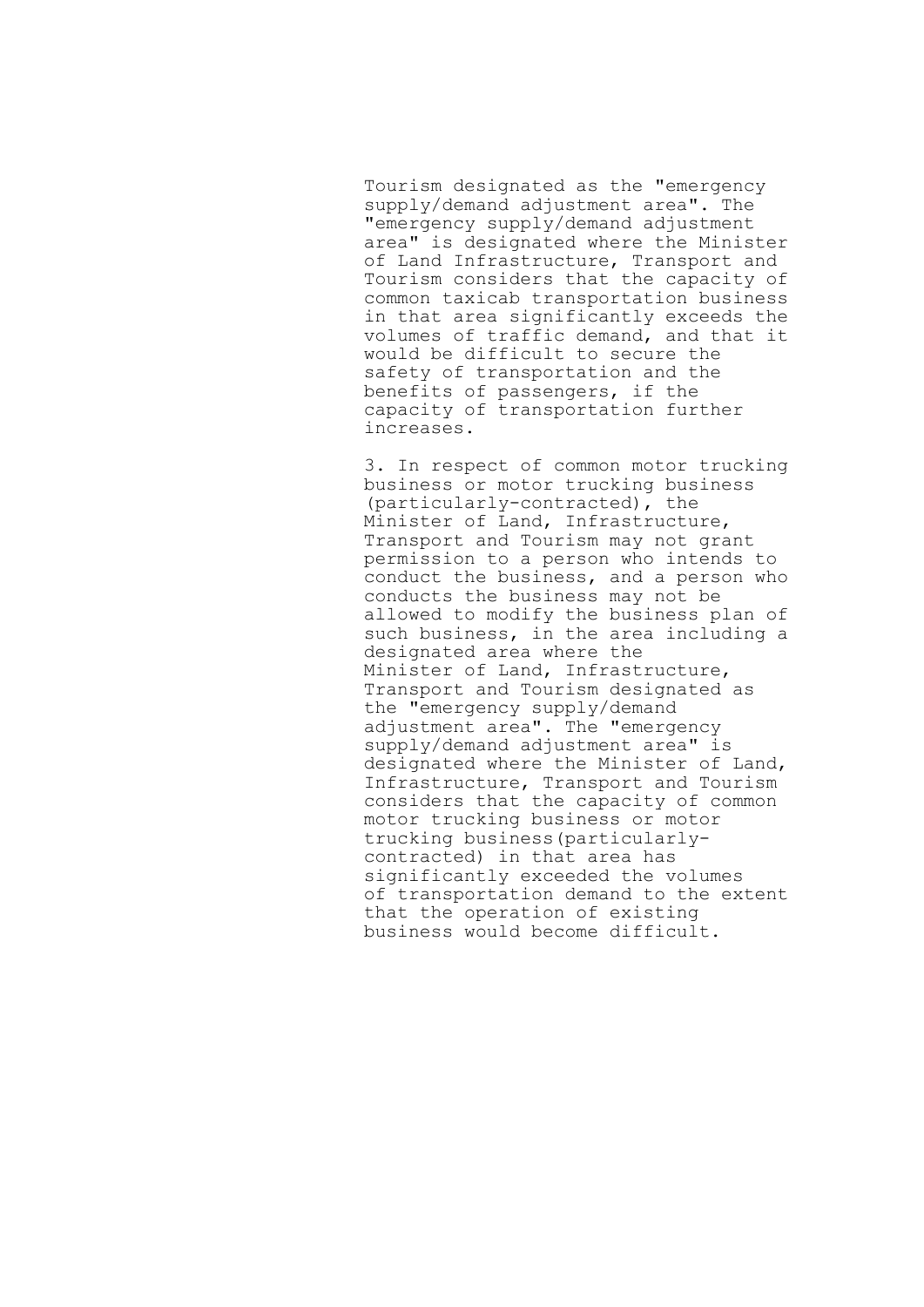Tourism designated as the "emergency supply/demand adjustment area". The "emergency supply/demand adjustment area" is designated where the Minister of Land Infrastructure, Transport and Tourism considers that the capacity of common taxicab transportation business in that area significantly exceeds the volumes of traffic demand, and that it would be difficult to secure the safety of transportation and the benefits of passengers, if the capacity of transportation further increases.

3. In respect of common motor trucking business or motor trucking business (particularly-contracted), the Minister of Land, Infrastructure, Transport and Tourism may not grant permission to a person who intends to conduct the business, and a person who conducts the business may not be allowed to modify the business plan of such business, in the area including a designated area where the Minister of Land, Infrastructure, Transport and Tourism designated as the "emergency supply/demand adjustment area". The "emergency supply/demand adjustment area" is designated where the Minister of Land, Infrastructure, Transport and Tourism considers that the capacity of common motor trucking business or motor trucking business(particularly-contracted) in that area has significantly exceeded the volumes of transportation demand to the extent that the operation of existing business would become difficult.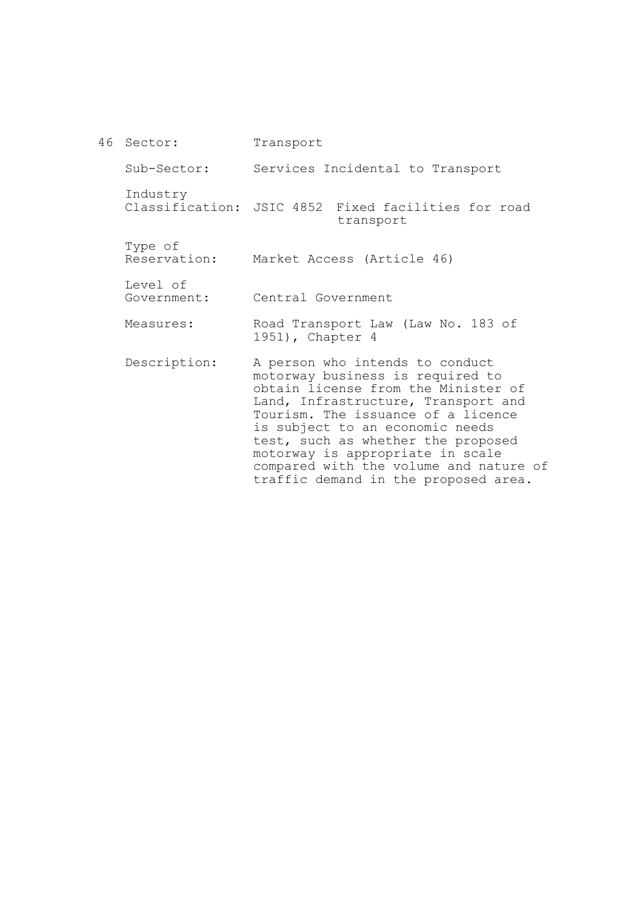46 Sector: Transport

Sub-Sector: Services Incidental to Transport

Industry Classification: JSIC 4852 Fixed facilities for road transport

Type of Reservation: Market Access (Article 46)

Level of Government: Central Government

Measures: Road Transport Law (Law No. 183 of 1951), Chapter 4

Description: A person who intends to conduct motorway business is required to obtain license from the Minister of Land, Infrastructure, Transport and Tourism. The issuance of a licence is subject to an economic needs test, such as whether the proposed motorway is appropriate in scale compared with the volume and nature of traffic demand in the proposed area.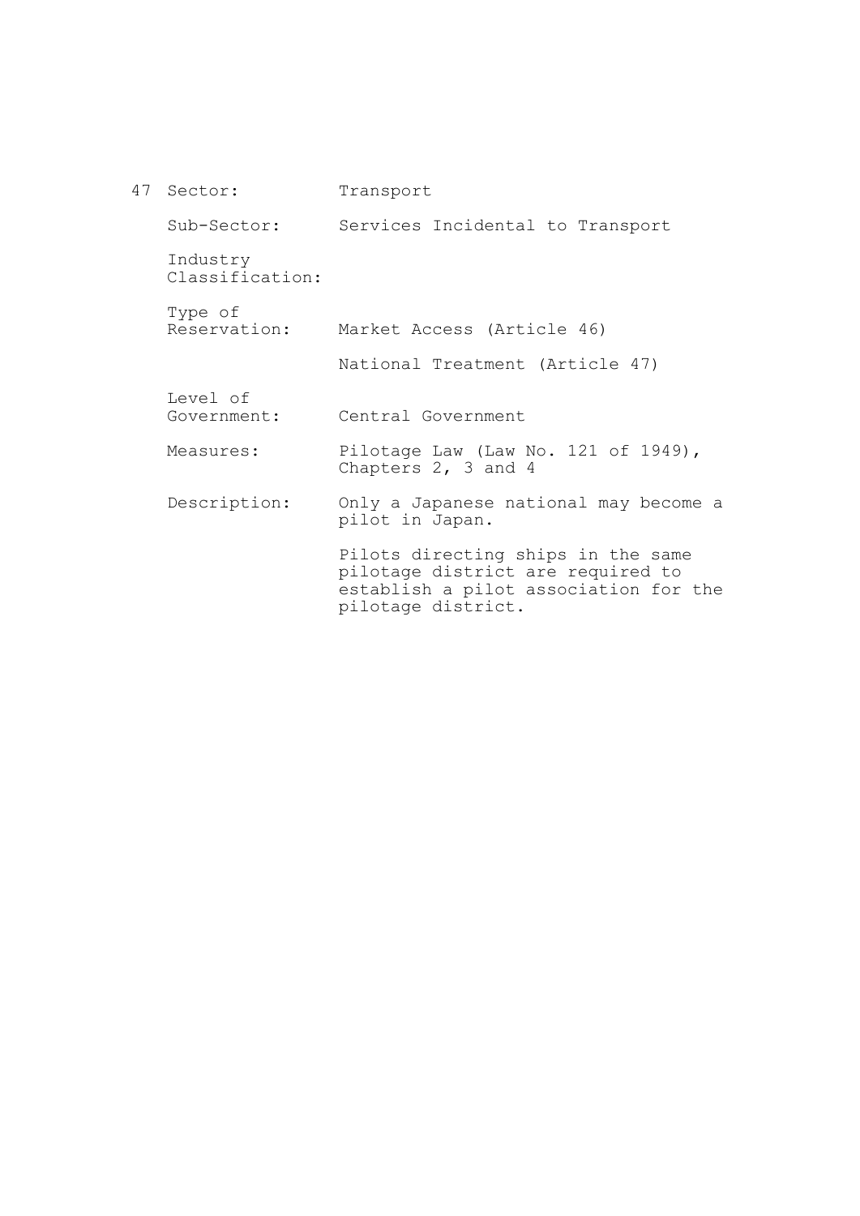47 Sector: Transport

Sub-Sector: Services Incidental to Transport

Industry Classification:

Type of Reservation: Market Access (Article 46)

National Treatment (Article 47)

Level of Government: Central Government

Measures: Pilotage Law (Law No. 121 of 1949), Chapters 2, 3 and 4

Description: Only a Japanese national may become a pilot in Japan.

Pilots directing ships in the same pilotage district are required to establish a pilot association for the pilotage district.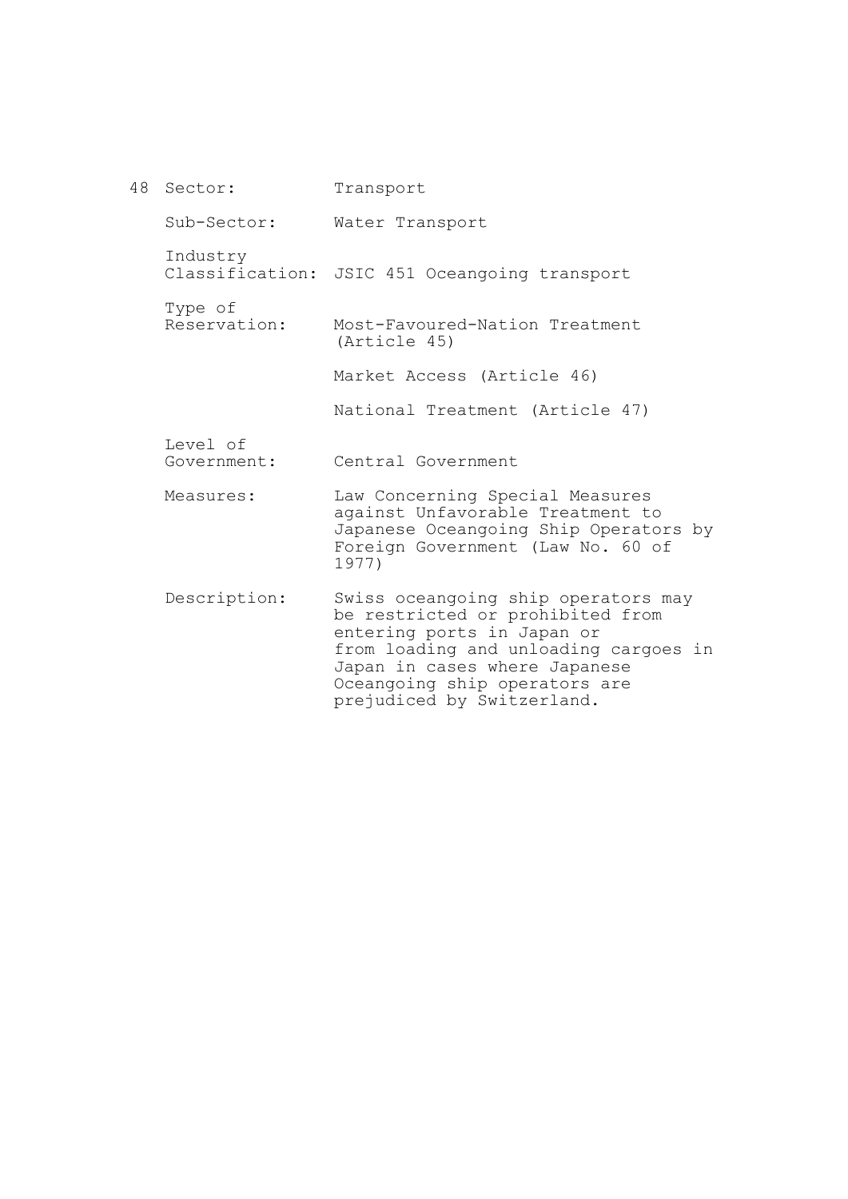48 Sector: Transport

Sub-Sector: Water Transport

Industry Classification: JSIC 451 Oceangoing transport

Type of Reservation: Most-Favoured-Nation Treatment (Article 45)

Market Access (Article 46)

National Treatment (Article 47)

Level of Government: Central Government

Measures: Law Concerning Special Measures against Unfavorable Treatment to Japanese Oceangoing Ship Operators by Foreign Government (Law No. 60 of 1977)

Description: Swiss oceangoing ship operators may be restricted or prohibited from entering ports in Japan or from loading and unloading cargoes in Japan in cases where Japanese Oceangoing ship operators are prejudiced by Switzerland.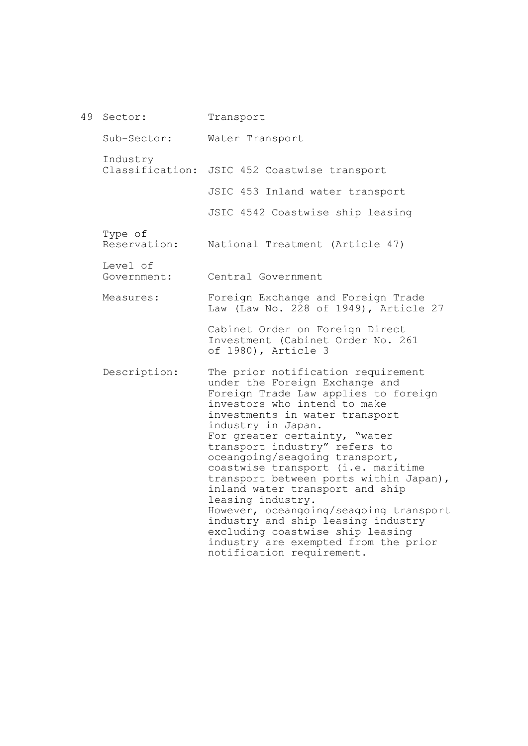49 Sector: Transport

Sub-Sector: Water Transport

Industry Classification: JSIC 452 Coastwise transport

JSIC 453 Inland water transport

JSIC 4542 Coastwise ship leasing

Type of Reservation: National Treatment (Article 47)

Level of Government: Central Government

Measures: Foreign Exchange and Foreign Trade Law (Law No. 228 of 1949), Article 27

Cabinet Order on Foreign Direct Investment (Cabinet Order No. 261 of 1980), Article 3

Description: The prior notification requirement under the Foreign Exchange and Foreign Trade Law applies to foreign investors who intend to make investments in water transport industry in Japan.
For greater certainty, "water transport industry" refers to oceangoing/seagoing transport, coastwise transport (i.e. maritime transport between ports within Japan), inland water transport and ship leasing industry.
However, oceangoing/seagoing transport industry and ship leasing industry excluding coastwise ship leasing industry are exempted from the prior notification requirement.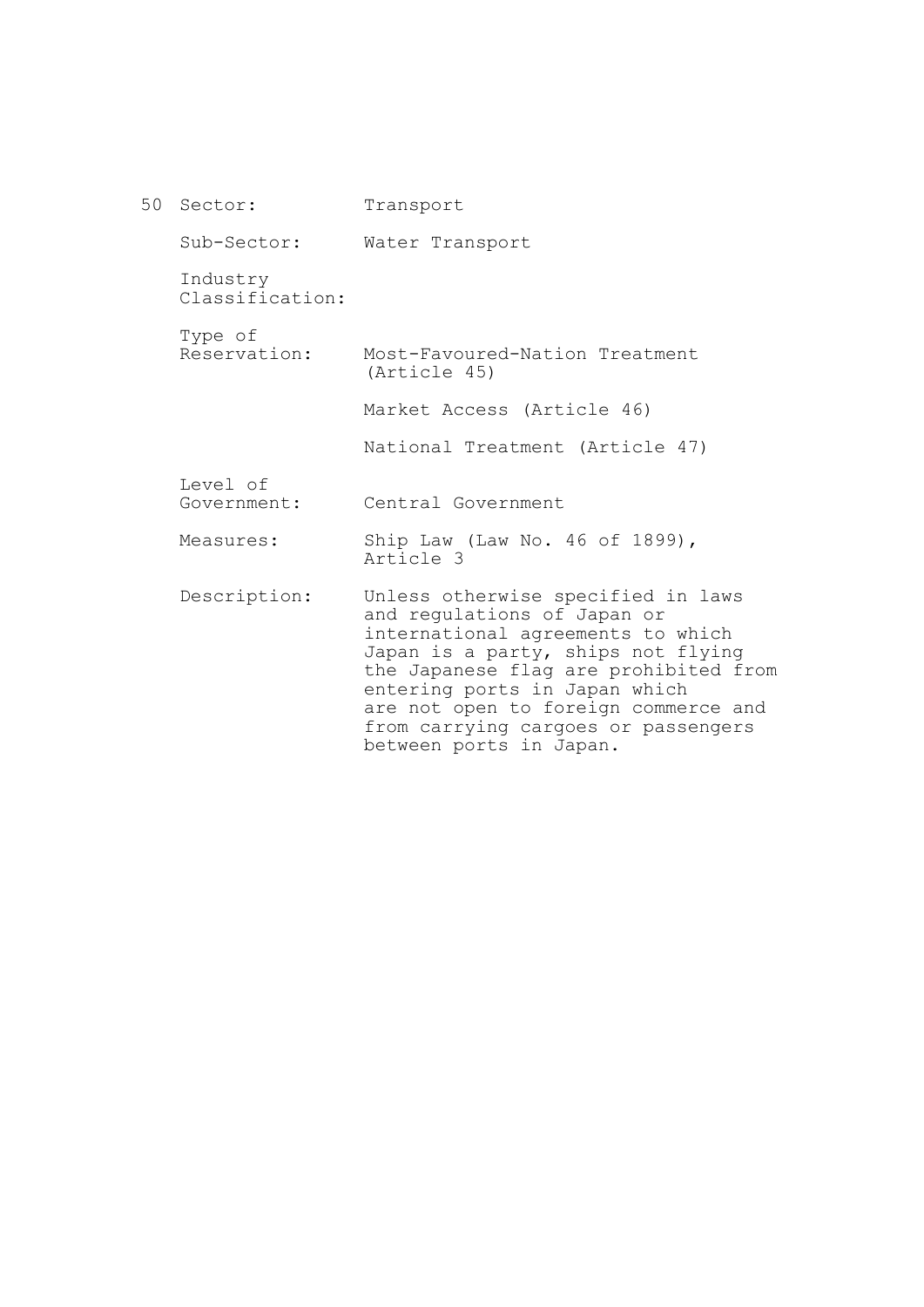50

| | |
|---|---|
| Sector: | Transport |
| Sub-Sector: | Water Transport |
| Industry Classification: | |
| Type of Reservation: | Most-Favoured-Nation Treatment (Article 45)<br><br>Market Access (Article 46)<br><br>National Treatment (Article 47) |
| Level of Government: | Central Government |
| Measures: | Ship Law (Law No. 46 of 1899), Article 3 |
| Description: | Unless otherwise specified in laws and regulations of Japan or international agreements to which Japan is a party, ships not flying the Japanese flag are prohibited from entering ports in Japan which are not open to foreign commerce and from carrying cargoes or passengers between ports in Japan. |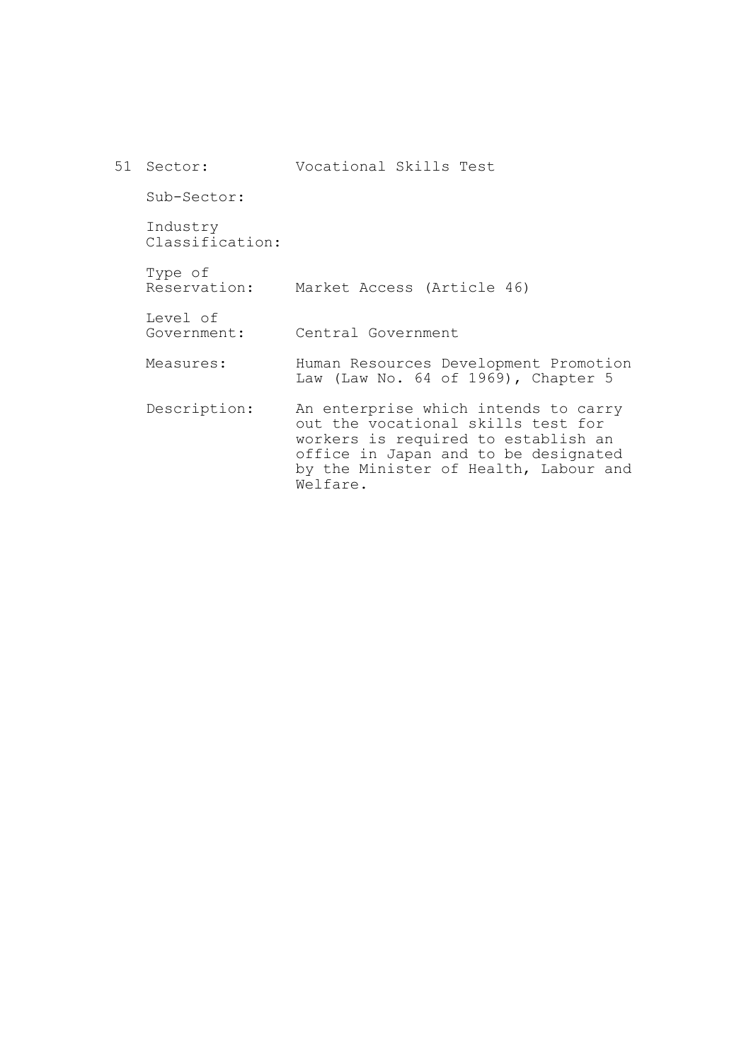| | | |
|---|---|---|
| 51 | Sector: | Vocational Skills Test |
| | Sub-Sector: | |
| | Industry Classification: | |
| | Type of Reservation: | Market Access (Article 46) |
| | Level of Government: | Central Government |
| | Measures: | Human Resources Development Promotion Law (Law No. 64 of 1969), Chapter 5 |
| | Description: | An enterprise which intends to carry out the vocational skills test for workers is required to establish an office in Japan and to be designated by the Minister of Health, Labour and Welfare. |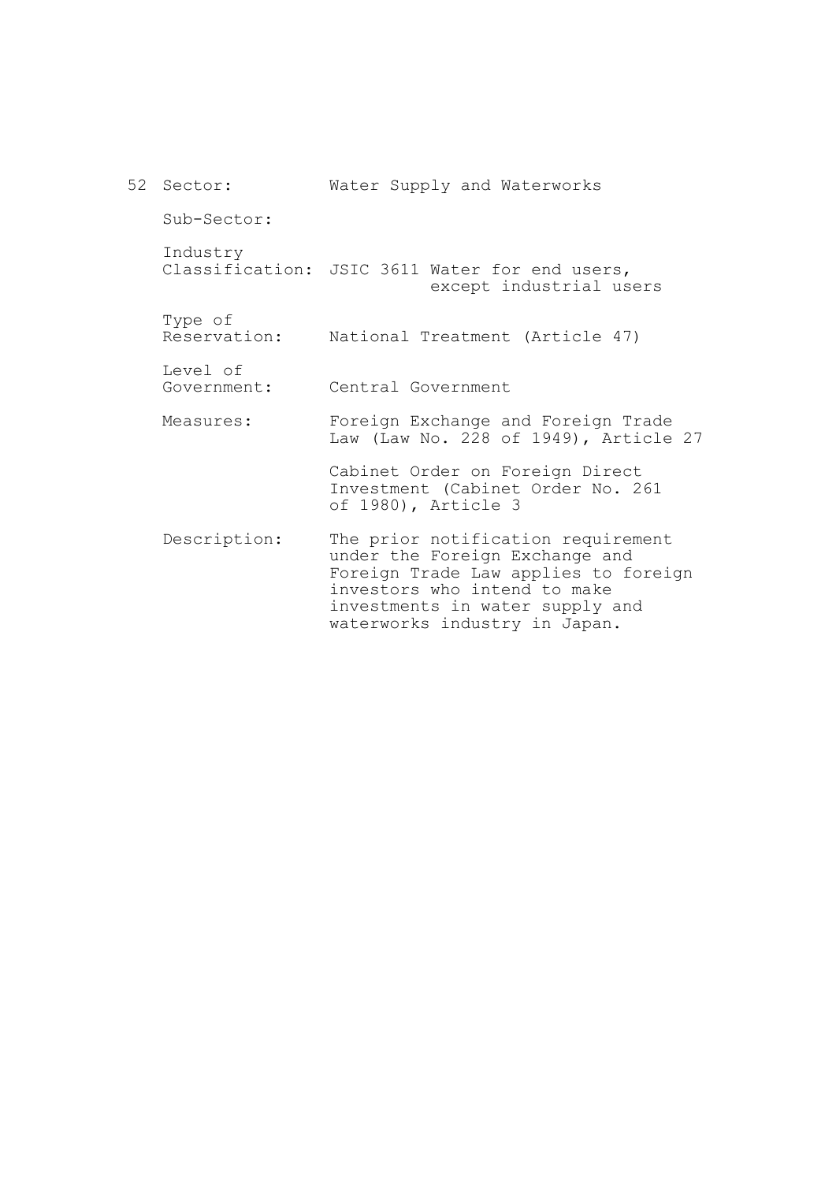52 Sector: Water Supply and Waterworks

Sub-Sector:

Industry Classification: JSIC 3611 Water for end users, except industrial users

Type of Reservation: National Treatment (Article 47)

Level of Government: Central Government

Measures: Foreign Exchange and Foreign Trade Law (Law No. 228 of 1949), Article 27

Cabinet Order on Foreign Direct Investment (Cabinet Order No. 261 of 1980), Article 3

Description: The prior notification requirement under the Foreign Exchange and Foreign Trade Law applies to foreign investors who intend to make investments in water supply and waterworks industry in Japan.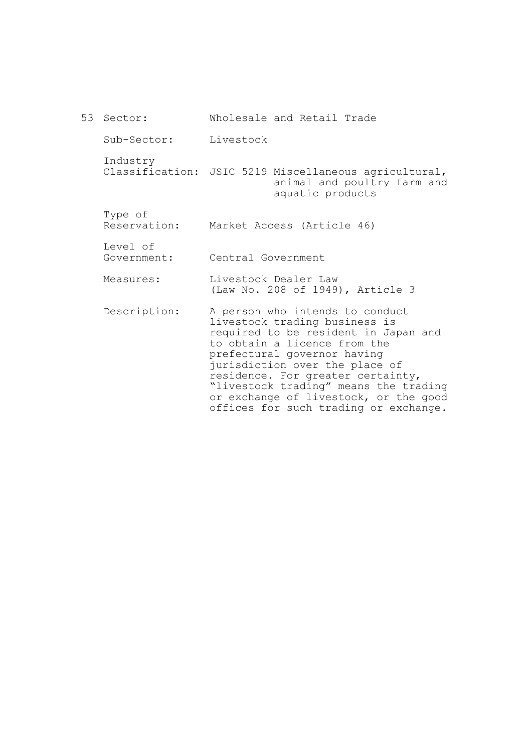53 Sector: Wholesale and Retail Trade

Sub-Sector: Livestock

Industry Classification: JSIC 5219 Miscellaneous agricultural, animal and poultry farm and aquatic products

Type of Reservation: Market Access (Article 46)

Level of Government: Central Government

Measures: Livestock Dealer Law (Law No. 208 of 1949), Article 3

Description: A person who intends to conduct livestock trading business is required to be resident in Japan and to obtain a licence from the prefectural governor having jurisdiction over the place of residence. For greater certainty, "livestock trading" means the trading or exchange of livestock, or the good offices for such trading or exchange.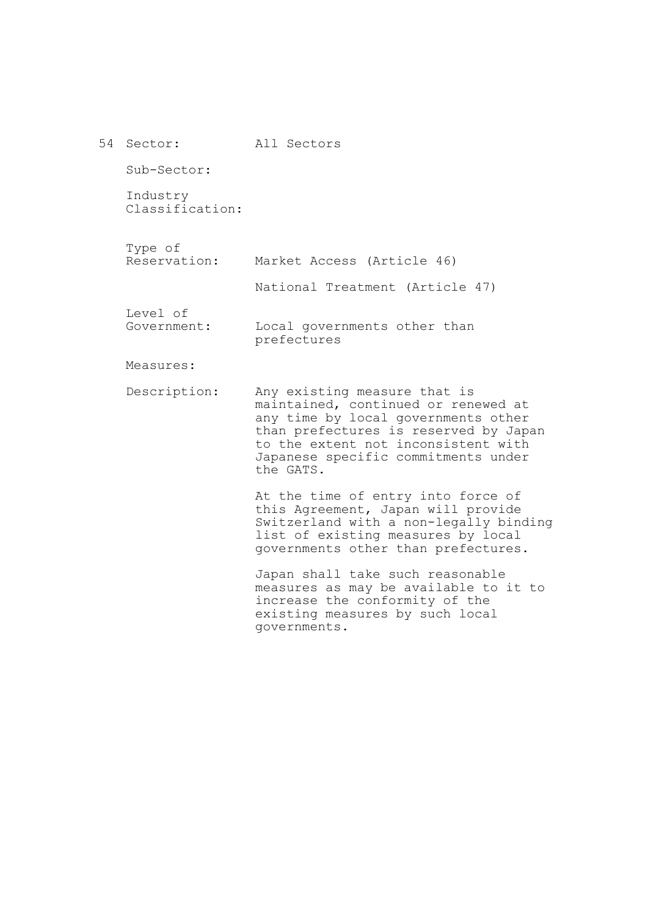54 Sector: All Sectors

Sub-Sector:

Industry Classification:

Type of Reservation: Market Access (Article 46)

National Treatment (Article 47)

Level of Government: Local governments other than prefectures

Measures:

Description: Any existing measure that is maintained, continued or renewed at any time by local governments other than prefectures is reserved by Japan to the extent not inconsistent with Japanese specific commitments under the GATS.

At the time of entry into force of this Agreement, Japan will provide Switzerland with a non-legally binding list of existing measures by local governments other than prefectures.

Japan shall take such reasonable measures as may be available to it to increase the conformity of the existing measures by such local governments.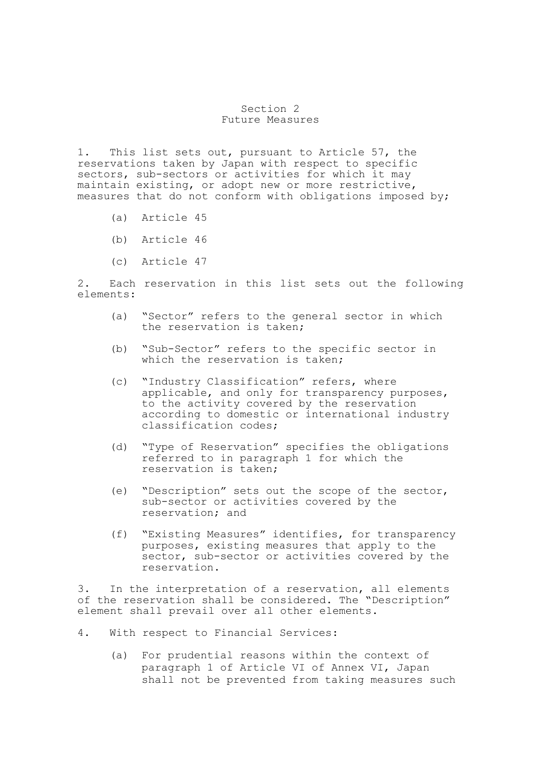## Section 2
## Future Measures

1. This list sets out, pursuant to Article 57, the reservations taken by Japan with respect to specific sectors, sub-sectors or activities for which it may maintain existing, or adopt new or more restrictive, measures that do not conform with obligations imposed by;

   (a) Article 45

   (b) Article 46

   (c) Article 47

2. Each reservation in this list sets out the following elements:

   (a) "Sector" refers to the general sector in which the reservation is taken;

   (b) "Sub-Sector" refers to the specific sector in which the reservation is taken;

   (c) "Industry Classification" refers, where applicable, and only for transparency purposes, to the activity covered by the reservation according to domestic or international industry classification codes;

   (d) "Type of Reservation" specifies the obligations referred to in paragraph 1 for which the reservation is taken;

   (e) "Description" sets out the scope of the sector, sub-sector or activities covered by the reservation; and

   (f) "Existing Measures" identifies, for transparency purposes, existing measures that apply to the sector, sub-sector or activities covered by the reservation.

3. In the interpretation of a reservation, all elements of the reservation shall be considered. The "Description" element shall prevail over all other elements.

4. With respect to Financial Services:

   (a) For prudential reasons within the context of paragraph 1 of Article VI of Annex VI, Japan shall not be prevented from taking measures such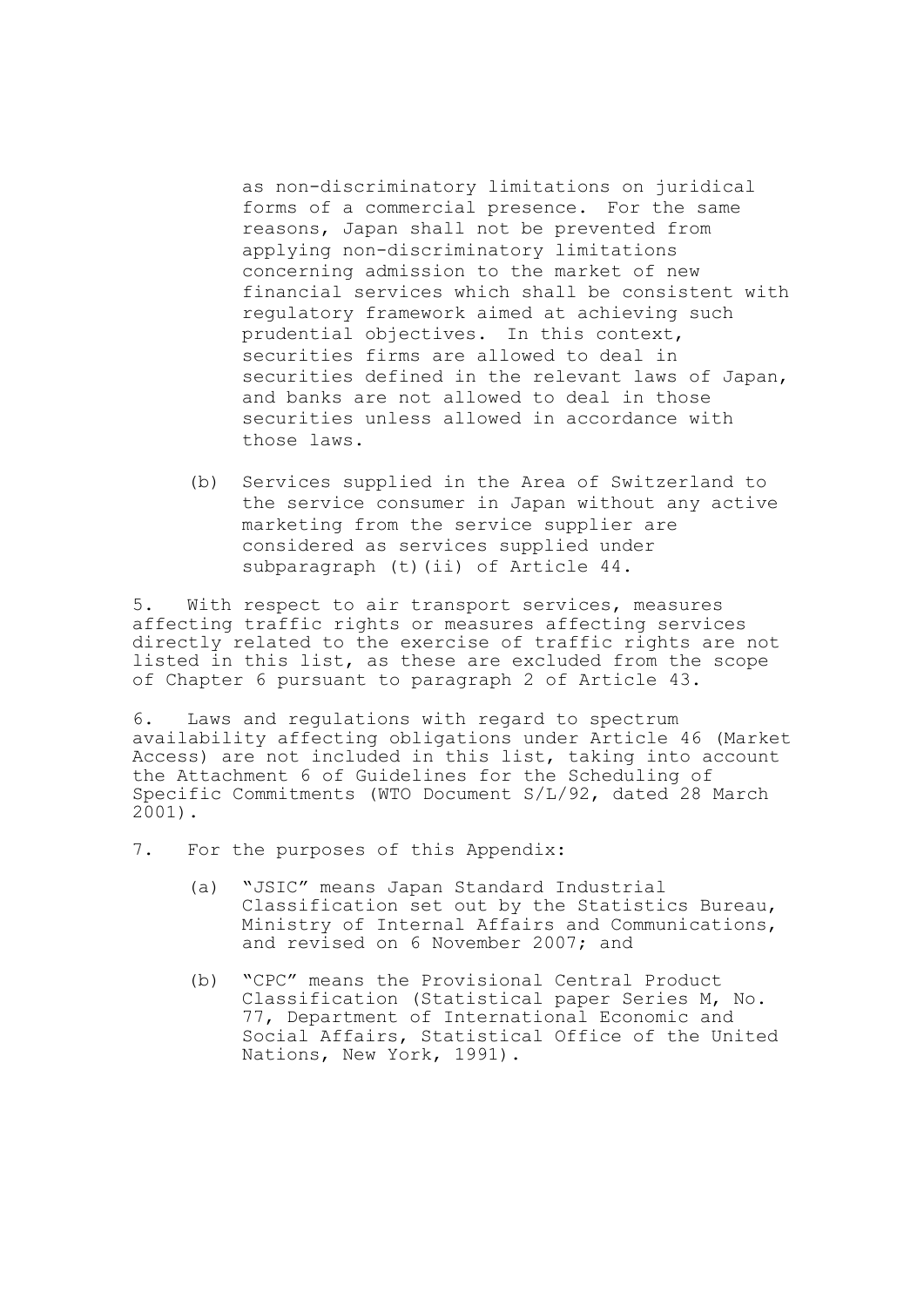as non-discriminatory limitations on juridical forms of a commercial presence. For the same reasons, Japan shall not be prevented from applying non-discriminatory limitations concerning admission to the market of new financial services which shall be consistent with regulatory framework aimed at achieving such prudential objectives. In this context, securities firms are allowed to deal in securities defined in the relevant laws of Japan, and banks are not allowed to deal in those securities unless allowed in accordance with those laws.

(b) Services supplied in the Area of Switzerland to the service consumer in Japan without any active marketing from the service supplier are considered as services supplied under subparagraph (t)(ii) of Article 44.

5. With respect to air transport services, measures affecting traffic rights or measures affecting services directly related to the exercise of traffic rights are not listed in this list, as these are excluded from the scope of Chapter 6 pursuant to paragraph 2 of Article 43.

6. Laws and regulations with regard to spectrum availability affecting obligations under Article 46 (Market Access) are not included in this list, taking into account the Attachment 6 of Guidelines for the Scheduling of Specific Commitments (WTO Document S/L/92, dated 28 March 2001).

7. For the purposes of this Appendix:

(a) "JSIC" means Japan Standard Industrial Classification set out by the Statistics Bureau, Ministry of Internal Affairs and Communications, and revised on 6 November 2007; and

(b) "CPC" means the Provisional Central Product Classification (Statistical paper Series M, No. 77, Department of International Economic and Social Affairs, Statistical Office of the United Nations, New York, 1991).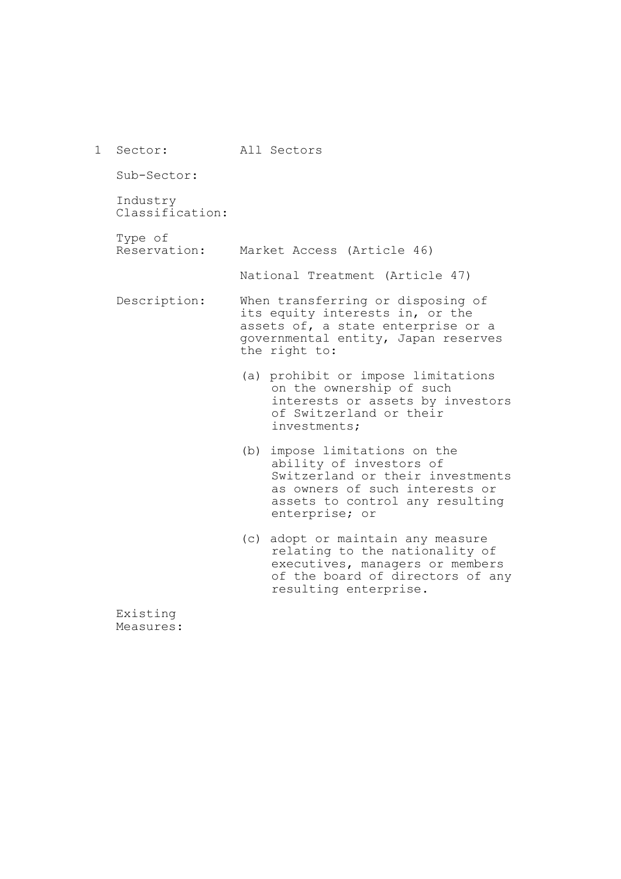1 Sector: All Sectors

Sub-Sector:

Industry Classification:

Type of Reservation: Market Access (Article 46)

National Treatment (Article 47)

Description: When transferring or disposing of its equity interests in, or the assets of, a state enterprise or a governmental entity, Japan reserves the right to:

(a) prohibit or impose limitations on the ownership of such interests or assets by investors of Switzerland or their investments;

(b) impose limitations on the ability of investors of Switzerland or their investments as owners of such interests or assets to control any resulting enterprise; or

(c) adopt or maintain any measure relating to the nationality of executives, managers or members of the board of directors of any resulting enterprise.

Existing Measures: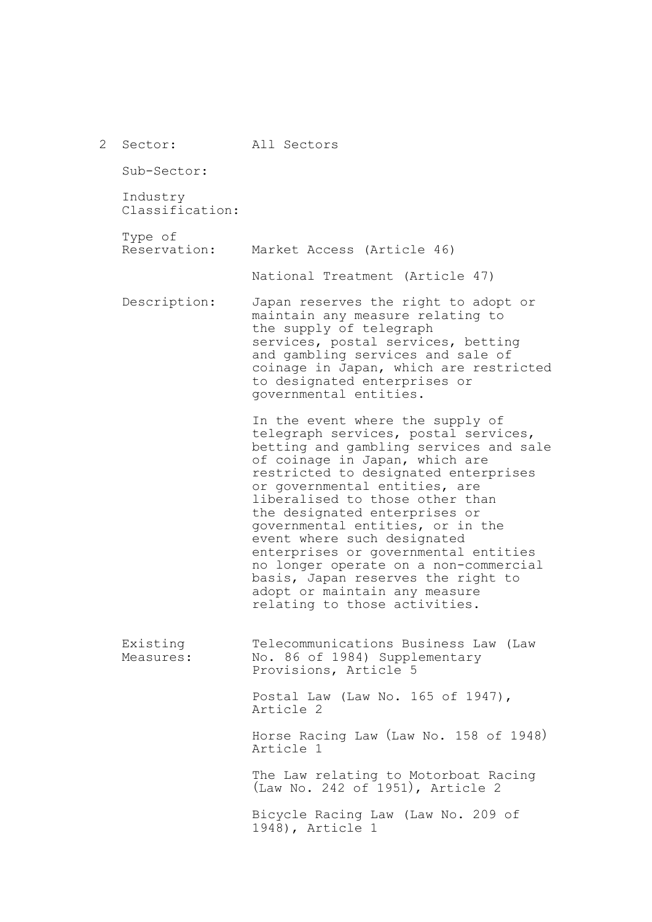2 Sector: All Sectors

Sub-Sector:

Industry Classification:

Type of Reservation: Market Access (Article 46)

National Treatment (Article 47)

Description: Japan reserves the right to adopt or maintain any measure relating to the supply of telegraph services, postal services, betting and gambling services and sale of coinage in Japan, which are restricted to designated enterprises or governmental entities.

In the event where the supply of telegraph services, postal services, betting and gambling services and sale of coinage in Japan, which are restricted to designated enterprises or governmental entities, are liberalised to those other than the designated enterprises or governmental entities, or in the event where such designated enterprises or governmental entities no longer operate on a non-commercial basis, Japan reserves the right to adopt or maintain any measure relating to those activities.

Existing Measures: Telecommunications Business Law (Law No. 86 of 1984) Supplementary Provisions, Article 5

Postal Law (Law No. 165 of 1947), Article 2

Horse Racing Law (Law No. 158 of 1948) Article 1

The Law relating to Motorboat Racing (Law No. 242 of 1951), Article 2

Bicycle Racing Law (Law No. 209 of 1948), Article 1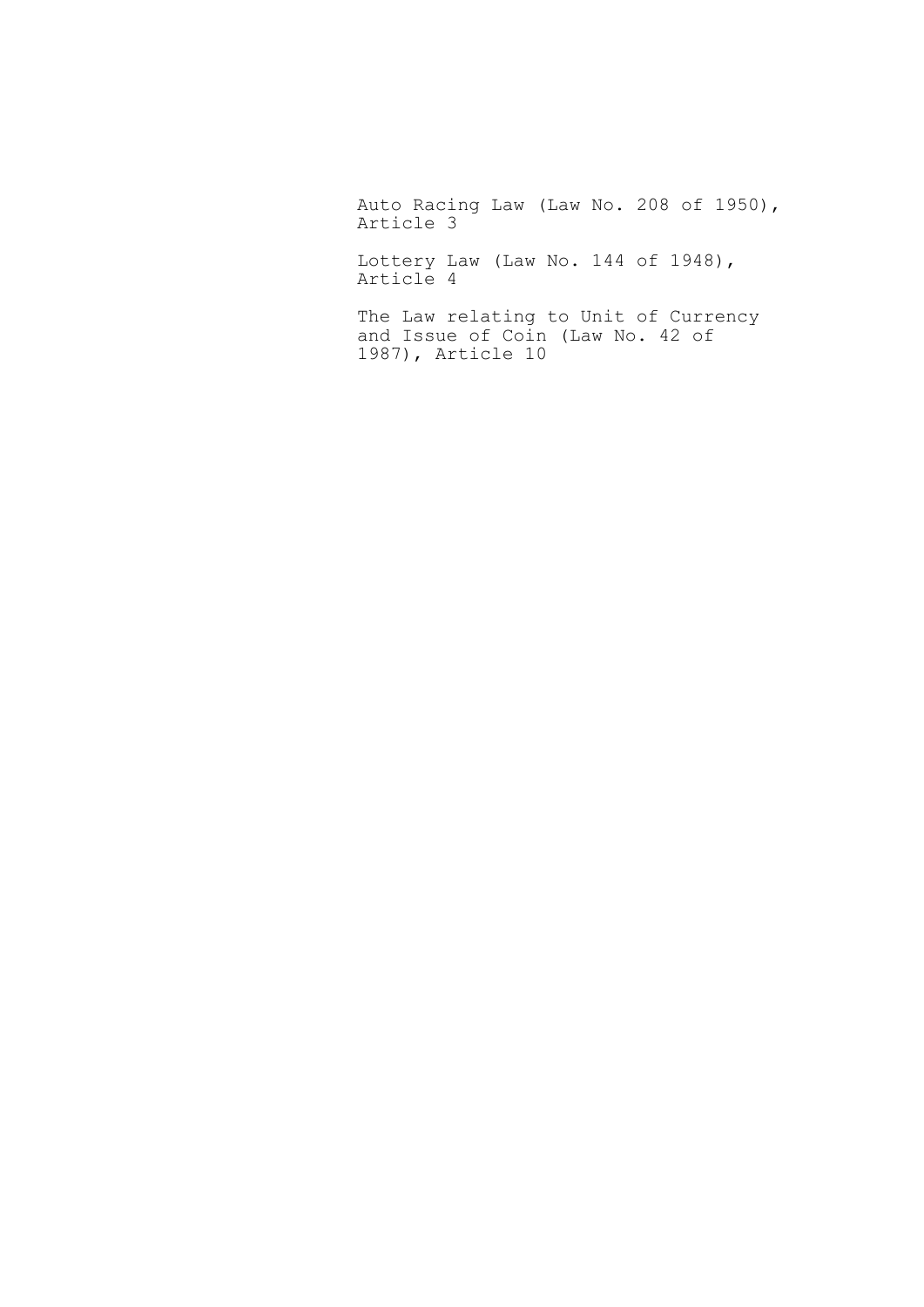Auto Racing Law (Law No. 208 of 1950), Article 3

Lottery Law (Law No. 144 of 1948), Article 4

The Law relating to Unit of Currency and Issue of Coin (Law No. 42 of 1987), Article 10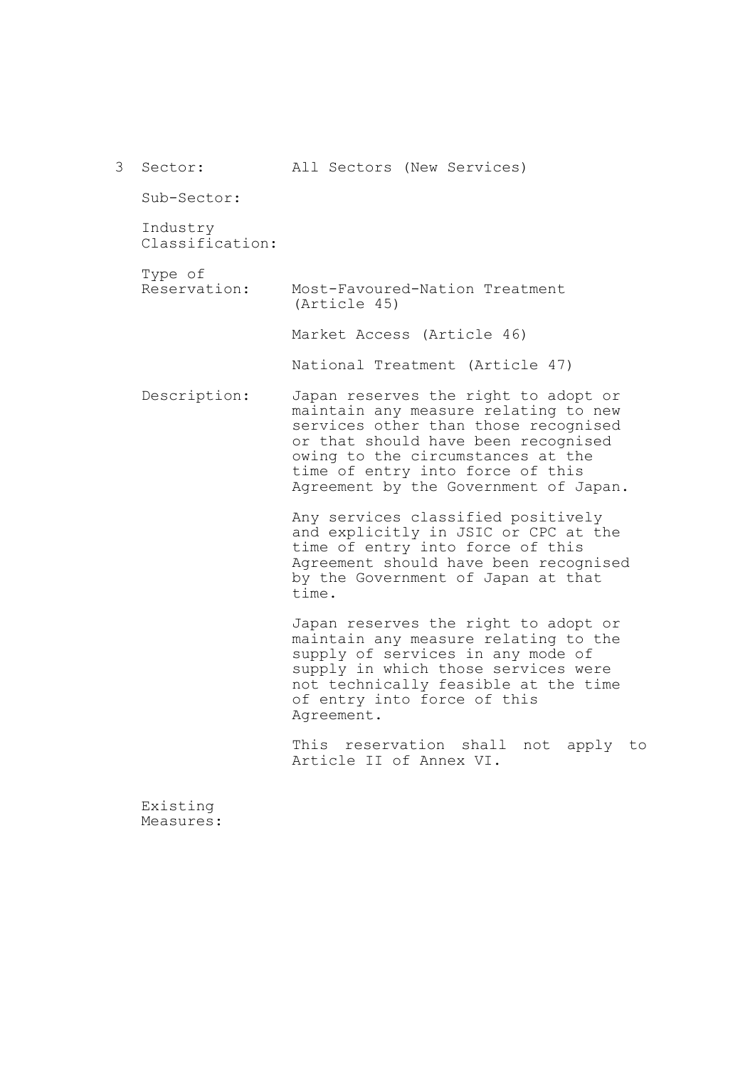3 Sector: All Sectors (New Services)

Sub-Sector:

Industry Classification:

Type of Reservation: Most-Favoured-Nation Treatment (Article 45)

Market Access (Article 46)

National Treatment (Article 47)

Description: Japan reserves the right to adopt or maintain any measure relating to new services other than those recognised or that should have been recognised owing to the circumstances at the time of entry into force of this Agreement by the Government of Japan.

Any services classified positively and explicitly in JSIC or CPC at the time of entry into force of this Agreement should have been recognised by the Government of Japan at that time.

Japan reserves the right to adopt or maintain any measure relating to the supply of services in any mode of supply in which those services were not technically feasible at the time of entry into force of this Agreement.

This reservation shall not apply to Article II of Annex VI.

Existing Measures: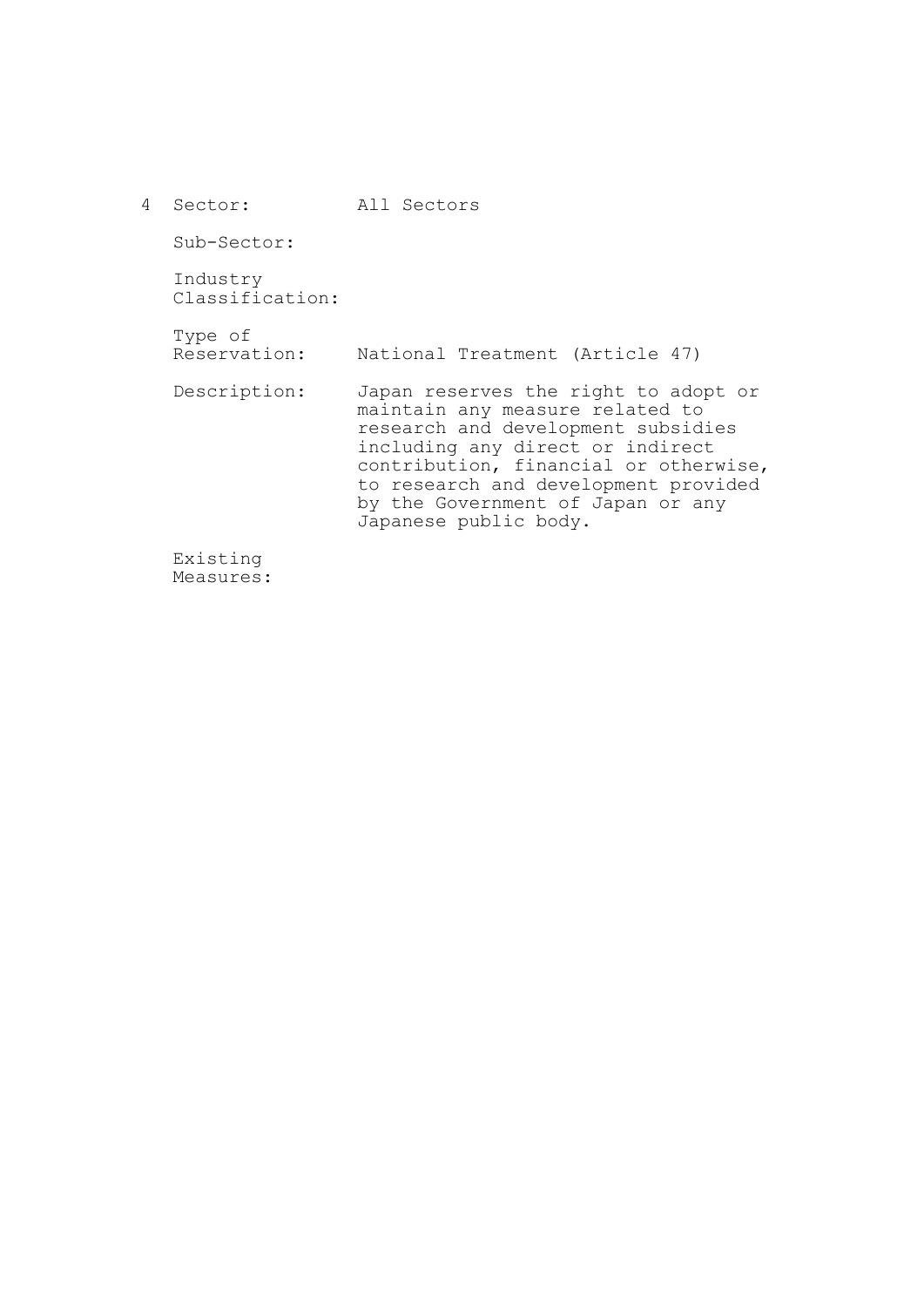4 Sector: All Sectors

Sub-Sector:

Industry Classification:

Type of Reservation: National Treatment (Article 47)

Description: Japan reserves the right to adopt or maintain any measure related to research and development subsidies including any direct or indirect contribution, financial or otherwise, to research and development provided by the Government of Japan or any Japanese public body.

Existing Measures: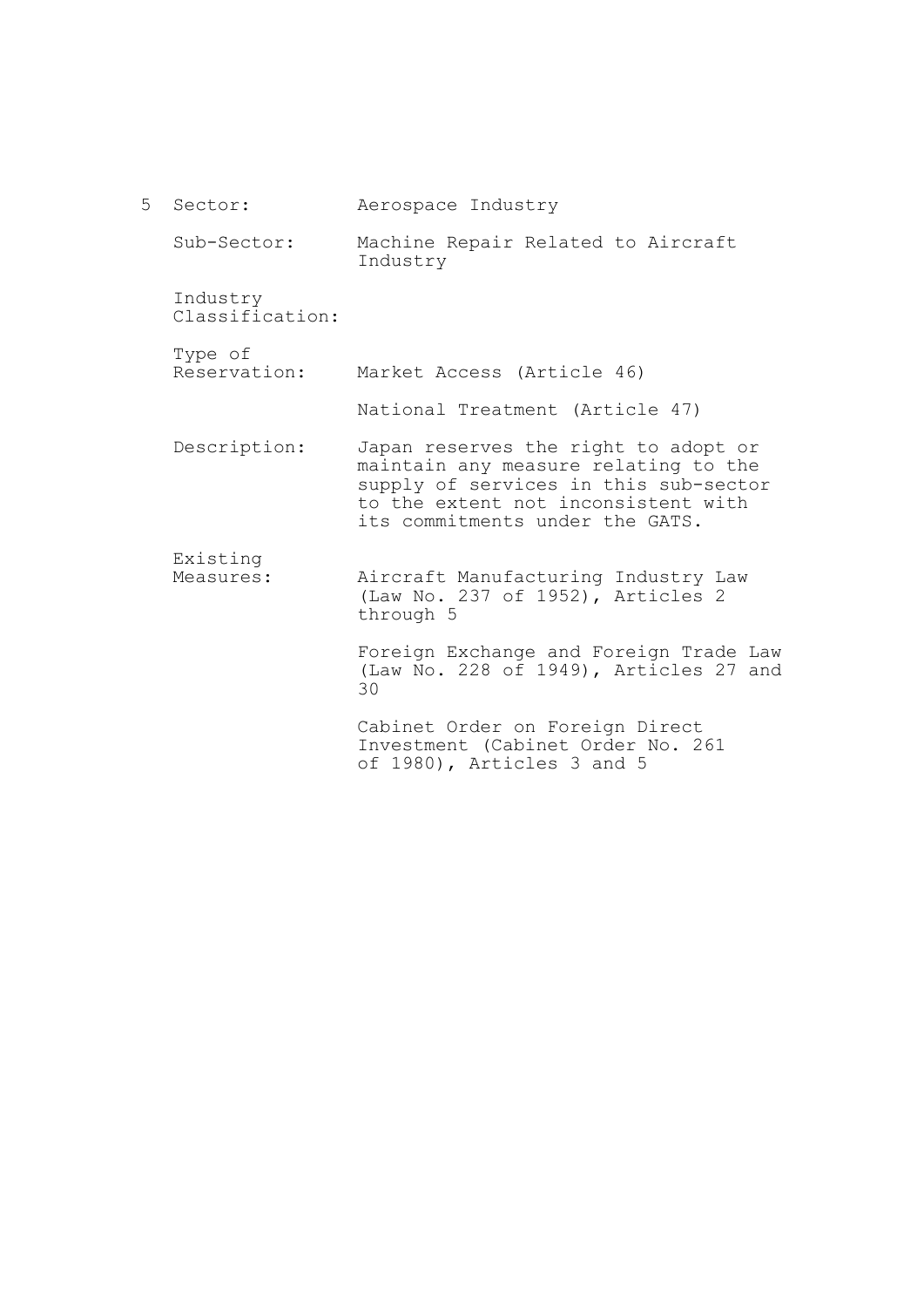5 Sector: Aerospace Industry

Sub-Sector: Machine Repair Related to Aircraft Industry

Industry Classification:

Type of Reservation: Market Access (Article 46)

National Treatment (Article 47)

Description: Japan reserves the right to adopt or maintain any measure relating to the supply of services in this sub-sector to the extent not inconsistent with its commitments under the GATS.

Existing Measures: Aircraft Manufacturing Industry Law (Law No. 237 of 1952), Articles 2 through 5

Foreign Exchange and Foreign Trade Law (Law No. 228 of 1949), Articles 27 and 30

Cabinet Order on Foreign Direct Investment (Cabinet Order No. 261 of 1980), Articles 3 and 5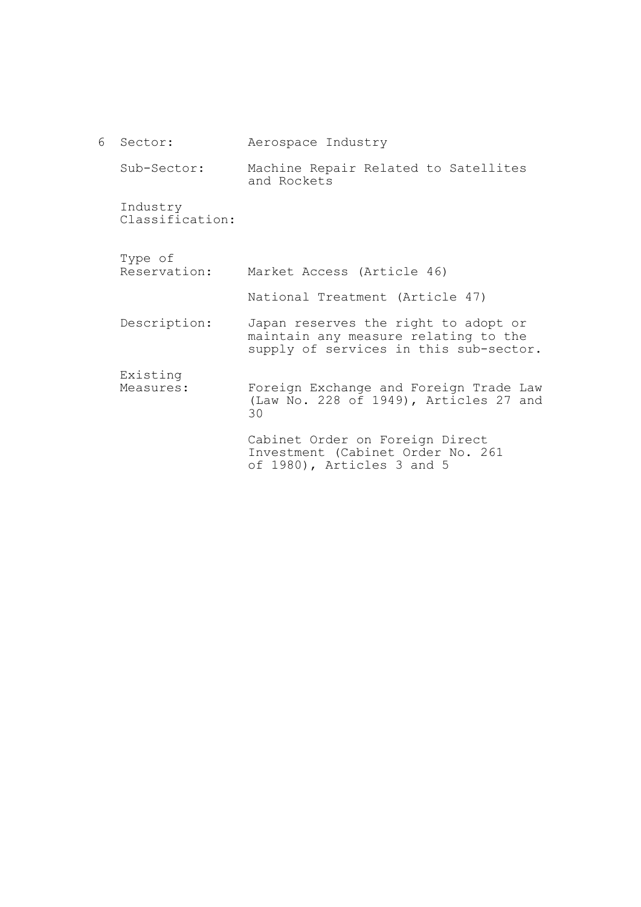6 Sector: Aerospace Industry

Sub-Sector: Machine Repair Related to Satellites and Rockets

Industry Classification:

Type of Reservation: Market Access (Article 46)

National Treatment (Article 47)

Description: Japan reserves the right to adopt or maintain any measure relating to the supply of services in this sub-sector.

Existing Measures: Foreign Exchange and Foreign Trade Law (Law No. 228 of 1949), Articles 27 and 30

Cabinet Order on Foreign Direct Investment (Cabinet Order No. 261 of 1980), Articles 3 and 5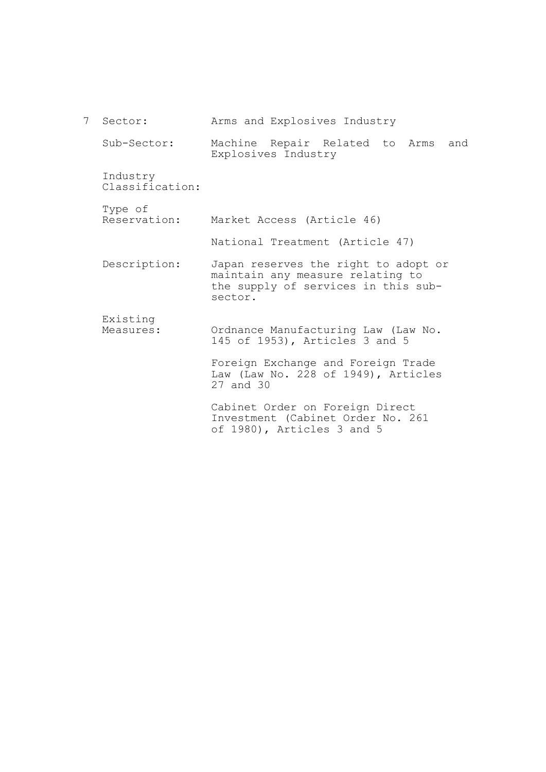7 Sector: Arms and Explosives Industry

Sub-Sector: Machine Repair Related to Arms and Explosives Industry

Industry Classification:

Type of Reservation: Market Access (Article 46)

National Treatment (Article 47)

Description: Japan reserves the right to adopt or maintain any measure relating to the supply of services in this sub-sector.

Existing Measures: Ordnance Manufacturing Law (Law No. 145 of 1953), Articles 3 and 5

Foreign Exchange and Foreign Trade Law (Law No. 228 of 1949), Articles 27 and 30

Cabinet Order on Foreign Direct Investment (Cabinet Order No. 261 of 1980), Articles 3 and 5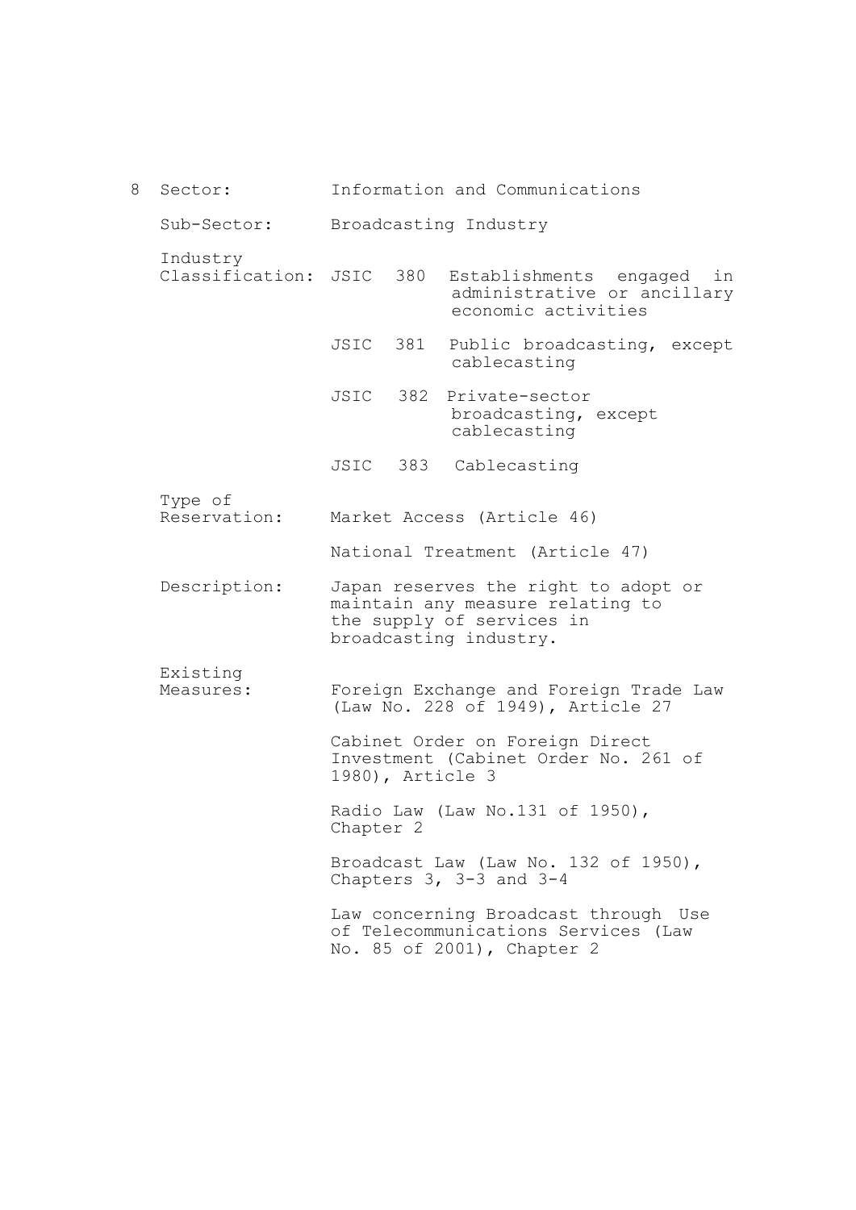8 Sector: Information and Communications

Sub-Sector: Broadcasting Industry

Industry Classification:

JSIC 380 Establishments engaged in administrative or ancillary economic activities

JSIC 381 Public broadcasting, except cablecasting

JSIC 382 Private-sector broadcasting, except cablecasting

JSIC 383 Cablecasting

Type of Reservation: Market Access (Article 46)

National Treatment (Article 47)

Description: Japan reserves the right to adopt or maintain any measure relating to the supply of services in broadcasting industry.

Existing Measures: Foreign Exchange and Foreign Trade Law (Law No. 228 of 1949), Article 27

Cabinet Order on Foreign Direct Investment (Cabinet Order No. 261 of 1980), Article 3

Radio Law (Law No.131 of 1950), Chapter 2

Broadcast Law (Law No. 132 of 1950), Chapters 3, 3-3 and 3-4

Law concerning Broadcast through Use of Telecommunications Services (Law No. 85 of 2001), Chapter 2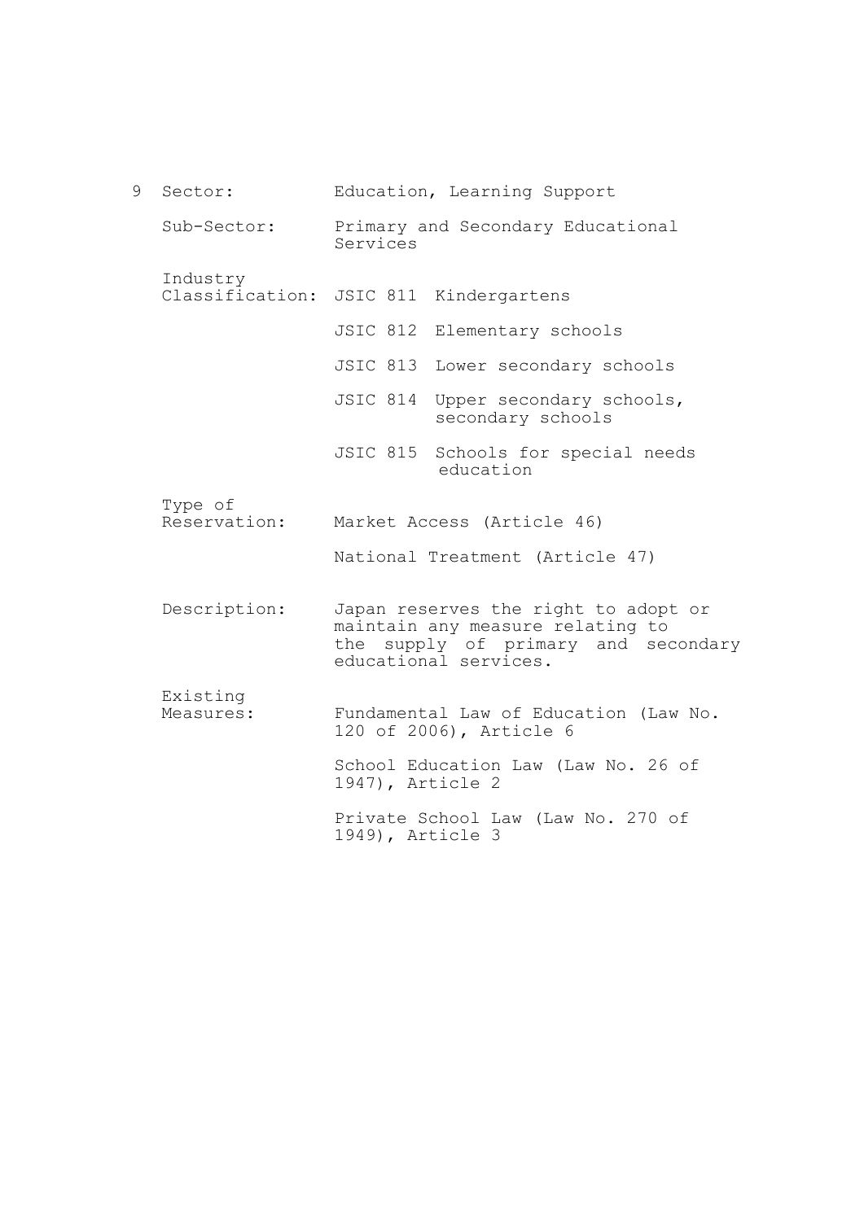9 Sector: Education, Learning Support

Sub-Sector: Primary and Secondary Educational Services

Industry Classification:
JSIC 811 Kindergartens

JSIC 812 Elementary schools

JSIC 813 Lower secondary schools

JSIC 814 Upper secondary schools, secondary schools

JSIC 815 Schools for special needs education

Type of Reservation:
Market Access (Article 46)

National Treatment (Article 47)

Description: Japan reserves the right to adopt or maintain any measure relating to the supply of primary and secondary educational services.

Existing Measures:
Fundamental Law of Education (Law No. 120 of 2006), Article 6

School Education Law (Law No. 26 of 1947), Article 2

Private School Law (Law No. 270 of 1949), Article 3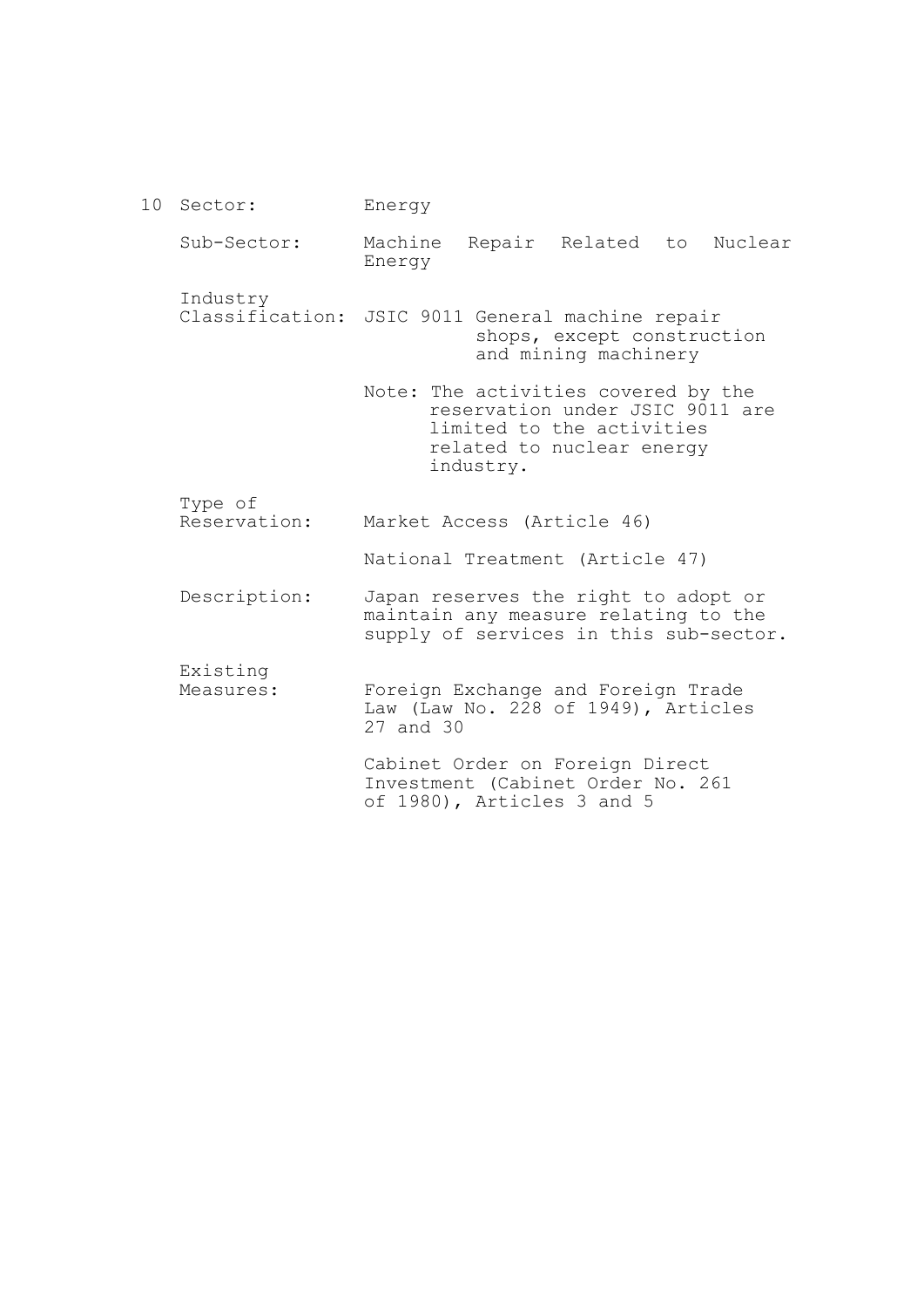10 Sector: Energy

Sub-Sector: Machine Repair Related to Nuclear Energy

Industry Classification: JSIC 9011 General machine repair shops, except construction and mining machinery

Note: The activities covered by the reservation under JSIC 9011 are limited to the activities related to nuclear energy industry.

Type of Reservation: Market Access (Article 46)

National Treatment (Article 47)

Description: Japan reserves the right to adopt or maintain any measure relating to the supply of services in this sub-sector.

Existing Measures: Foreign Exchange and Foreign Trade Law (Law No. 228 of 1949), Articles 27 and 30

Cabinet Order on Foreign Direct Investment (Cabinet Order No. 261 of 1980), Articles 3 and 5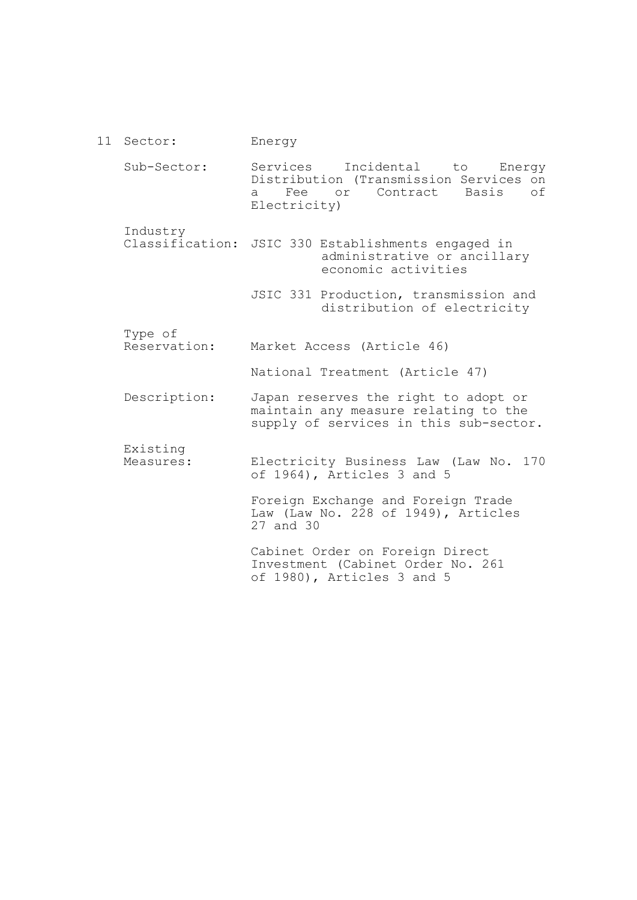11 Sector: Energy

Sub-Sector: Services Incidental to Energy Distribution (Transmission Services on a Fee or Contract Basis of Electricity)

Industry Classification: JSIC 330 Establishments engaged in administrative or ancillary economic activities

JSIC 331 Production, transmission and distribution of electricity

Type of Reservation: Market Access (Article 46)

National Treatment (Article 47)

Description: Japan reserves the right to adopt or maintain any measure relating to the supply of services in this sub-sector.

Existing Measures: Electricity Business Law (Law No. 170 of 1964), Articles 3 and 5

Foreign Exchange and Foreign Trade Law (Law No. 228 of 1949), Articles 27 and 30

Cabinet Order on Foreign Direct Investment (Cabinet Order No. 261 of 1980), Articles 3 and 5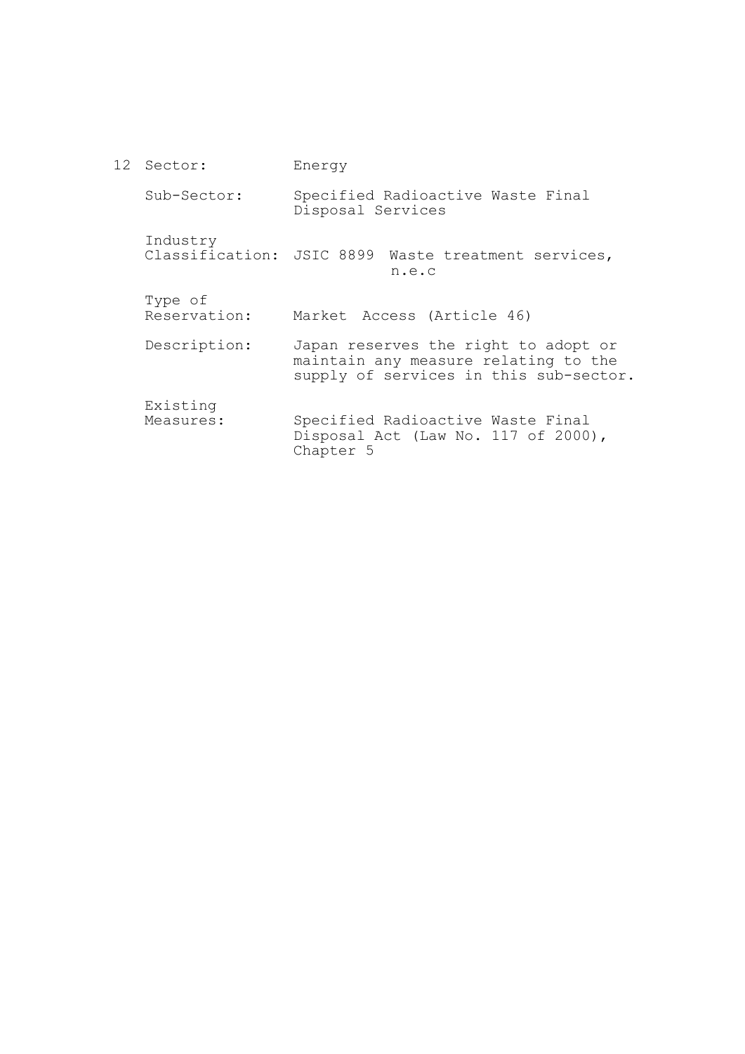12 Sector: Energy

Sub-Sector: Specified Radioactive Waste Final Disposal Services

Industry Classification: JSIC 8899 Waste treatment services, n.e.c

Type of Reservation: Market Access (Article 46)

Description: Japan reserves the right to adopt or maintain any measure relating to the supply of services in this sub-sector.

Existing Measures: Specified Radioactive Waste Final Disposal Act (Law No. 117 of 2000), Chapter 5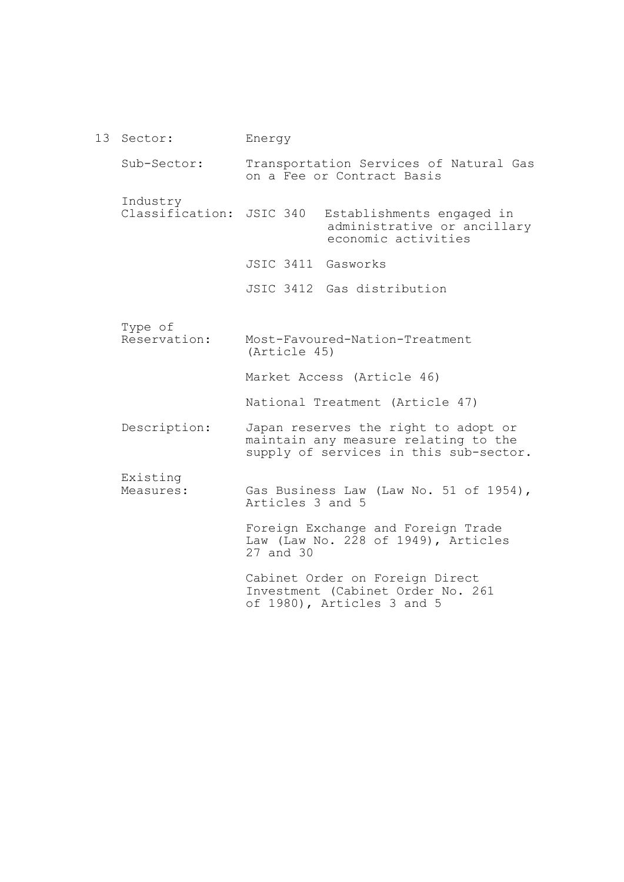13 Sector: Energy

Sub-Sector: Transportation Services of Natural Gas on a Fee or Contract Basis

Industry Classification: JSIC 340 Establishments engaged in administrative or ancillary economic activities

JSIC 3411 Gasworks

JSIC 3412 Gas distribution

Type of Reservation: Most-Favoured-Nation-Treatment (Article 45)

Market Access (Article 46)

National Treatment (Article 47)

Description: Japan reserves the right to adopt or maintain any measure relating to the supply of services in this sub-sector.

Existing Measures: Gas Business Law (Law No. 51 of 1954), Articles 3 and 5

Foreign Exchange and Foreign Trade Law (Law No. 228 of 1949), Articles 27 and 30

Cabinet Order on Foreign Direct Investment (Cabinet Order No. 261 of 1980), Articles 3 and 5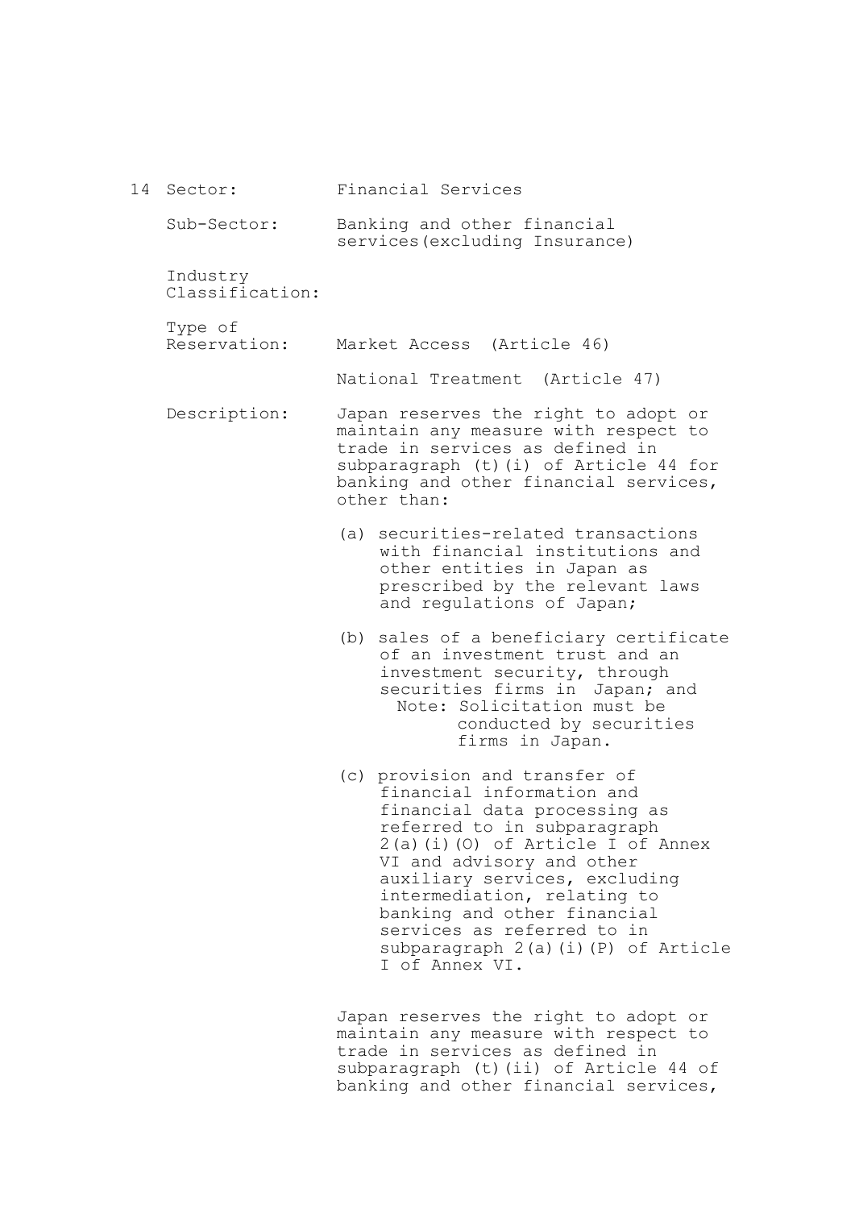14 Sector: Financial Services

Sub-Sector: Banking and other financial services(excluding Insurance)

Industry Classification:

Type of Reservation: Market Access (Article 46)

National Treatment (Article 47)

Description: Japan reserves the right to adopt or maintain any measure with respect to trade in services as defined in subparagraph (t)(i) of Article 44 for banking and other financial services, other than:

(a) securities-related transactions with financial institutions and other entities in Japan as prescribed by the relevant laws and regulations of Japan;

(b) sales of a beneficiary certificate of an investment trust and an investment security, through securities firms in Japan; and

Note: Solicitation must be conducted by securities firms in Japan.

(c) provision and transfer of financial information and financial data processing as referred to in subparagraph 2(a)(i)(O) of Article I of Annex VI and advisory and other auxiliary services, excluding intermediation, relating to banking and other financial services as referred to in subparagraph 2(a)(i)(P) of Article I of Annex VI.

Japan reserves the right to adopt or maintain any measure with respect to trade in services as defined in subparagraph (t)(ii) of Article 44 of banking and other financial services,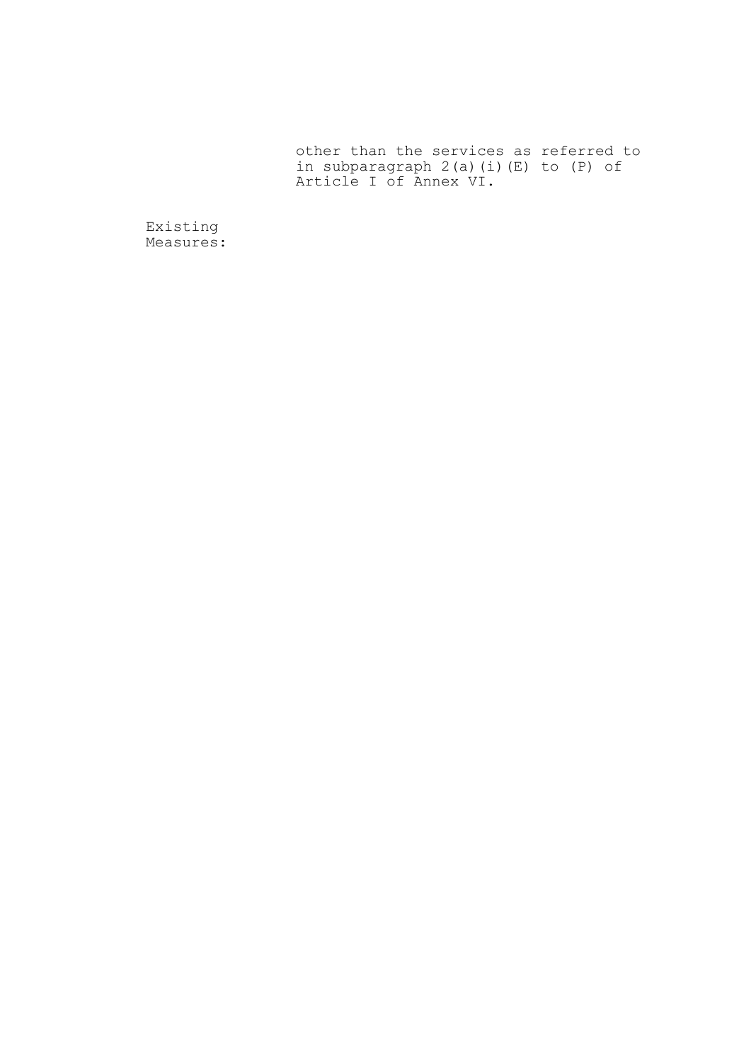other than the services as referred to in subparagraph 2(a)(i)(E) to (P) of Article I of Annex VI.

Existing Measures: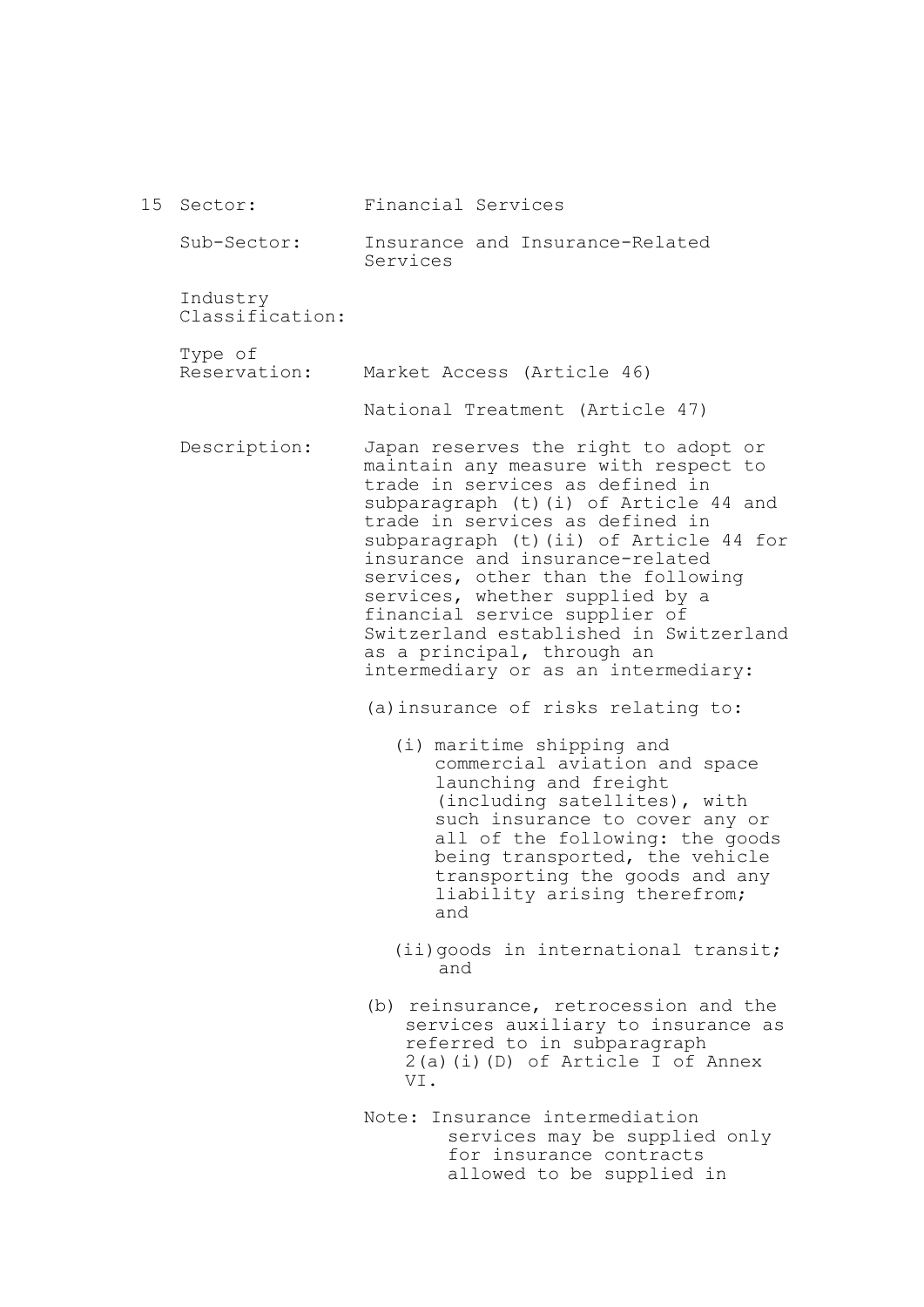15 Sector: Financial Services

Sub-Sector: Insurance and Insurance-Related Services

Industry Classification:

Type of Reservation: Market Access (Article 46)

National Treatment (Article 47)

Description: Japan reserves the right to adopt or maintain any measure with respect to trade in services as defined in subparagraph (t)(i) of Article 44 and trade in services as defined in subparagraph (t)(ii) of Article 44 for insurance and insurance-related services, other than the following services, whether supplied by a financial service supplier of Switzerland established in Switzerland as a principal, through an intermediary or as an intermediary:

(a) insurance of risks relating to:

(i) maritime shipping and commercial aviation and space launching and freight (including satellites), with such insurance to cover any or all of the following: the goods being transported, the vehicle transporting the goods and any liability arising therefrom; and

(ii) goods in international transit; and

(b) reinsurance, retrocession and the services auxiliary to insurance as referred to in subparagraph 2(a)(i)(D) of Article I of Annex VI.

Note: Insurance intermediation services may be supplied only for insurance contracts allowed to be supplied in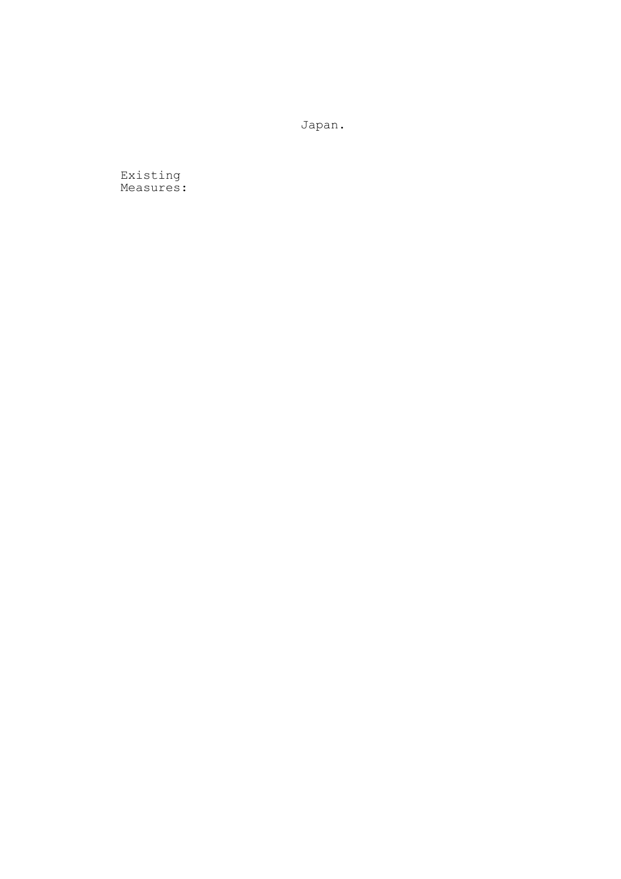Japan.

Existing Measures: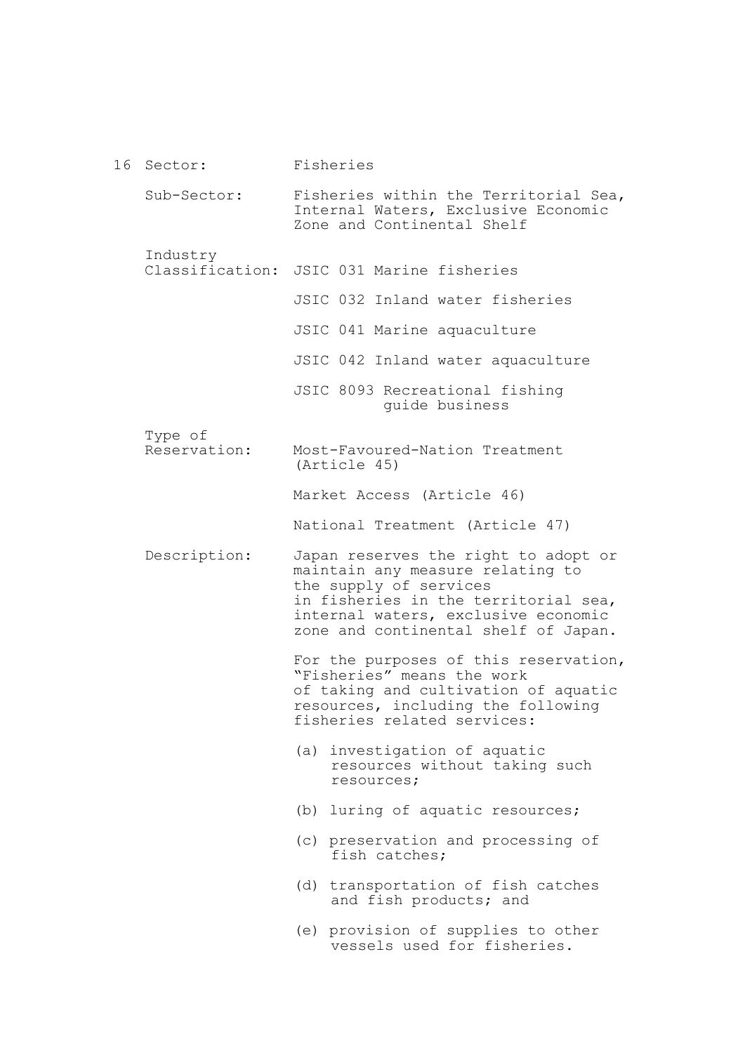16 Sector: Fisheries

Sub-Sector: Fisheries within the Territorial Sea, Internal Waters, Exclusive Economic Zone and Continental Shelf

Industry Classification: JSIC 031 Marine fisheries

JSIC 032 Inland water fisheries

JSIC 041 Marine aquaculture

JSIC 042 Inland water aquaculture

JSIC 8093 Recreational fishing guide business

Type of Reservation: Most-Favoured-Nation Treatment (Article 45)

Market Access (Article 46)

National Treatment (Article 47)

Description: Japan reserves the right to adopt or maintain any measure relating to the supply of services in fisheries in the territorial sea, internal waters, exclusive economic zone and continental shelf of Japan.

For the purposes of this reservation, "Fisheries" means the work of taking and cultivation of aquatic resources, including the following fisheries related services:

(a) investigation of aquatic resources without taking such resources;

(b) luring of aquatic resources;

(c) preservation and processing of fish catches;

(d) transportation of fish catches and fish products; and

(e) provision of supplies to other vessels used for fisheries.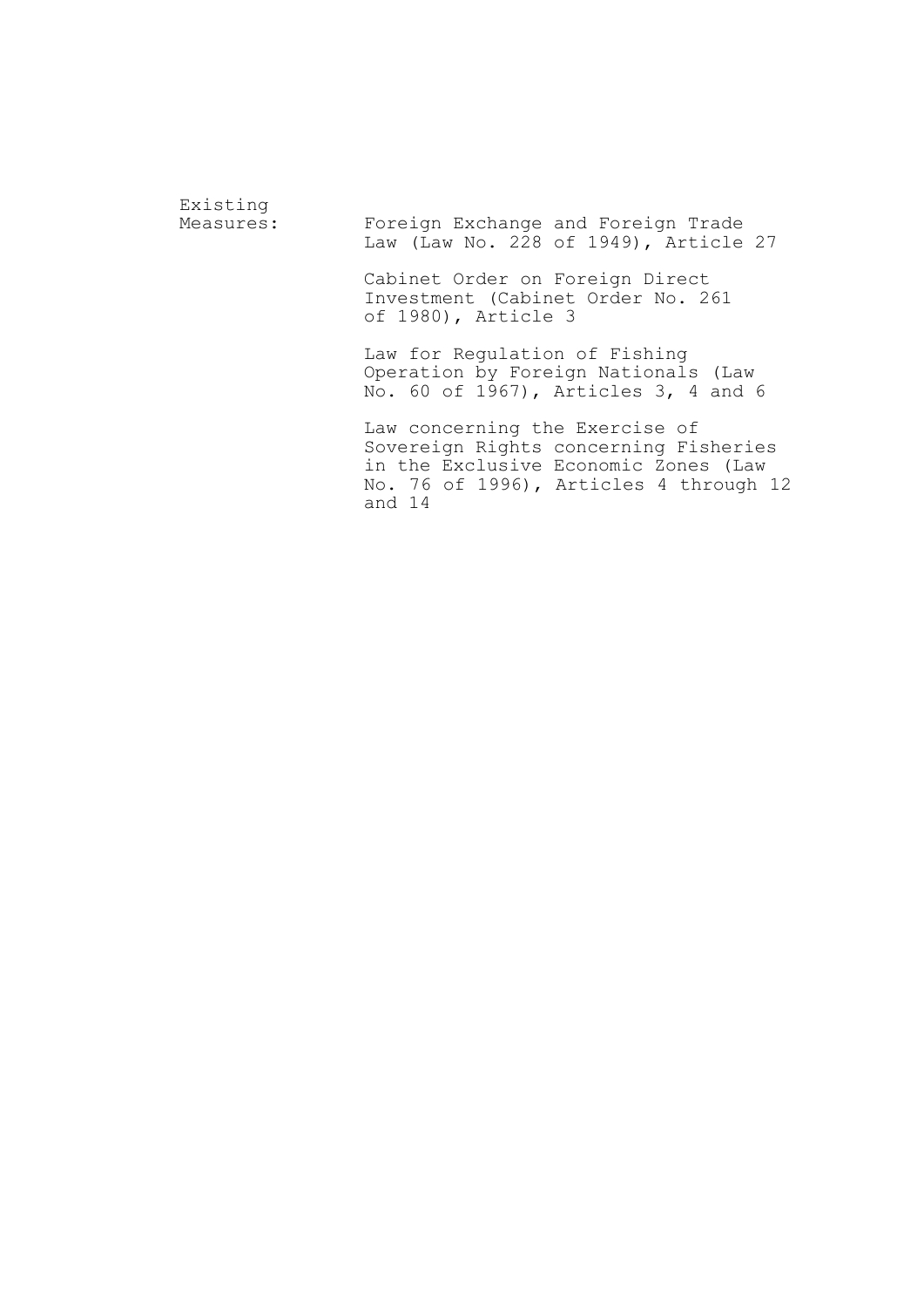| | |
|---|---|
| Existing Measures: | Foreign Exchange and Foreign Trade Law (Law No. 228 of 1949), Article 27 |
| | Cabinet Order on Foreign Direct Investment (Cabinet Order No. 261 of 1980), Article 3 |
| | Law for Regulation of Fishing Operation by Foreign Nationals (Law No. 60 of 1967), Articles 3, 4 and 6 |
| | Law concerning the Exercise of Sovereign Rights concerning Fisheries in the Exclusive Economic Zones (Law No. 76 of 1996), Articles 4 through 12 and 14 |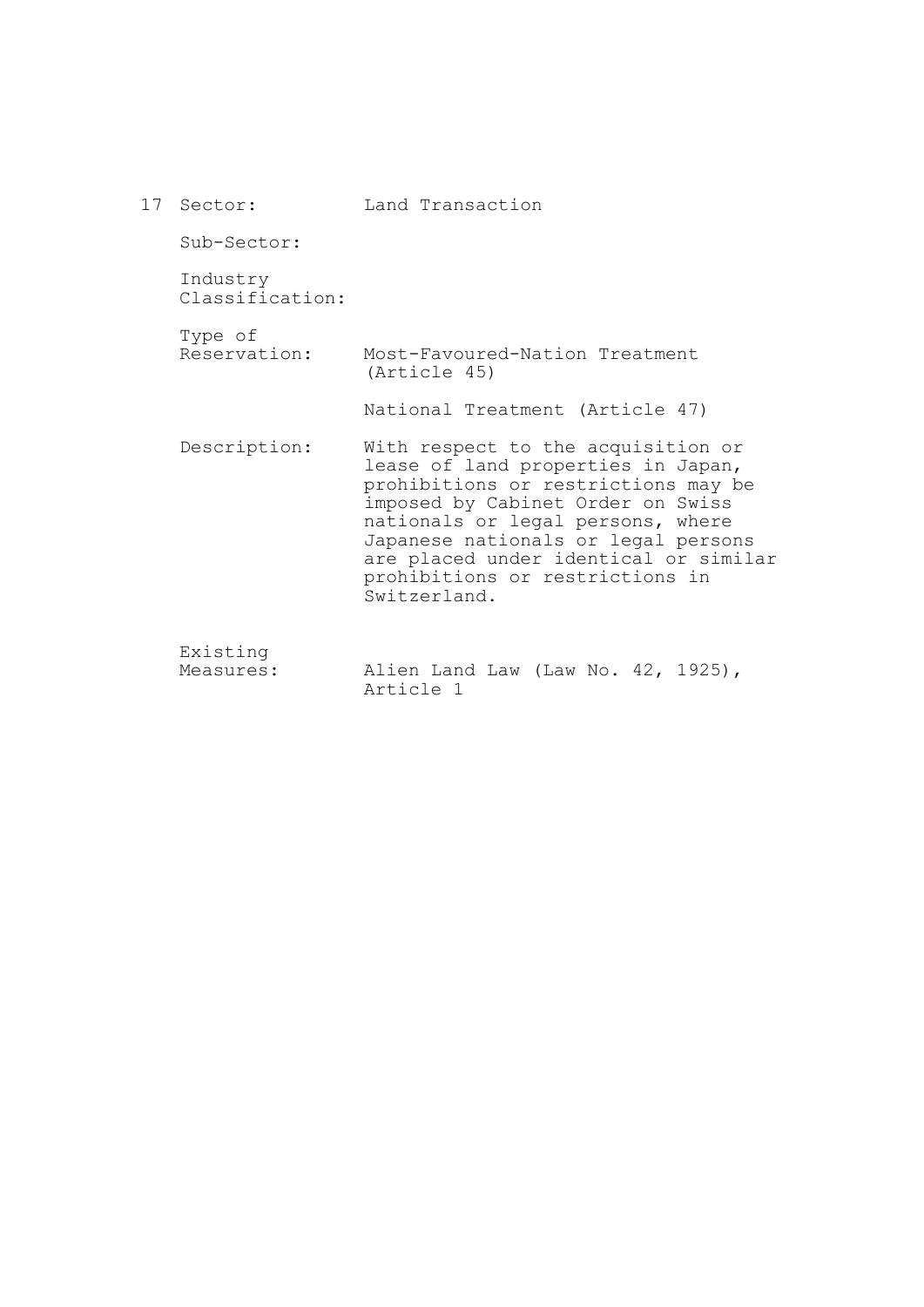| 17 | Sector: | Land Transaction |
|---|---|---|
| | Sub-Sector: | |
| | Industry Classification: | |
| | Type of Reservation: | Most-Favoured-Nation Treatment (Article 45)<br><br>National Treatment (Article 47) |
| | Description: | With respect to the acquisition or lease of land properties in Japan, prohibitions or restrictions may be imposed by Cabinet Order on Swiss nationals or legal persons, where Japanese nationals or legal persons are placed under identical or similar prohibitions or restrictions in Switzerland. |
| | Existing Measures: | Alien Land Law (Law No. 42, 1925), Article 1 |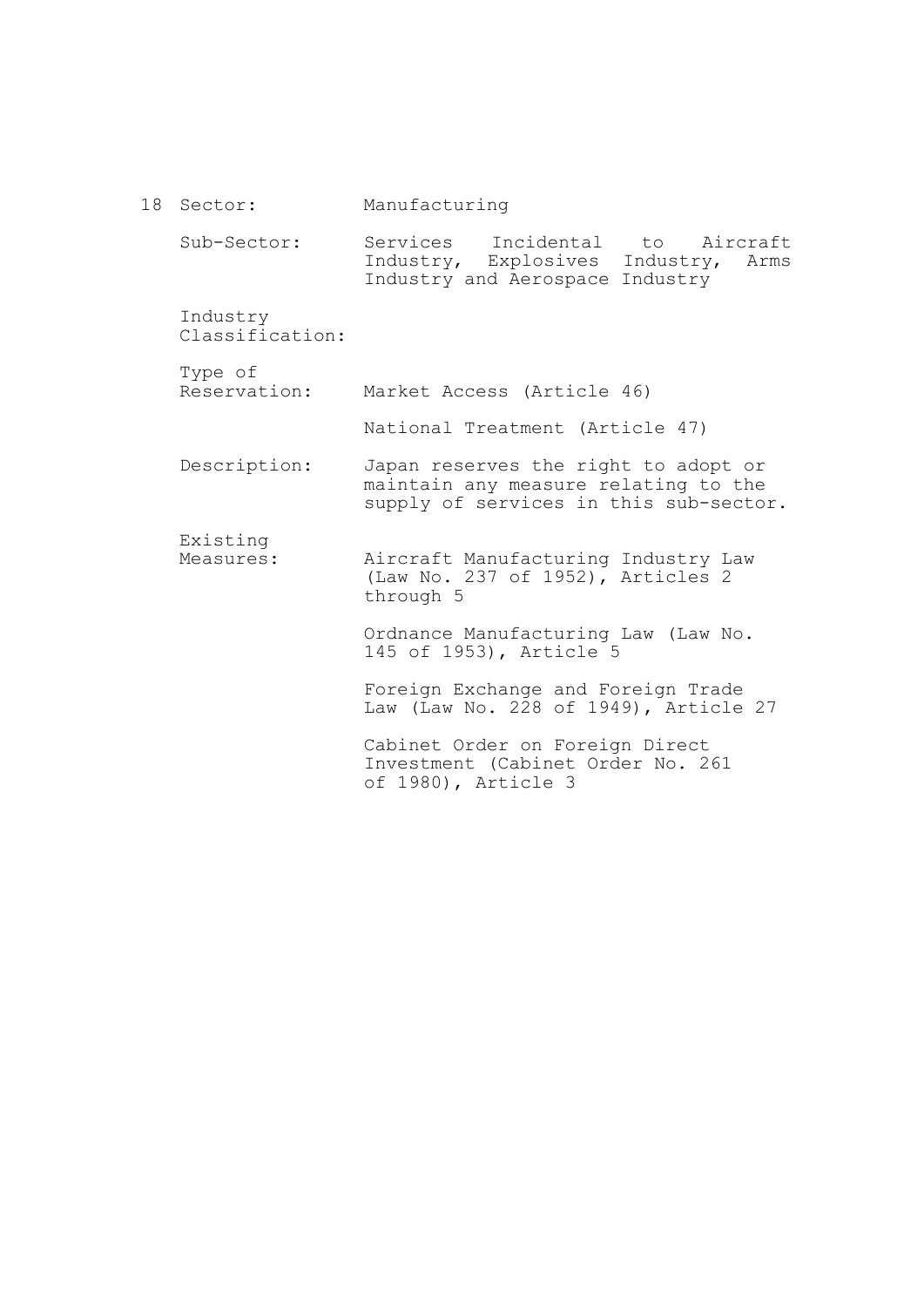18 Sector: Manufacturing

Sub-Sector: Services Incidental to Aircraft Industry, Explosives Industry, Arms Industry and Aerospace Industry

Industry Classification:

Type of Reservation: Market Access (Article 46)

National Treatment (Article 47)

Description: Japan reserves the right to adopt or maintain any measure relating to the supply of services in this sub-sector.

Existing Measures: Aircraft Manufacturing Industry Law (Law No. 237 of 1952), Articles 2 through 5

Ordnance Manufacturing Law (Law No. 145 of 1953), Article 5

Foreign Exchange and Foreign Trade Law (Law No. 228 of 1949), Article 27

Cabinet Order on Foreign Direct Investment (Cabinet Order No. 261 of 1980), Article 3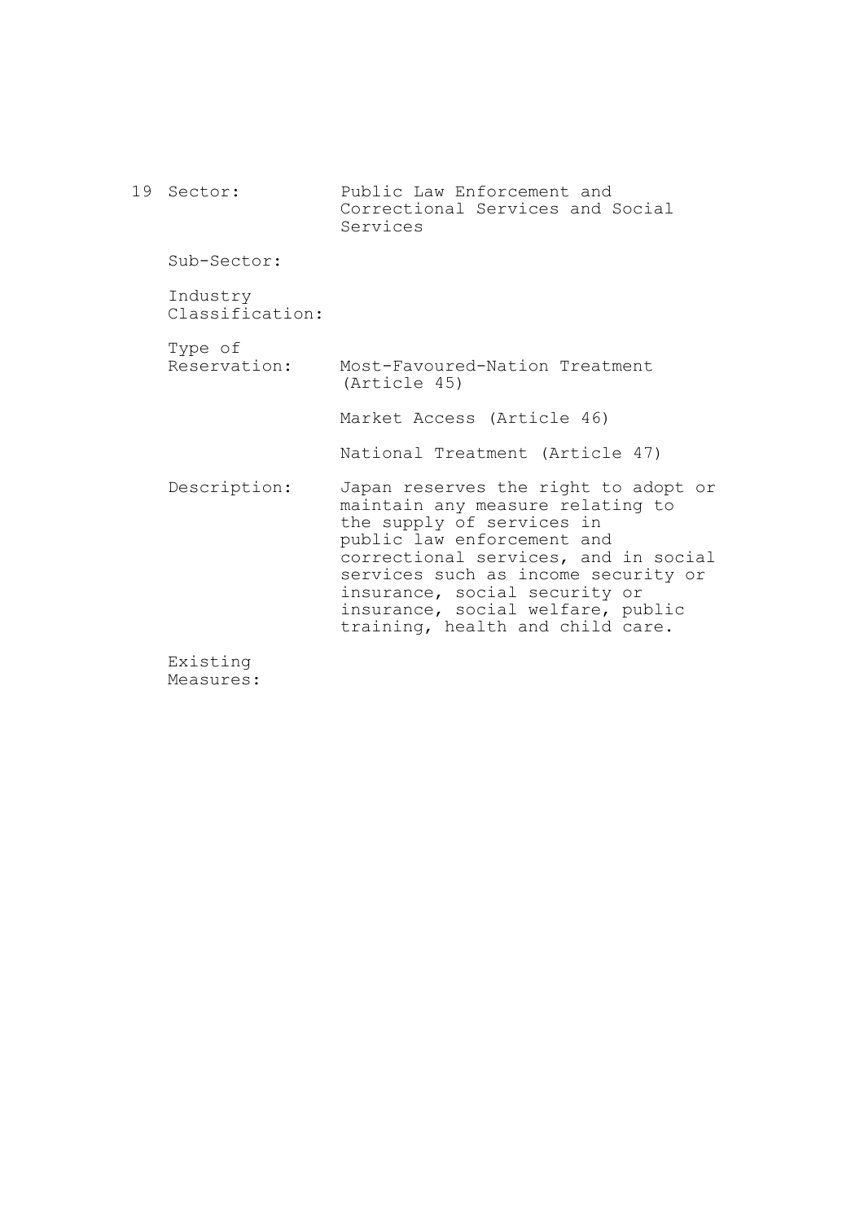19 Sector: Public Law Enforcement and Correctional Services and Social Services

Sub-Sector:

Industry Classification:

Type of Reservation: Most-Favoured-Nation Treatment (Article 45)

Market Access (Article 46)

National Treatment (Article 47)

Description: Japan reserves the right to adopt or maintain any measure relating to the supply of services in public law enforcement and correctional services, and in social services such as income security or insurance, social security or insurance, social welfare, public training, health and child care.

Existing Measures: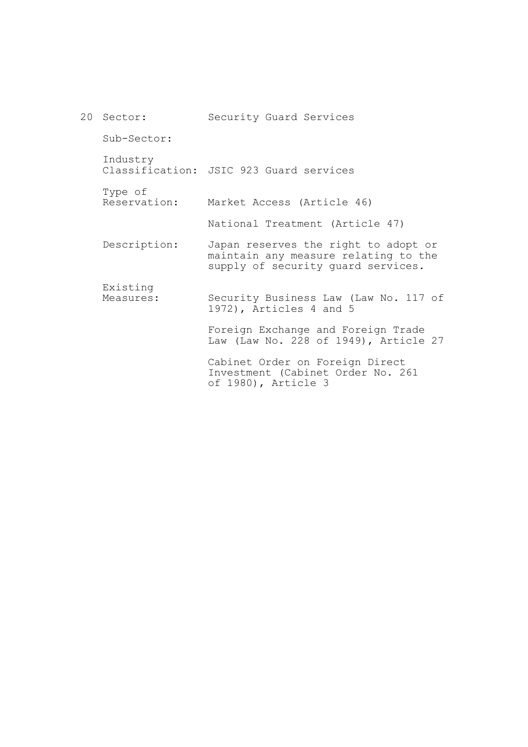20 Sector: Security Guard Services

Sub-Sector:

Industry Classification: JSIC 923 Guard services

Type of Reservation: Market Access (Article 46)

National Treatment (Article 47)

Description: Japan reserves the right to adopt or maintain any measure relating to the supply of security guard services.

Existing Measures: Security Business Law (Law No. 117 of 1972), Articles 4 and 5

Foreign Exchange and Foreign Trade Law (Law No. 228 of 1949), Article 27

Cabinet Order on Foreign Direct Investment (Cabinet Order No. 261 of 1980), Article 3